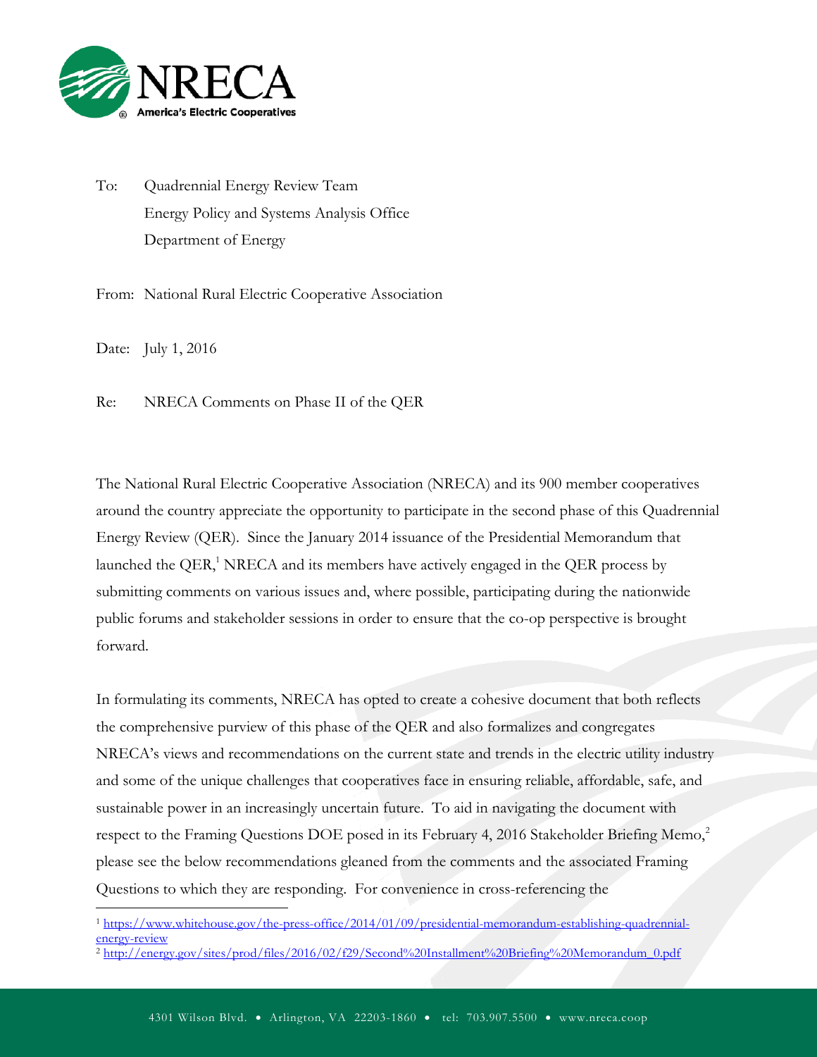NRECA

America's Electric Cooperatives

To: Quadrennial Energy Review Team
Energy Policy and Systems Analysis Office
Department of Energy

From: National Rural Electric Cooperative Association

Date: July 1, 2016

Re: NRECA Comments on Phase II of the QER

The National Rural Electric Cooperative Association (NRECA) and its 900 member cooperatives around the country appreciate the opportunity to participate in the second phase of this Quadrennial Energy Review (QER). Since the January 2014 issuance of the Presidential Memorandum that launched the QER,[1] NRECA and its members have actively engaged in the QER process by submitting comments on various issues and, where possible, participating during the nationwide public forums and stakeholder sessions in order to ensure that the co-op perspective is brought forward.

In formulating its comments, NRECA has opted to create a cohesive document that both reflects the comprehensive purview of this phase of the QER and also formalizes and congregates NRECA's views and recommendations on the current state and trends in the electric utility industry and some of the unique challenges that cooperatives face in ensuring reliable, affordable, safe, and sustainable power in an increasingly uncertain future. To aid in navigating the document with respect to the Framing Questions DOE posed in its February 4, 2016 Stakeholder Briefing Memo,[2] please see the below recommendations gleaned from the comments and the associated Framing Questions to which they are responding. For convenience in cross-referencing the

[1] https://www.whitehouse.gov/the-press-office/2014/01/09/presidential-memorandum-establishing-quadrennial-energy-review

[2] http://energy.gov/sites/prod/files/2016/02/f29/Second%20Installment%20Briefing%20Memorandum_0.pdf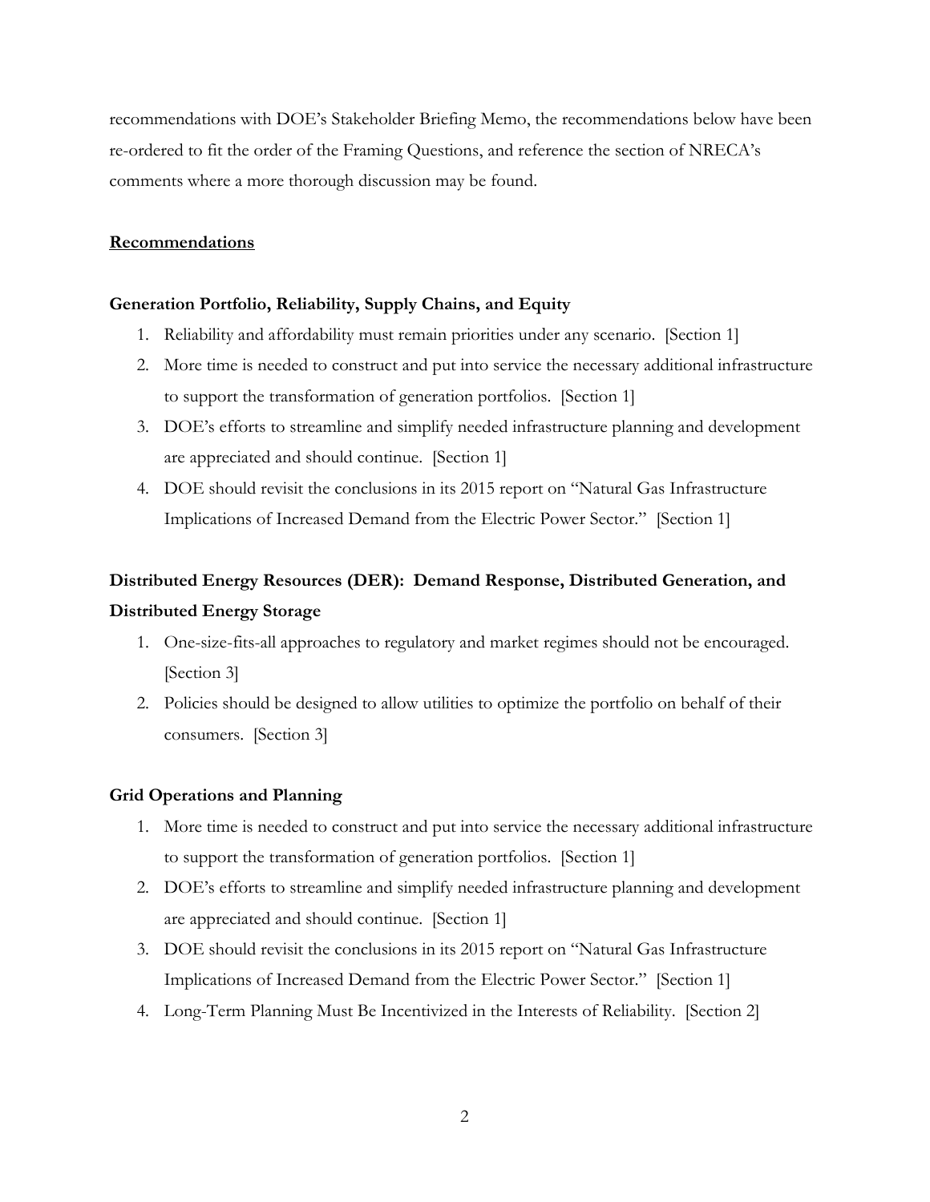recommendations with DOE's Stakeholder Briefing Memo, the recommendations below have been re-ordered to fit the order of the Framing Questions, and reference the section of NRECA's comments where a more thorough discussion may be found.

## Recommendations

### Generation Portfolio, Reliability, Supply Chains, and Equity

1. Reliability and affordability must remain priorities under any scenario. [Section 1]
2. More time is needed to construct and put into service the necessary additional infrastructure to support the transformation of generation portfolios. [Section 1]
3. DOE's efforts to streamline and simplify needed infrastructure planning and development are appreciated and should continue. [Section 1]
4. DOE should revisit the conclusions in its 2015 report on "Natural Gas Infrastructure Implications of Increased Demand from the Electric Power Sector." [Section 1]

### Distributed Energy Resources (DER): Demand Response, Distributed Generation, and Distributed Energy Storage

1. One-size-fits-all approaches to regulatory and market regimes should not be encouraged. [Section 3]
2. Policies should be designed to allow utilities to optimize the portfolio on behalf of their consumers. [Section 3]

### Grid Operations and Planning

1. More time is needed to construct and put into service the necessary additional infrastructure to support the transformation of generation portfolios. [Section 1]
2. DOE's efforts to streamline and simplify needed infrastructure planning and development are appreciated and should continue. [Section 1]
3. DOE should revisit the conclusions in its 2015 report on "Natural Gas Infrastructure Implications of Increased Demand from the Electric Power Sector." [Section 1]
4. Long-Term Planning Must Be Incentivized in the Interests of Reliability. [Section 2]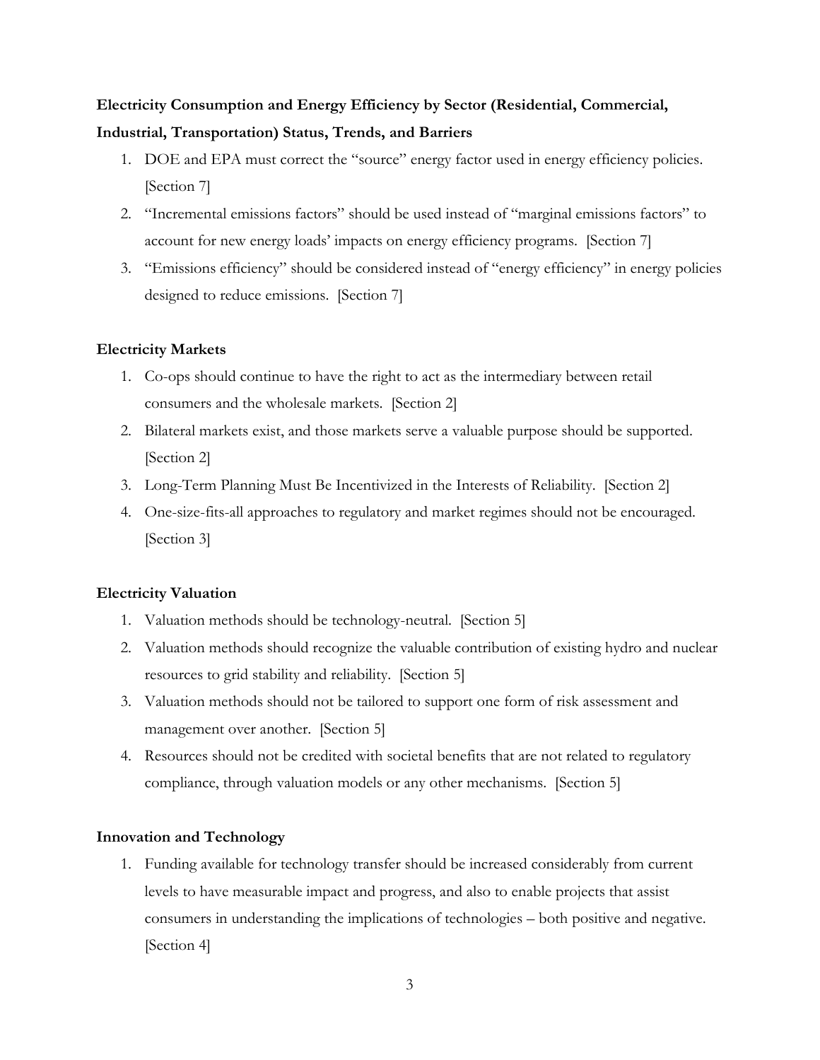**Electricity Consumption and Energy Efficiency by Sector (Residential, Commercial, Industrial, Transportation) Status, Trends, and Barriers**

1. DOE and EPA must correct the "source" energy factor used in energy efficiency policies. [Section 7]
2. "Incremental emissions factors" should be used instead of "marginal emissions factors" to account for new energy loads' impacts on energy efficiency programs. [Section 7]
3. "Emissions efficiency" should be considered instead of "energy efficiency" in energy policies designed to reduce emissions. [Section 7]

**Electricity Markets**

1. Co-ops should continue to have the right to act as the intermediary between retail consumers and the wholesale markets. [Section 2]
2. Bilateral markets exist, and those markets serve a valuable purpose should be supported. [Section 2]
3. Long-Term Planning Must Be Incentivized in the Interests of Reliability. [Section 2]
4. One-size-fits-all approaches to regulatory and market regimes should not be encouraged. [Section 3]

**Electricity Valuation**

1. Valuation methods should be technology-neutral. [Section 5]
2. Valuation methods should recognize the valuable contribution of existing hydro and nuclear resources to grid stability and reliability. [Section 5]
3. Valuation methods should not be tailored to support one form of risk assessment and management over another. [Section 5]
4. Resources should not be credited with societal benefits that are not related to regulatory compliance, through valuation models or any other mechanisms. [Section 5]

**Innovation and Technology**

1. Funding available for technology transfer should be increased considerably from current levels to have measurable impact and progress, and also to enable projects that assist consumers in understanding the implications of technologies – both positive and negative. [Section 4]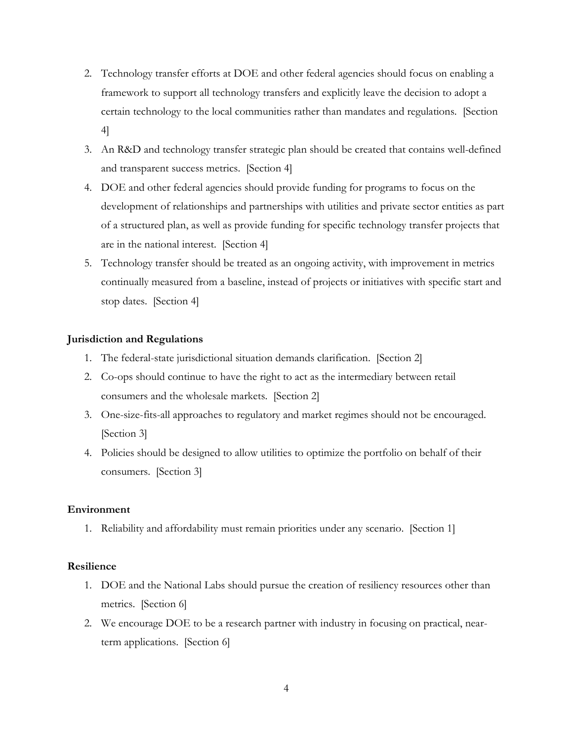2. Technology transfer efforts at DOE and other federal agencies should focus on enabling a framework to support all technology transfers and explicitly leave the decision to adopt a certain technology to the local communities rather than mandates and regulations. [Section 4]
3. An R&D and technology transfer strategic plan should be created that contains well-defined and transparent success metrics. [Section 4]
4. DOE and other federal agencies should provide funding for programs to focus on the development of relationships and partnerships with utilities and private sector entities as part of a structured plan, as well as provide funding for specific technology transfer projects that are in the national interest. [Section 4]
5. Technology transfer should be treated as an ongoing activity, with improvement in metrics continually measured from a baseline, instead of projects or initiatives with specific start and stop dates. [Section 4]

**Jurisdiction and Regulations**

1. The federal-state jurisdictional situation demands clarification. [Section 2]
2. Co-ops should continue to have the right to act as the intermediary between retail consumers and the wholesale markets. [Section 2]
3. One-size-fits-all approaches to regulatory and market regimes should not be encouraged. [Section 3]
4. Policies should be designed to allow utilities to optimize the portfolio on behalf of their consumers. [Section 3]

**Environment**

1. Reliability and affordability must remain priorities under any scenario. [Section 1]

**Resilience**

1. DOE and the National Labs should pursue the creation of resiliency resources other than metrics. [Section 6]
2. We encourage DOE to be a research partner with industry in focusing on practical, near-term applications. [Section 6]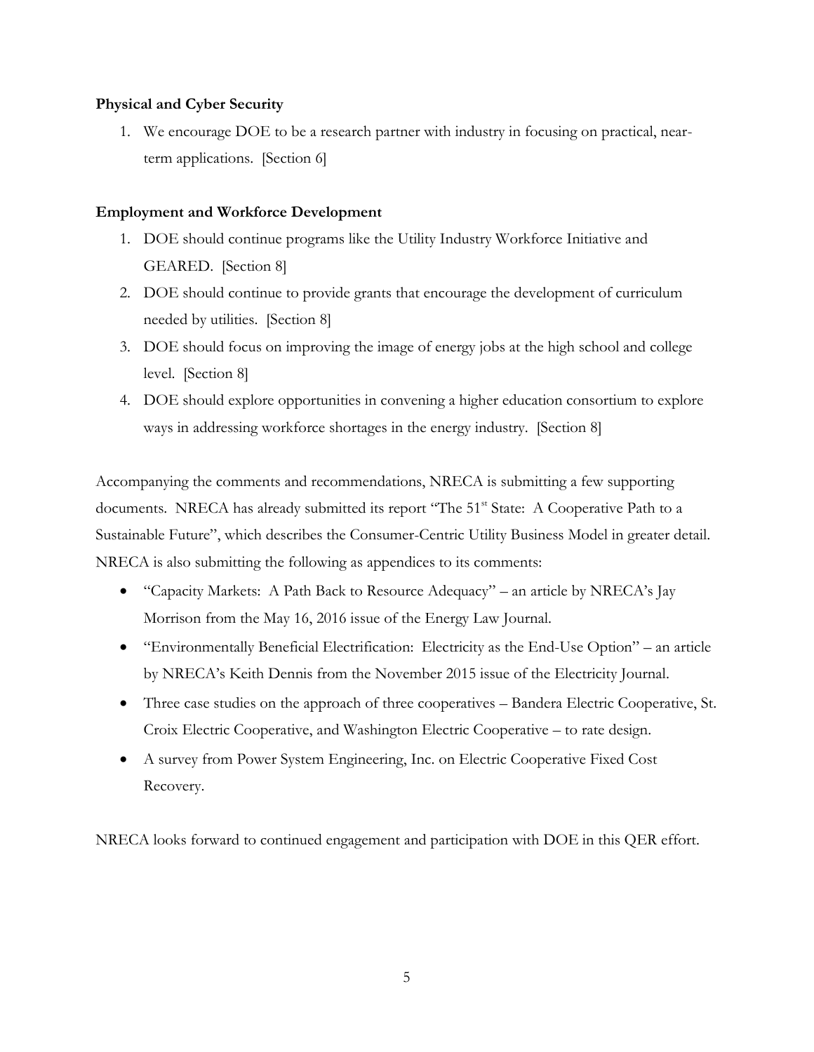**Physical and Cyber Security**

1. We encourage DOE to be a research partner with industry in focusing on practical, near-term applications. [Section 6]

**Employment and Workforce Development**

1. DOE should continue programs like the Utility Industry Workforce Initiative and GEARED. [Section 8]
2. DOE should continue to provide grants that encourage the development of curriculum needed by utilities. [Section 8]
3. DOE should focus on improving the image of energy jobs at the high school and college level. [Section 8]
4. DOE should explore opportunities in convening a higher education consortium to explore ways in addressing workforce shortages in the energy industry. [Section 8]

Accompanying the comments and recommendations, NRECA is submitting a few supporting documents. NRECA has already submitted its report "The 51st State: A Cooperative Path to a Sustainable Future", which describes the Consumer-Centric Utility Business Model in greater detail. NRECA is also submitting the following as appendices to its comments:

- "Capacity Markets: A Path Back to Resource Adequacy" – an article by NRECA's Jay Morrison from the May 16, 2016 issue of the Energy Law Journal.
- "Environmentally Beneficial Electrification: Electricity as the End-Use Option" – an article by NRECA's Keith Dennis from the November 2015 issue of the Electricity Journal.
- Three case studies on the approach of three cooperatives – Bandera Electric Cooperative, St. Croix Electric Cooperative, and Washington Electric Cooperative – to rate design.
- A survey from Power System Engineering, Inc. on Electric Cooperative Fixed Cost Recovery.

NRECA looks forward to continued engagement and participation with DOE in this QER effort.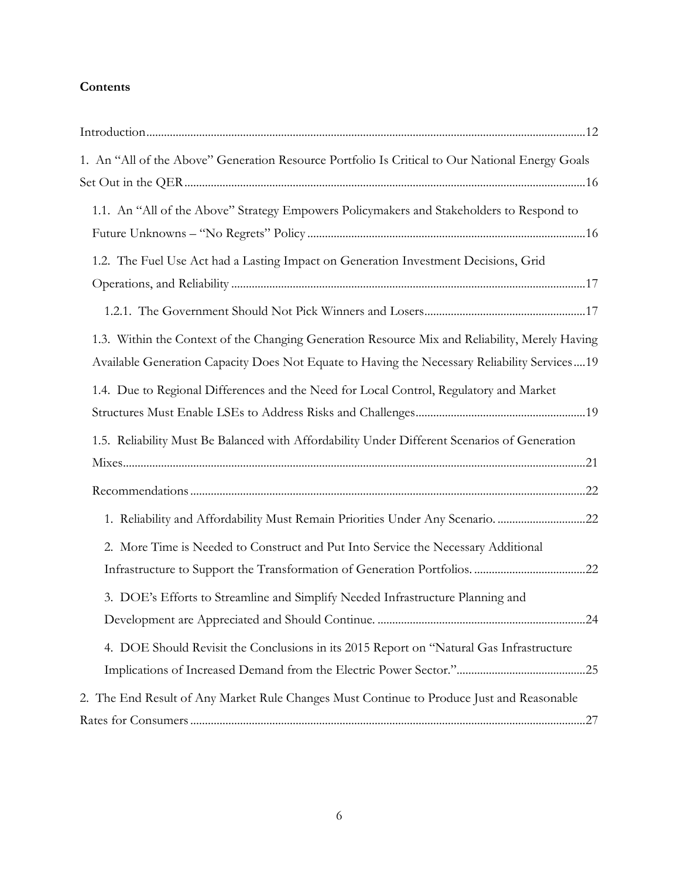**Contents**

Introduction ..... 12

1. An "All of the Above" Generation Resource Portfolio Is Critical to Our National Energy Goals Set Out in the QER ..... 16

    1.1. An "All of the Above" Strategy Empowers Policymakers and Stakeholders to Respond to Future Unknowns – "No Regrets" Policy ..... 16

    1.2. The Fuel Use Act had a Lasting Impact on Generation Investment Decisions, Grid Operations, and Reliability ..... 17

        1.2.1. The Government Should Not Pick Winners and Losers ..... 17

    1.3. Within the Context of the Changing Generation Resource Mix and Reliability, Merely Having Available Generation Capacity Does Not Equate to Having the Necessary Reliability Services ..... 19

    1.4. Due to Regional Differences and the Need for Local Control, Regulatory and Market Structures Must Enable LSEs to Address Risks and Challenges ..... 19

    1.5. Reliability Must Be Balanced with Affordability Under Different Scenarios of Generation Mixes ..... 21

    Recommendations ..... 22

        1. Reliability and Affordability Must Remain Priorities Under Any Scenario. ..... 22

        2. More Time is Needed to Construct and Put Into Service the Necessary Additional Infrastructure to Support the Transformation of Generation Portfolios. ..... 22

        3. DOE's Efforts to Streamline and Simplify Needed Infrastructure Planning and Development are Appreciated and Should Continue. ..... 24

        4. DOE Should Revisit the Conclusions in its 2015 Report on "Natural Gas Infrastructure Implications of Increased Demand from the Electric Power Sector." ..... 25

2. The End Result of Any Market Rule Changes Must Continue to Produce Just and Reasonable Rates for Consumers ..... 27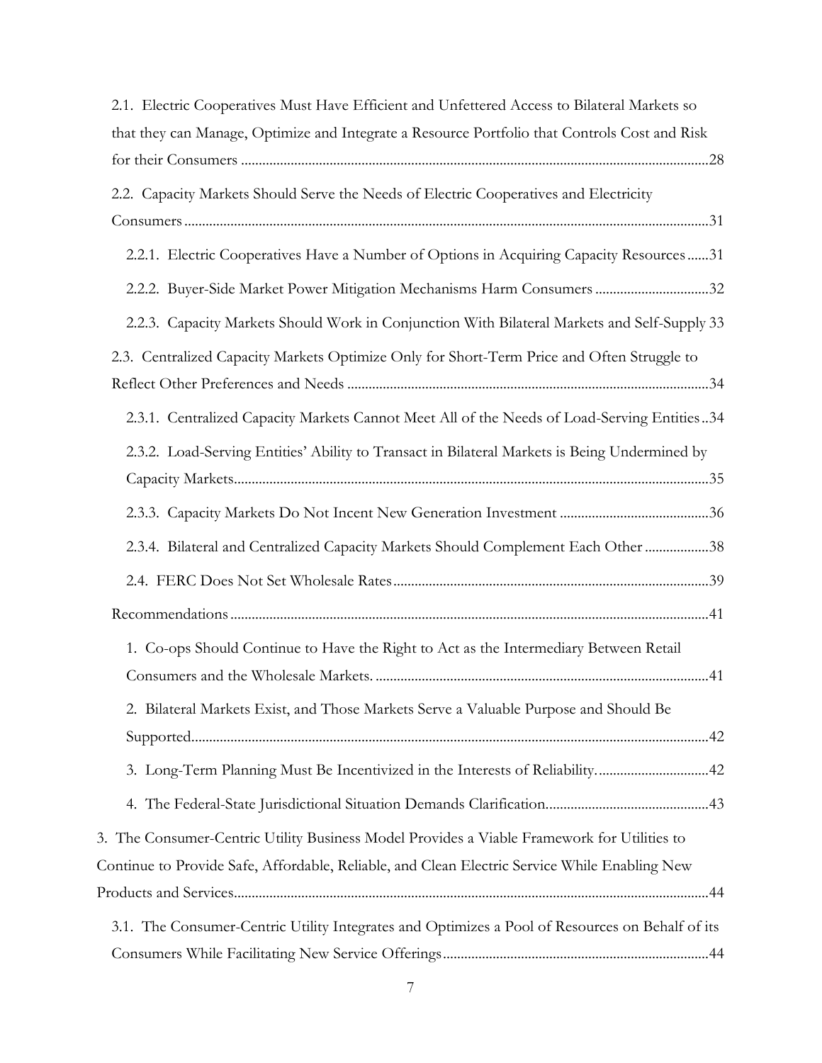2.1. Electric Cooperatives Must Have Efficient and Unfettered Access to Bilateral Markets so that they can Manage, Optimize and Integrate a Resource Portfolio that Controls Cost and Risk for their Consumers ....28

2.2. Capacity Markets Should Serve the Needs of Electric Cooperatives and Electricity Consumers ....31

2.2.1. Electric Cooperatives Have a Number of Options in Acquiring Capacity Resources ....31

2.2.2. Buyer-Side Market Power Mitigation Mechanisms Harm Consumers ....32

2.2.3. Capacity Markets Should Work in Conjunction With Bilateral Markets and Self-Supply 33

2.3. Centralized Capacity Markets Optimize Only for Short-Term Price and Often Struggle to Reflect Other Preferences and Needs ....34

2.3.1. Centralized Capacity Markets Cannot Meet All of the Needs of Load-Serving Entities ..34

2.3.2. Load-Serving Entities' Ability to Transact in Bilateral Markets is Being Undermined by Capacity Markets....35

2.3.3. Capacity Markets Do Not Incent New Generation Investment ....36

2.3.4. Bilateral and Centralized Capacity Markets Should Complement Each Other ....38

2.4. FERC Does Not Set Wholesale Rates....39

Recommendations....41

1. Co-ops Should Continue to Have the Right to Act as the Intermediary Between Retail Consumers and the Wholesale Markets. ....41

2. Bilateral Markets Exist, and Those Markets Serve a Valuable Purpose and Should Be Supported....42

3. Long-Term Planning Must Be Incentivized in the Interests of Reliability. ....42

4. The Federal-State Jurisdictional Situation Demands Clarification....43

3. The Consumer-Centric Utility Business Model Provides a Viable Framework for Utilities to Continue to Provide Safe, Affordable, Reliable, and Clean Electric Service While Enabling New Products and Services....44

3.1. The Consumer-Centric Utility Integrates and Optimizes a Pool of Resources on Behalf of its Consumers While Facilitating New Service Offerings....44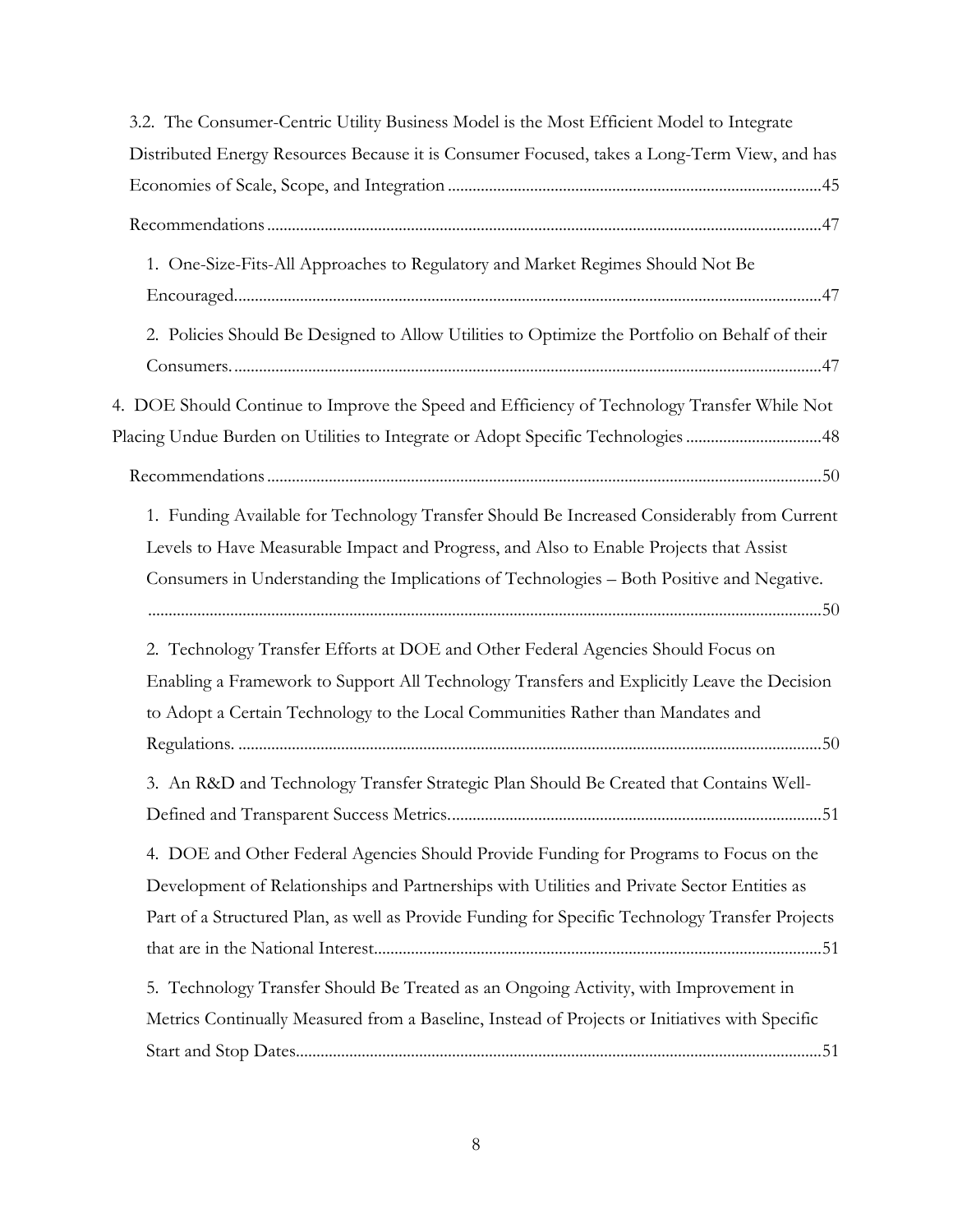3.2. The Consumer-Centric Utility Business Model is the Most Efficient Model to Integrate Distributed Energy Resources Because it is Consumer Focused, takes a Long-Term View, and has Economies of Scale, Scope, and Integration ....................................................................................... 45

Recommendations ........................................................................................................................ 47

1. One-Size-Fits-All Approaches to Regulatory and Market Regimes Should Not Be Encouraged............................................................................................................................... 47

2. Policies Should Be Designed to Allow Utilities to Optimize the Portfolio on Behalf of their Consumers. ............................................................................................................................. 47

4. DOE Should Continue to Improve the Speed and Efficiency of Technology Transfer While Not Placing Undue Burden on Utilities to Integrate or Adopt Specific Technologies ................................ 48

Recommendations ........................................................................................................................ 50

1. Funding Available for Technology Transfer Should Be Increased Considerably from Current Levels to Have Measurable Impact and Progress, and Also to Enable Projects that Assist Consumers in Understanding the Implications of Technologies – Both Positive and Negative. ................................................................................................................................................ 50

2. Technology Transfer Efforts at DOE and Other Federal Agencies Should Focus on Enabling a Framework to Support All Technology Transfers and Explicitly Leave the Decision to Adopt a Certain Technology to the Local Communities Rather than Mandates and Regulations. ............................................................................................................................ 50

3. An R&D and Technology Transfer Strategic Plan Should Be Created that Contains Well-Defined and Transparent Success Metrics......................................................................................... 51

4. DOE and Other Federal Agencies Should Provide Funding for Programs to Focus on the Development of Relationships and Partnerships with Utilities and Private Sector Entities as Part of a Structured Plan, as well as Provide Funding for Specific Technology Transfer Projects that are in the National Interest............................................................................................ 51

5. Technology Transfer Should Be Treated as an Ongoing Activity, with Improvement in Metrics Continually Measured from a Baseline, Instead of Projects or Initiatives with Specific Start and Stop Dates.............................................................................................................. 51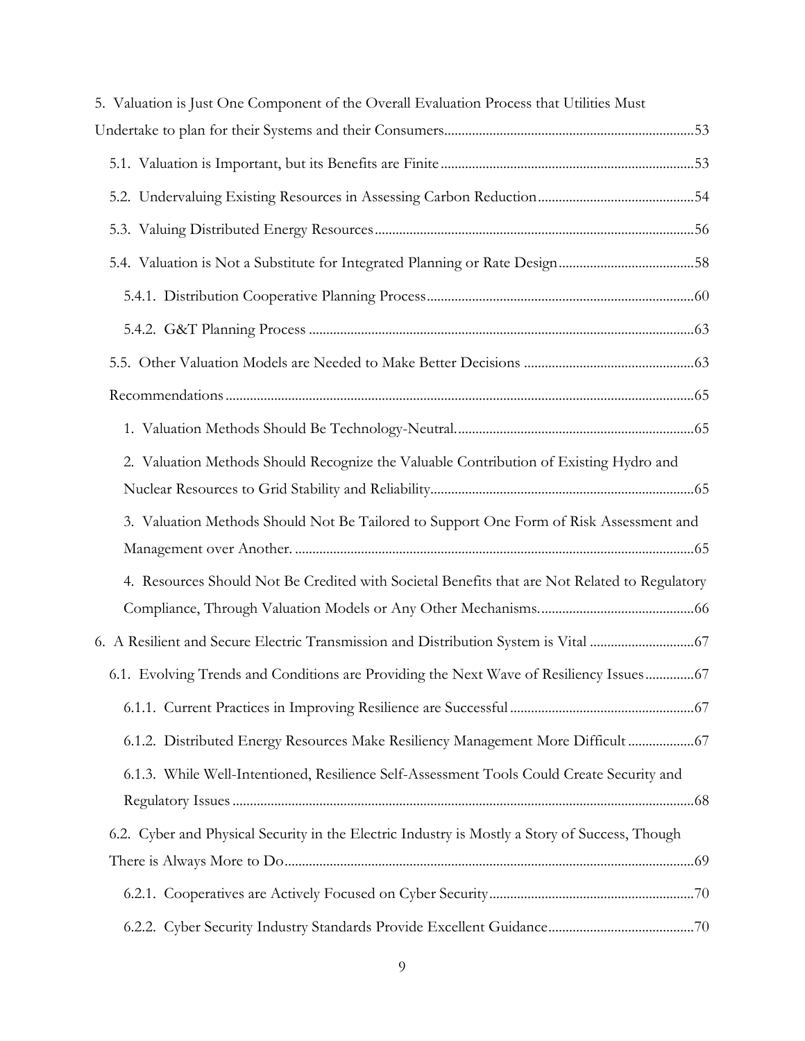5. Valuation is Just One Component of the Overall Evaluation Process that Utilities Must Undertake to plan for their Systems and their Consumers....................................................................53

- 5.1. Valuation is Important, but its Benefits are Finite....................................................................53
- 5.2. Undervaluing Existing Resources in Assessing Carbon Reduction............................................54
- 5.3. Valuing Distributed Energy Resources...........................................................................................56
- 5.4. Valuation is Not a Substitute for Integrated Planning or Rate Design.......................................58
  - 5.4.1. Distribution Cooperative Planning Process............................................................................60
  - 5.4.2. G&T Planning Process .............................................................................................................63
- 5.5. Other Valuation Models are Needed to Make Better Decisions ................................................63
- Recommendations.....................................................................................................................................65
  - 1. Valuation Methods Should Be Technology-Neutral....................................................................65
  - 2. Valuation Methods Should Recognize the Valuable Contribution of Existing Hydro and Nuclear Resources to Grid Stability and Reliability...........................................................................65
  - 3. Valuation Methods Should Not Be Tailored to Support One Form of Risk Assessment and Management over Another. .................................................................................................................65
  - 4. Resources Should Not Be Credited with Societal Benefits that are Not Related to Regulatory Compliance, Through Valuation Models or Any Other Mechanisms............................................66

6. A Resilient and Secure Electric Transmission and Distribution System is Vital .............................67

- 6.1. Evolving Trends and Conditions are Providing the Next Wave of Resiliency Issues.............67
  - 6.1.1. Current Practices in Improving Resilience are Successful....................................................67
  - 6.1.2. Distributed Energy Resources Make Resiliency Management More Difficult ..................67
  - 6.1.3. While Well-Intentioned, Resilience Self-Assessment Tools Could Create Security and Regulatory Issues ....................................................................................................................................68
- 6.2. Cyber and Physical Security in the Electric Industry is Mostly a Story of Success, Though There is Always More to Do....................................................................................................................69
  - 6.2.1. Cooperatives are Actively Focused on Cyber Security..........................................................70
  - 6.2.2. Cyber Security Industry Standards Provide Excellent Guidance..........................................70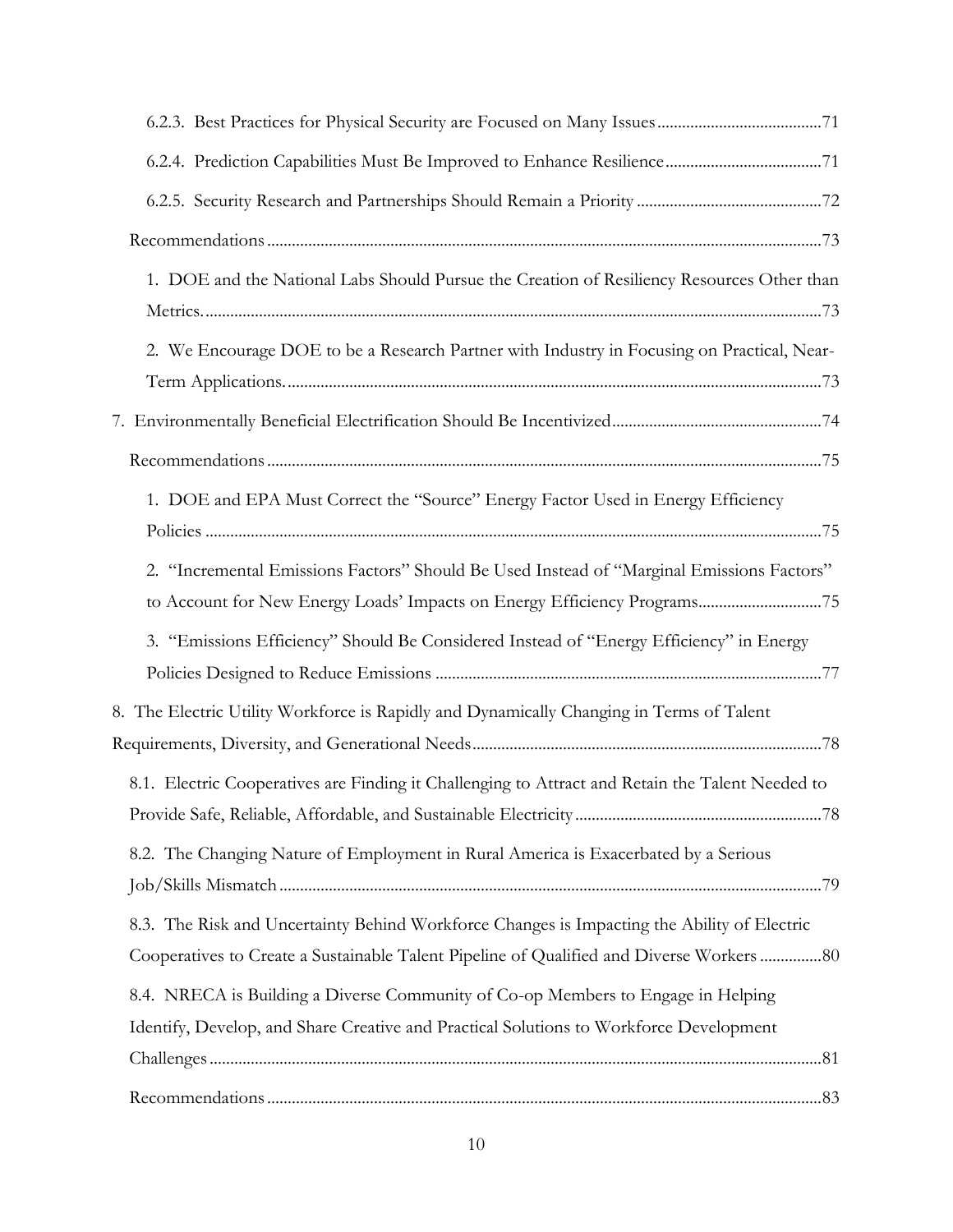6.2.3. Best Practices for Physical Security are Focused on Many Issues........................................71

6.2.4. Prediction Capabilities Must Be Improved to Enhance Resilience......................................71

6.2.5. Security Research and Partnerships Should Remain a Priority............................................72

Recommendations.....................................................................................................................73

1. DOE and the National Labs Should Pursue the Creation of Resiliency Resources Other than Metrics......................................................................................................................................73

2. We Encourage DOE to be a Research Partner with Industry in Focusing on Practical, Near-Term Applications.....................................................................................................................73

7. Environmentally Beneficial Electrification Should Be Incentivized...................................................74

Recommendations.....................................................................................................................75

1. DOE and EPA Must Correct the "Source" Energy Factor Used in Energy Efficiency Policies ....................................................................................................................................75

2. "Incremental Emissions Factors" Should Be Used Instead of "Marginal Emissions Factors" to Account for New Energy Loads' Impacts on Energy Efficiency Programs.............................75

3. "Emissions Efficiency" Should Be Considered Instead of "Energy Efficiency" in Energy Policies Designed to Reduce Emissions .............................................................................77

8. The Electric Utility Workforce is Rapidly and Dynamically Changing in Terms of Talent Requirements, Diversity, and Generational Needs....................................................................78

8.1. Electric Cooperatives are Finding it Challenging to Attract and Retain the Talent Needed to Provide Safe, Reliable, Affordable, and Sustainable Electricity...........................................................78

8.2. The Changing Nature of Employment in Rural America is Exacerbated by a Serious Job/Skills Mismatch..................................................................................................................79

8.3. The Risk and Uncertainty Behind Workforce Changes is Impacting the Ability of Electric Cooperatives to Create a Sustainable Talent Pipeline of Qualified and Diverse Workers ...............80

8.4. NRECA is Building a Diverse Community of Co-op Members to Engage in Helping Identify, Develop, and Share Creative and Practical Solutions to Workforce Development Challenges...................................................................................................................................81

Recommendations.....................................................................................................................83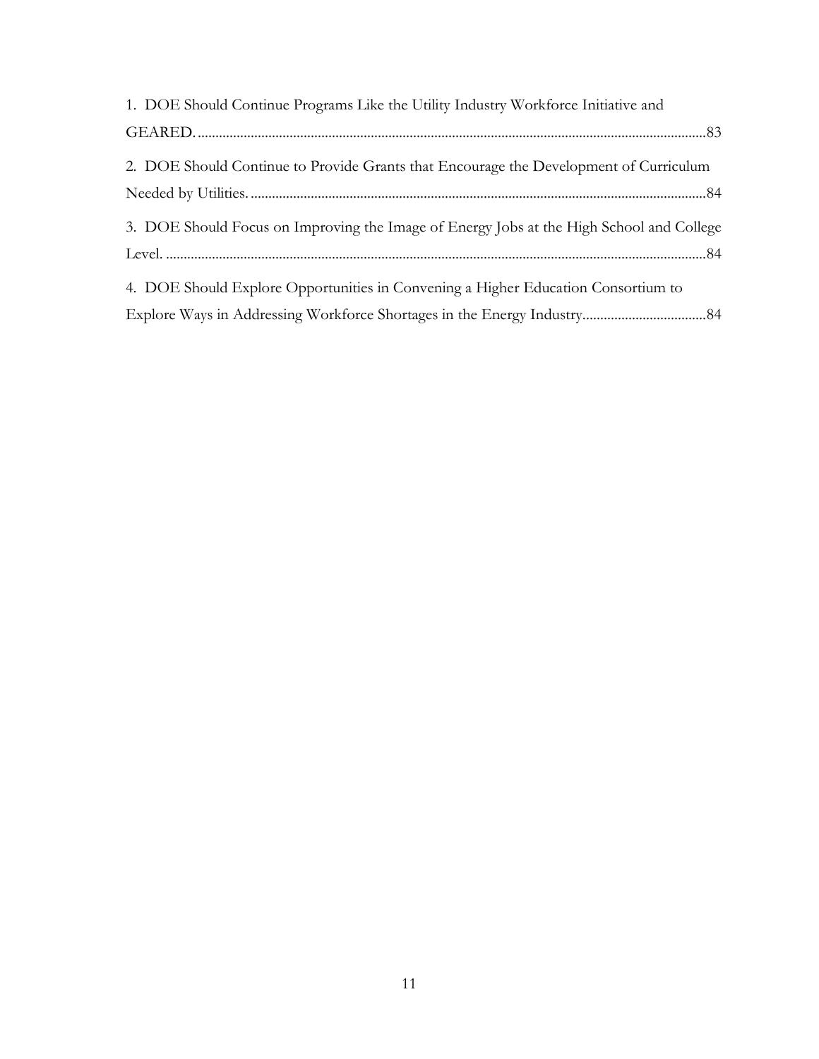1. DOE Should Continue Programs Like the Utility Industry Workforce Initiative and GEARED. .......................................................................................................................................83

2. DOE Should Continue to Provide Grants that Encourage the Development of Curriculum Needed by Utilities. .........................................................................................................................84

3. DOE Should Focus on Improving the Image of Energy Jobs at the High School and College Level. .......................................................................................................................................84

4. DOE Should Explore Opportunities in Convening a Higher Education Consortium to Explore Ways in Addressing Workforce Shortages in the Energy Industry....................................84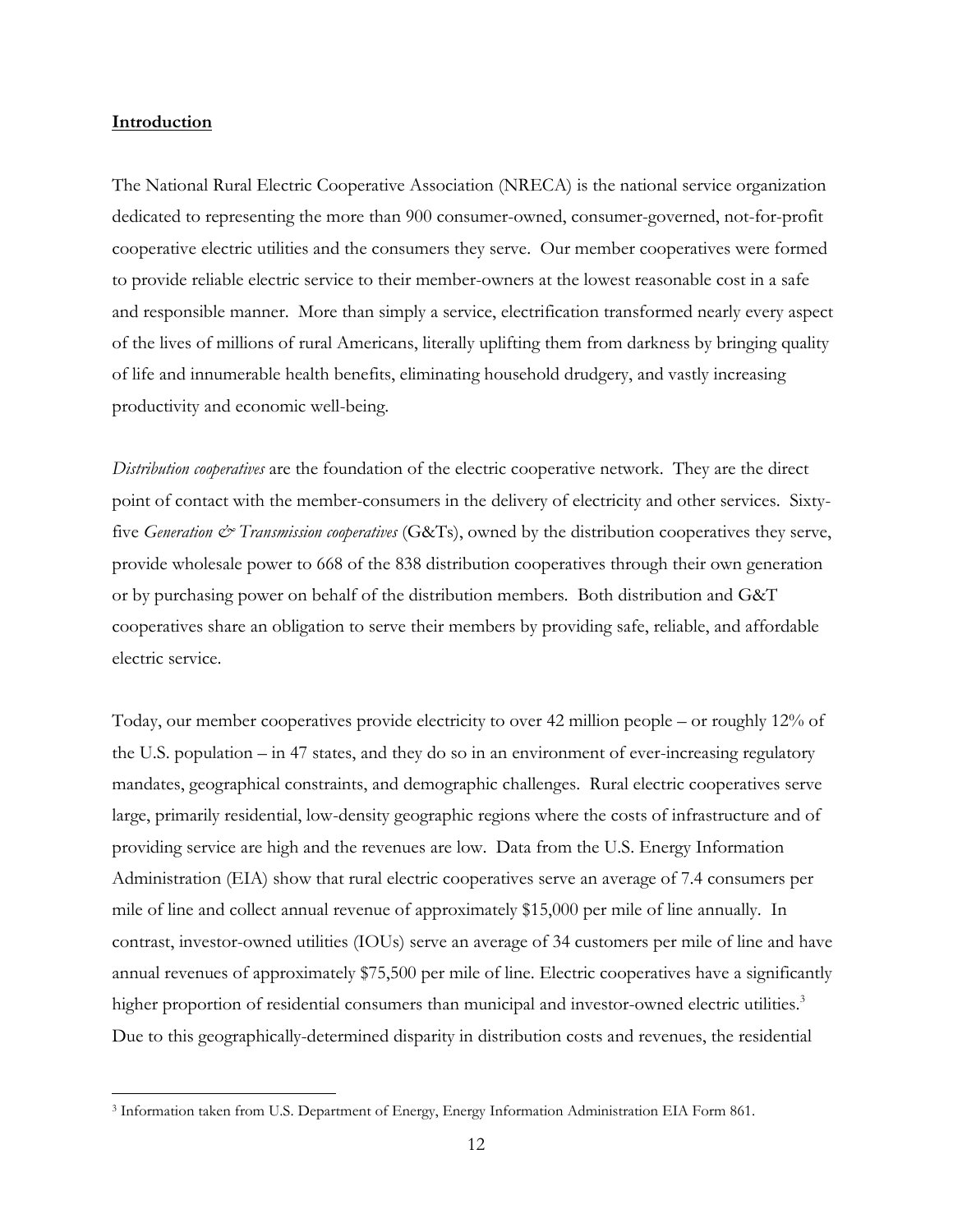## **Introduction**

The National Rural Electric Cooperative Association (NRECA) is the national service organization dedicated to representing the more than 900 consumer-owned, consumer-governed, not-for-profit cooperative electric utilities and the consumers they serve. Our member cooperatives were formed to provide reliable electric service to their member-owners at the lowest reasonable cost in a safe and responsible manner. More than simply a service, electrification transformed nearly every aspect of the lives of millions of rural Americans, literally uplifting them from darkness by bringing quality of life and innumerable health benefits, eliminating household drudgery, and vastly increasing productivity and economic well-being.

*Distribution cooperatives* are the foundation of the electric cooperative network. They are the direct point of contact with the member-consumers in the delivery of electricity and other services. Sixty-five *Generation & Transmission cooperatives* (G&Ts), owned by the distribution cooperatives they serve, provide wholesale power to 668 of the 838 distribution cooperatives through their own generation or by purchasing power on behalf of the distribution members. Both distribution and G&T cooperatives share an obligation to serve their members by providing safe, reliable, and affordable electric service.

Today, our member cooperatives provide electricity to over 42 million people – or roughly 12% of the U.S. population – in 47 states, and they do so in an environment of ever-increasing regulatory mandates, geographical constraints, and demographic challenges. Rural electric cooperatives serve large, primarily residential, low-density geographic regions where the costs of infrastructure and of providing service are high and the revenues are low. Data from the U.S. Energy Information Administration (EIA) show that rural electric cooperatives serve an average of 7.4 consumers per mile of line and collect annual revenue of approximately $15,000 per mile of line annually. In contrast, investor-owned utilities (IOUs) serve an average of 34 customers per mile of line and have annual revenues of approximately $75,500 per mile of line. Electric cooperatives have a significantly higher proportion of residential consumers than municipal and investor-owned electric utilities.[3] Due to this geographically-determined disparity in distribution costs and revenues, the residential

[3] Information taken from U.S. Department of Energy, Energy Information Administration EIA Form 861.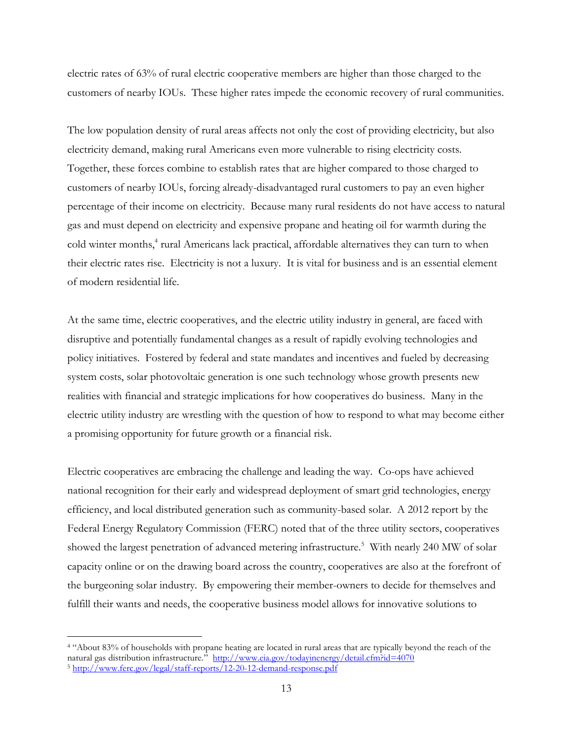electric rates of 63% of rural electric cooperative members are higher than those charged to the customers of nearby IOUs. These higher rates impede the economic recovery of rural communities.

The low population density of rural areas affects not only the cost of providing electricity, but also electricity demand, making rural Americans even more vulnerable to rising electricity costs. Together, these forces combine to establish rates that are higher compared to those charged to customers of nearby IOUs, forcing already-disadvantaged rural customers to pay an even higher percentage of their income on electricity. Because many rural residents do not have access to natural gas and must depend on electricity and expensive propane and heating oil for warmth during the cold winter months,[4] rural Americans lack practical, affordable alternatives they can turn to when their electric rates rise. Electricity is not a luxury. It is vital for business and is an essential element of modern residential life.

At the same time, electric cooperatives, and the electric utility industry in general, are faced with disruptive and potentially fundamental changes as a result of rapidly evolving technologies and policy initiatives. Fostered by federal and state mandates and incentives and fueled by decreasing system costs, solar photovoltaic generation is one such technology whose growth presents new realities with financial and strategic implications for how cooperatives do business. Many in the electric utility industry are wrestling with the question of how to respond to what may become either a promising opportunity for future growth or a financial risk.

Electric cooperatives are embracing the challenge and leading the way. Co-ops have achieved national recognition for their early and widespread deployment of smart grid technologies, energy efficiency, and local distributed generation such as community-based solar. A 2012 report by the Federal Energy Regulatory Commission (FERC) noted that of the three utility sectors, cooperatives showed the largest penetration of advanced metering infrastructure.[5] With nearly 240 MW of solar capacity online or on the drawing board across the country, cooperatives are also at the forefront of the burgeoning solar industry. By empowering their member-owners to decide for themselves and fulfill their wants and needs, the cooperative business model allows for innovative solutions to

---

[4] "About 83% of households with propane heating are located in rural areas that are typically beyond the reach of the natural gas distribution infrastructure." http://www.eia.gov/todayinenergy/detail.cfm?id=4070

[5] http://www.ferc.gov/legal/staff-reports/12-20-12-demand-response.pdf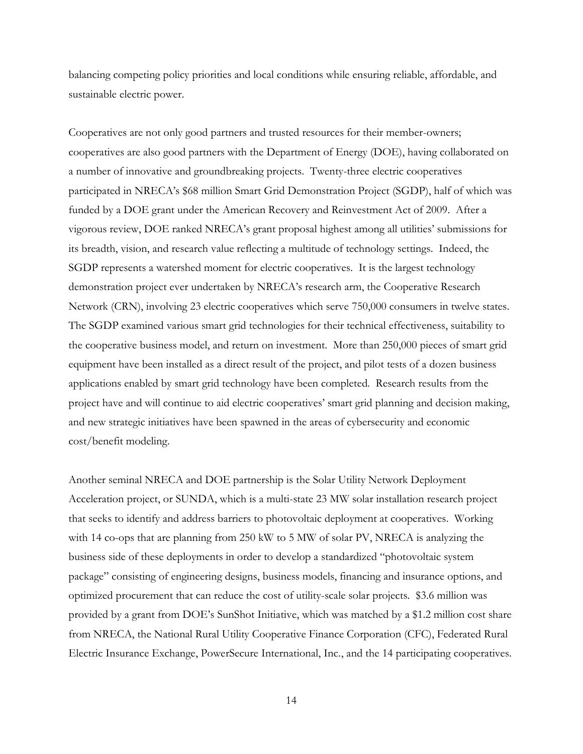balancing competing policy priorities and local conditions while ensuring reliable, affordable, and sustainable electric power.

Cooperatives are not only good partners and trusted resources for their member-owners; cooperatives are also good partners with the Department of Energy (DOE), having collaborated on a number of innovative and groundbreaking projects. Twenty-three electric cooperatives participated in NRECA's $68 million Smart Grid Demonstration Project (SGDP), half of which was funded by a DOE grant under the American Recovery and Reinvestment Act of 2009. After a vigorous review, DOE ranked NRECA's grant proposal highest among all utilities' submissions for its breadth, vision, and research value reflecting a multitude of technology settings. Indeed, the SGDP represents a watershed moment for electric cooperatives. It is the largest technology demonstration project ever undertaken by NRECA's research arm, the Cooperative Research Network (CRN), involving 23 electric cooperatives which serve 750,000 consumers in twelve states. The SGDP examined various smart grid technologies for their technical effectiveness, suitability to the cooperative business model, and return on investment. More than 250,000 pieces of smart grid equipment have been installed as a direct result of the project, and pilot tests of a dozen business applications enabled by smart grid technology have been completed. Research results from the project have and will continue to aid electric cooperatives' smart grid planning and decision making, and new strategic initiatives have been spawned in the areas of cybersecurity and economic cost/benefit modeling.

Another seminal NRECA and DOE partnership is the Solar Utility Network Deployment Acceleration project, or SUNDA, which is a multi-state 23 MW solar installation research project that seeks to identify and address barriers to photovoltaic deployment at cooperatives. Working with 14 co-ops that are planning from 250 kW to 5 MW of solar PV, NRECA is analyzing the business side of these deployments in order to develop a standardized "photovoltaic system package" consisting of engineering designs, business models, financing and insurance options, and optimized procurement that can reduce the cost of utility-scale solar projects. $3.6 million was provided by a grant from DOE's SunShot Initiative, which was matched by a $1.2 million cost share from NRECA, the National Rural Utility Cooperative Finance Corporation (CFC), Federated Rural Electric Insurance Exchange, PowerSecure International, Inc., and the 14 participating cooperatives.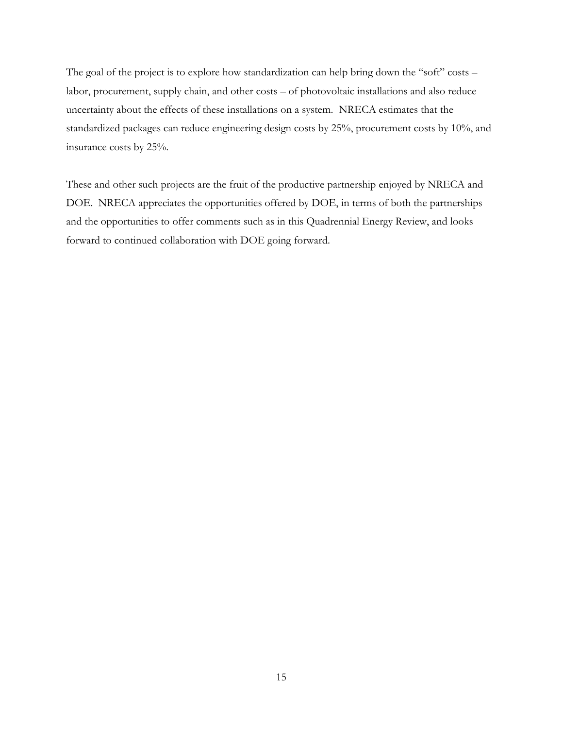The goal of the project is to explore how standardization can help bring down the "soft" costs – labor, procurement, supply chain, and other costs – of photovoltaic installations and also reduce uncertainty about the effects of these installations on a system. NRECA estimates that the standardized packages can reduce engineering design costs by 25%, procurement costs by 10%, and insurance costs by 25%.

These and other such projects are the fruit of the productive partnership enjoyed by NRECA and DOE. NRECA appreciates the opportunities offered by DOE, in terms of both the partnerships and the opportunities to offer comments such as in this Quadrennial Energy Review, and looks forward to continued collaboration with DOE going forward.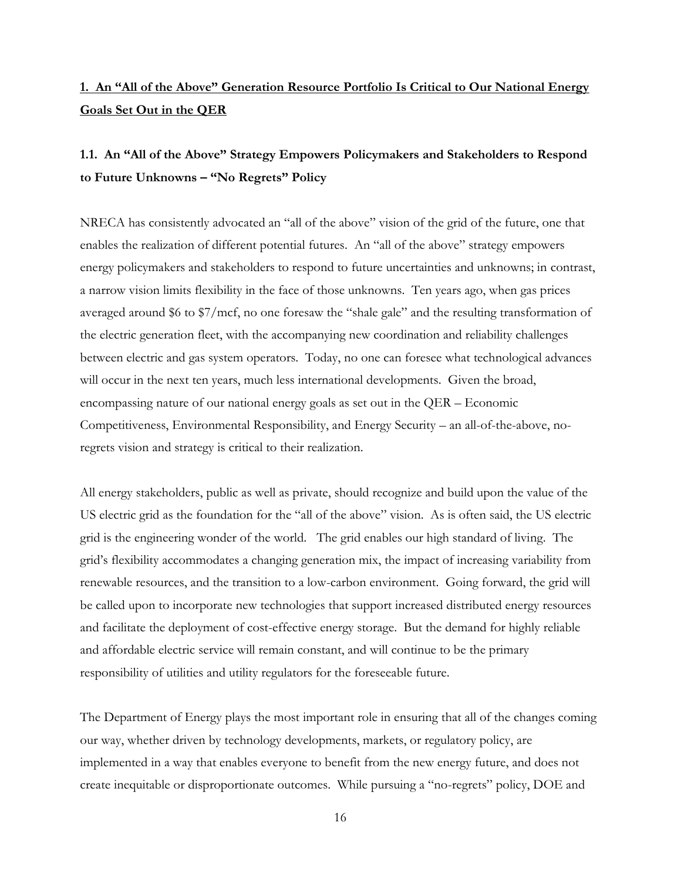## **1. An "All of the Above" Generation Resource Portfolio Is Critical to Our National Energy Goals Set Out in the QER**

### 1.1. An "All of the Above" Strategy Empowers Policymakers and Stakeholders to Respond to Future Unknowns – "No Regrets" Policy

NRECA has consistently advocated an "all of the above" vision of the grid of the future, one that enables the realization of different potential futures. An "all of the above" strategy empowers energy policymakers and stakeholders to respond to future uncertainties and unknowns; in contrast, a narrow vision limits flexibility in the face of those unknowns. Ten years ago, when gas prices averaged around $6 to $7/mcf, no one foresaw the "shale gale" and the resulting transformation of the electric generation fleet, with the accompanying new coordination and reliability challenges between electric and gas system operators. Today, no one can foresee what technological advances will occur in the next ten years, much less international developments. Given the broad, encompassing nature of our national energy goals as set out in the QER – Economic Competitiveness, Environmental Responsibility, and Energy Security – an all-of-the-above, no-regrets vision and strategy is critical to their realization.

All energy stakeholders, public as well as private, should recognize and build upon the value of the US electric grid as the foundation for the "all of the above" vision. As is often said, the US electric grid is the engineering wonder of the world. The grid enables our high standard of living. The grid's flexibility accommodates a changing generation mix, the impact of increasing variability from renewable resources, and the transition to a low-carbon environment. Going forward, the grid will be called upon to incorporate new technologies that support increased distributed energy resources and facilitate the deployment of cost-effective energy storage. But the demand for highly reliable and affordable electric service will remain constant, and will continue to be the primary responsibility of utilities and utility regulators for the foreseeable future.

The Department of Energy plays the most important role in ensuring that all of the changes coming our way, whether driven by technology developments, markets, or regulatory policy, are implemented in a way that enables everyone to benefit from the new energy future, and does not create inequitable or disproportionate outcomes. While pursuing a "no-regrets" policy, DOE and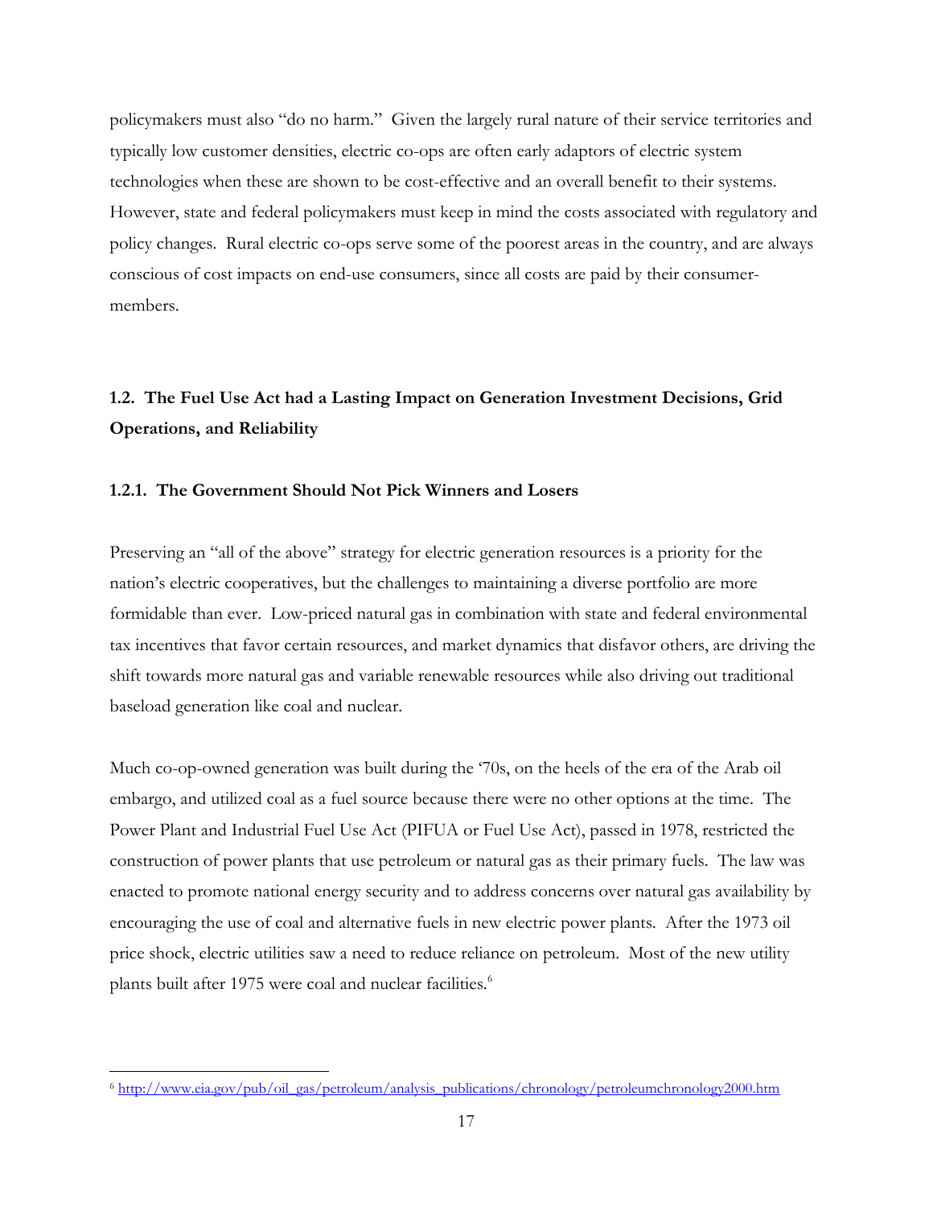policymakers must also "do no harm." Given the largely rural nature of their service territories and typically low customer densities, electric co-ops are often early adaptors of electric system technologies when these are shown to be cost-effective and an overall benefit to their systems. However, state and federal policymakers must keep in mind the costs associated with regulatory and policy changes. Rural electric co-ops serve some of the poorest areas in the country, and are always conscious of cost impacts on end-use consumers, since all costs are paid by their consumer-members.

## 1.2. The Fuel Use Act had a Lasting Impact on Generation Investment Decisions, Grid Operations, and Reliability

### 1.2.1. The Government Should Not Pick Winners and Losers

Preserving an "all of the above" strategy for electric generation resources is a priority for the nation's electric cooperatives, but the challenges to maintaining a diverse portfolio are more formidable than ever. Low-priced natural gas in combination with state and federal environmental tax incentives that favor certain resources, and market dynamics that disfavor others, are driving the shift towards more natural gas and variable renewable resources while also driving out traditional baseload generation like coal and nuclear.

Much co-op-owned generation was built during the '70s, on the heels of the era of the Arab oil embargo, and utilized coal as a fuel source because there were no other options at the time. The Power Plant and Industrial Fuel Use Act (PIFUA or Fuel Use Act), passed in 1978, restricted the construction of power plants that use petroleum or natural gas as their primary fuels. The law was enacted to promote national energy security and to address concerns over natural gas availability by encouraging the use of coal and alternative fuels in new electric power plants. After the 1973 oil price shock, electric utilities saw a need to reduce reliance on petroleum. Most of the new utility plants built after 1975 were coal and nuclear facilities.[6]

---

[6] http://www.eia.gov/pub/oil_gas/petroleum/analysis_publications/chronology/petroleumchronology2000.htm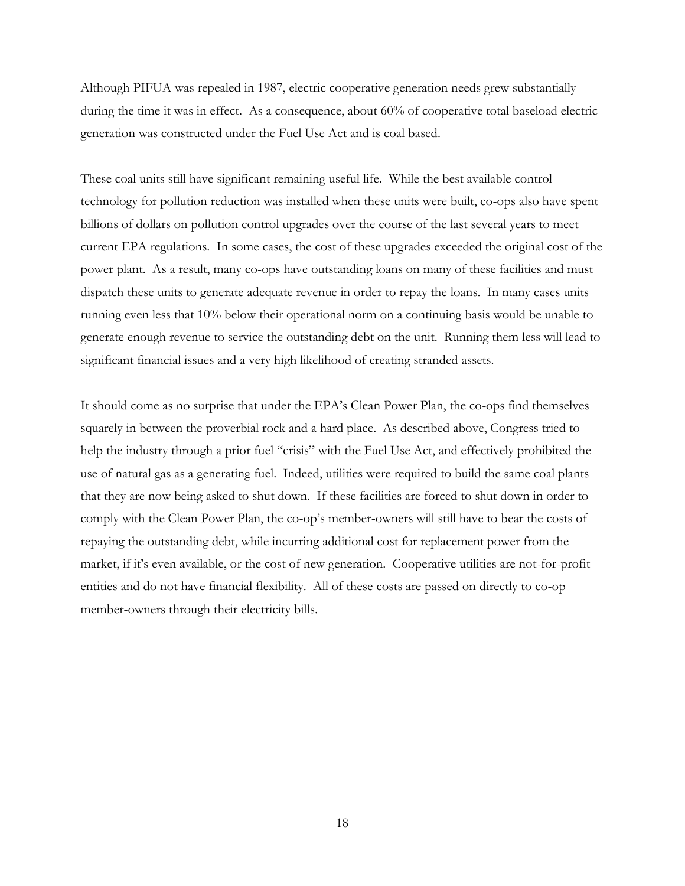Although PIFUA was repealed in 1987, electric cooperative generation needs grew substantially during the time it was in effect. As a consequence, about 60% of cooperative total baseload electric generation was constructed under the Fuel Use Act and is coal based.

These coal units still have significant remaining useful life. While the best available control technology for pollution reduction was installed when these units were built, co-ops also have spent billions of dollars on pollution control upgrades over the course of the last several years to meet current EPA regulations. In some cases, the cost of these upgrades exceeded the original cost of the power plant. As a result, many co-ops have outstanding loans on many of these facilities and must dispatch these units to generate adequate revenue in order to repay the loans. In many cases units running even less that 10% below their operational norm on a continuing basis would be unable to generate enough revenue to service the outstanding debt on the unit. Running them less will lead to significant financial issues and a very high likelihood of creating stranded assets.

It should come as no surprise that under the EPA's Clean Power Plan, the co-ops find themselves squarely in between the proverbial rock and a hard place. As described above, Congress tried to help the industry through a prior fuel "crisis" with the Fuel Use Act, and effectively prohibited the use of natural gas as a generating fuel. Indeed, utilities were required to build the same coal plants that they are now being asked to shut down. If these facilities are forced to shut down in order to comply with the Clean Power Plan, the co-op's member-owners will still have to bear the costs of repaying the outstanding debt, while incurring additional cost for replacement power from the market, if it's even available, or the cost of new generation. Cooperative utilities are not-for-profit entities and do not have financial flexibility. All of these costs are passed on directly to co-op member-owners through their electricity bills.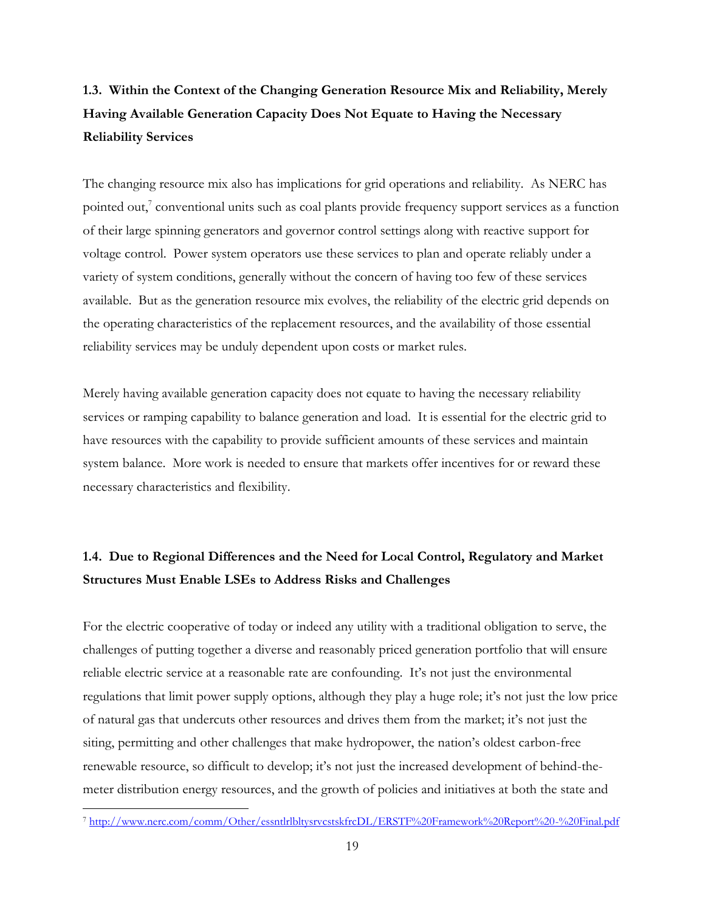### 1.3. Within the Context of the Changing Generation Resource Mix and Reliability, Merely Having Available Generation Capacity Does Not Equate to Having the Necessary Reliability Services

The changing resource mix also has implications for grid operations and reliability. As NERC has pointed out,[7] conventional units such as coal plants provide frequency support services as a function of their large spinning generators and governor control settings along with reactive support for voltage control. Power system operators use these services to plan and operate reliably under a variety of system conditions, generally without the concern of having too few of these services available. But as the generation resource mix evolves, the reliability of the electric grid depends on the operating characteristics of the replacement resources, and the availability of those essential reliability services may be unduly dependent upon costs or market rules.

Merely having available generation capacity does not equate to having the necessary reliability services or ramping capability to balance generation and load. It is essential for the electric grid to have resources with the capability to provide sufficient amounts of these services and maintain system balance. More work is needed to ensure that markets offer incentives for or reward these necessary characteristics and flexibility.

### 1.4. Due to Regional Differences and the Need for Local Control, Regulatory and Market Structures Must Enable LSEs to Address Risks and Challenges

For the electric cooperative of today or indeed any utility with a traditional obligation to serve, the challenges of putting together a diverse and reasonably priced generation portfolio that will ensure reliable electric service at a reasonable rate are confounding. It's not just the environmental regulations that limit power supply options, although they play a huge role; it's not just the low price of natural gas that undercuts other resources and drives them from the market; it's not just the siting, permitting and other challenges that make hydropower, the nation's oldest carbon-free renewable resource, so difficult to develop; it's not just the increased development of behind-the-meter distribution energy resources, and the growth of policies and initiatives at both the state and

[7] http://www.nerc.com/comm/Other/essntlrlbltysrvcstskfrcDL/ERSTF%20Framework%20Report%20-%20Final.pdf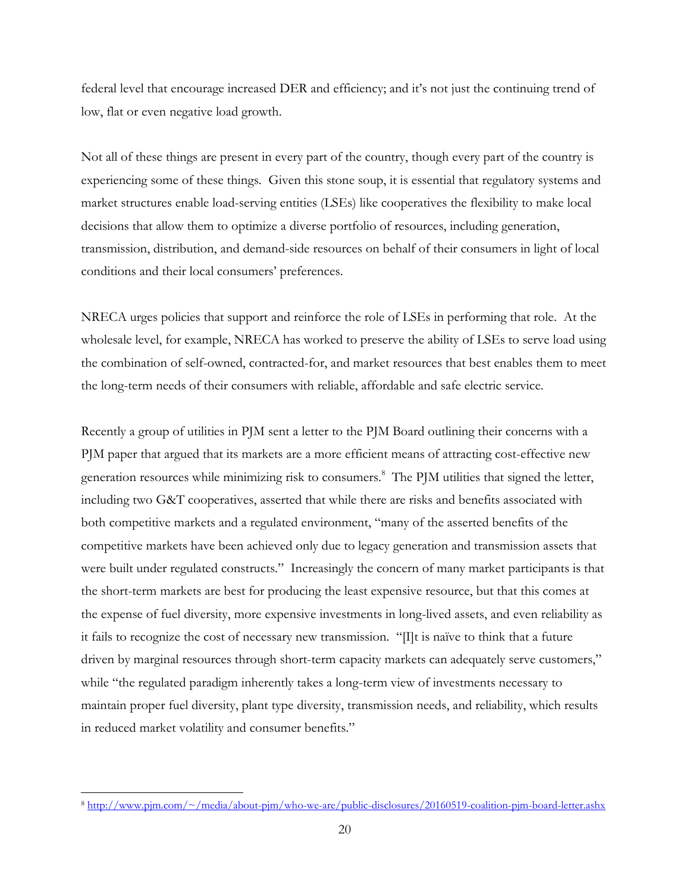federal level that encourage increased DER and efficiency; and it's not just the continuing trend of low, flat or even negative load growth.

Not all of these things are present in every part of the country, though every part of the country is experiencing some of these things. Given this stone soup, it is essential that regulatory systems and market structures enable load-serving entities (LSEs) like cooperatives the flexibility to make local decisions that allow them to optimize a diverse portfolio of resources, including generation, transmission, distribution, and demand-side resources on behalf of their consumers in light of local conditions and their local consumers' preferences.

NRECA urges policies that support and reinforce the role of LSEs in performing that role. At the wholesale level, for example, NRECA has worked to preserve the ability of LSEs to serve load using the combination of self-owned, contracted-for, and market resources that best enables them to meet the long-term needs of their consumers with reliable, affordable and safe electric service.

Recently a group of utilities in PJM sent a letter to the PJM Board outlining their concerns with a PJM paper that argued that its markets are a more efficient means of attracting cost-effective new generation resources while minimizing risk to consumers.[8] The PJM utilities that signed the letter, including two G&T cooperatives, asserted that while there are risks and benefits associated with both competitive markets and a regulated environment, "many of the asserted benefits of the competitive markets have been achieved only due to legacy generation and transmission assets that were built under regulated constructs." Increasingly the concern of many market participants is that the short-term markets are best for producing the least expensive resource, but that this comes at the expense of fuel diversity, more expensive investments in long-lived assets, and even reliability as it fails to recognize the cost of necessary new transmission. "[I]t is naïve to think that a future driven by marginal resources through short-term capacity markets can adequately serve customers," while "the regulated paradigm inherently takes a long-term view of investments necessary to maintain proper fuel diversity, plant type diversity, transmission needs, and reliability, which results in reduced market volatility and consumer benefits."

---

[8] http://www.pjm.com/~/media/about-pjm/who-we-are/public-disclosures/20160519-coalition-pjm-board-letter.ashx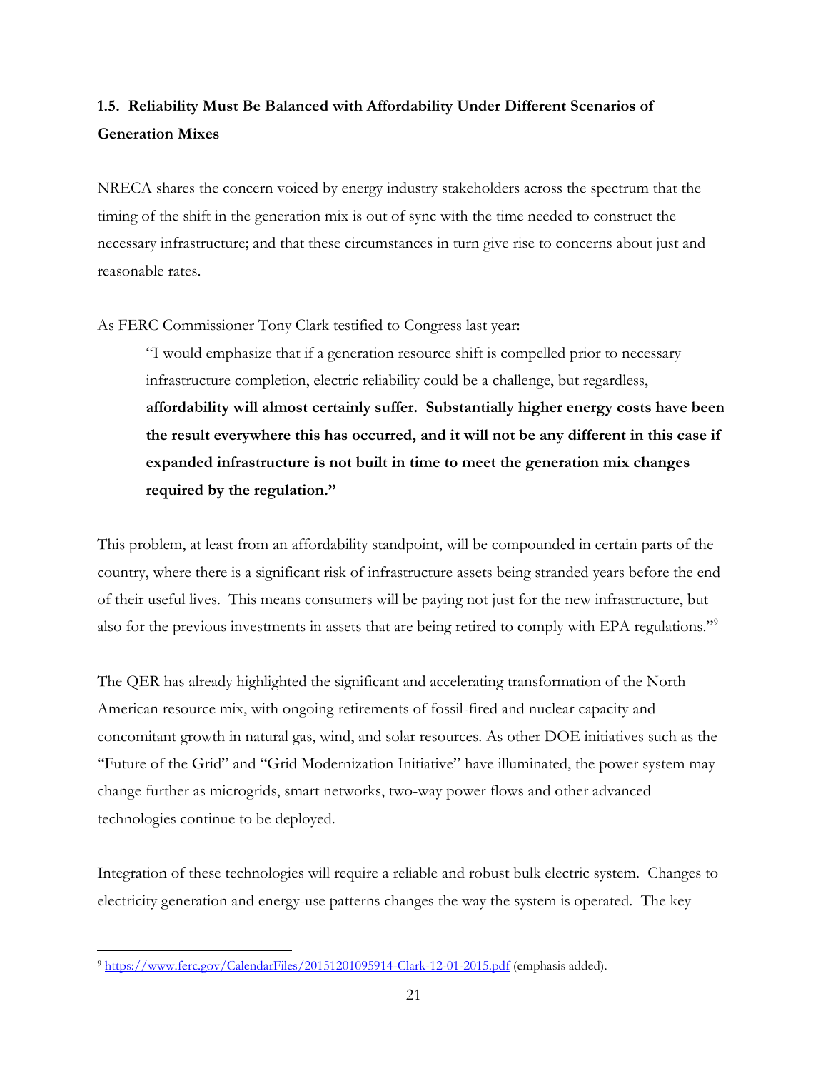### 1.5. Reliability Must Be Balanced with Affordability Under Different Scenarios of Generation Mixes

NRECA shares the concern voiced by energy industry stakeholders across the spectrum that the timing of the shift in the generation mix is out of sync with the time needed to construct the necessary infrastructure; and that these circumstances in turn give rise to concerns about just and reasonable rates.

As FERC Commissioner Tony Clark testified to Congress last year:

> "I would emphasize that if a generation resource shift is compelled prior to necessary infrastructure completion, electric reliability could be a challenge, but regardless, **affordability will almost certainly suffer. Substantially higher energy costs have been the result everywhere this has occurred, and it will not be any different in this case if expanded infrastructure is not built in time to meet the generation mix changes required by the regulation."**

This problem, at least from an affordability standpoint, will be compounded in certain parts of the country, where there is a significant risk of infrastructure assets being stranded years before the end of their useful lives. This means consumers will be paying not just for the new infrastructure, but also for the previous investments in assets that are being retired to comply with EPA regulations."[9]

The QER has already highlighted the significant and accelerating transformation of the North American resource mix, with ongoing retirements of fossil-fired and nuclear capacity and concomitant growth in natural gas, wind, and solar resources. As other DOE initiatives such as the "Future of the Grid" and "Grid Modernization Initiative" have illuminated, the power system may change further as microgrids, smart networks, two-way power flows and other advanced technologies continue to be deployed.

Integration of these technologies will require a reliable and robust bulk electric system. Changes to electricity generation and energy-use patterns changes the way the system is operated. The key

---

[9] https://www.ferc.gov/CalendarFiles/20151201095914-Clark-12-01-2015.pdf (emphasis added).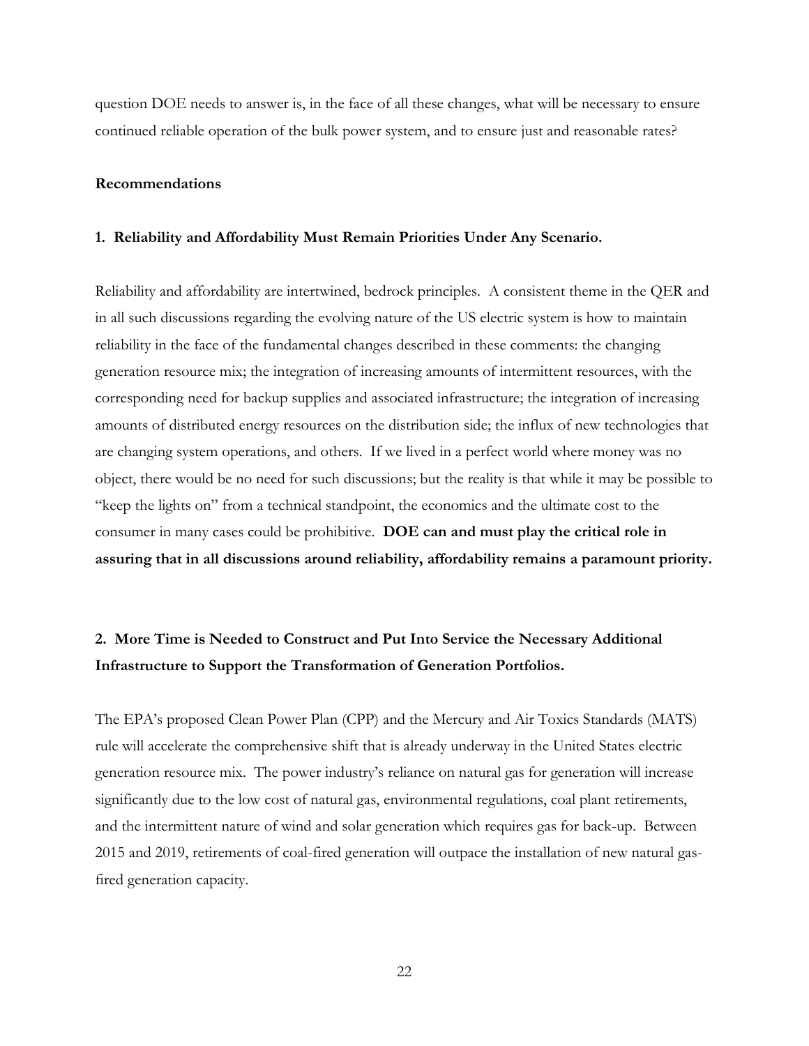question DOE needs to answer is, in the face of all these changes, what will be necessary to ensure continued reliable operation of the bulk power system, and to ensure just and reasonable rates?

## Recommendations

### 1. Reliability and Affordability Must Remain Priorities Under Any Scenario.

Reliability and affordability are intertwined, bedrock principles. A consistent theme in the QER and in all such discussions regarding the evolving nature of the US electric system is how to maintain reliability in the face of the fundamental changes described in these comments: the changing generation resource mix; the integration of increasing amounts of intermittent resources, with the corresponding need for backup supplies and associated infrastructure; the integration of increasing amounts of distributed energy resources on the distribution side; the influx of new technologies that are changing system operations, and others. If we lived in a perfect world where money was no object, there would be no need for such discussions; but the reality is that while it may be possible to "keep the lights on" from a technical standpoint, the economics and the ultimate cost to the consumer in many cases could be prohibitive. **DOE can and must play the critical role in assuring that in all discussions around reliability, affordability remains a paramount priority.**

### 2. More Time is Needed to Construct and Put Into Service the Necessary Additional Infrastructure to Support the Transformation of Generation Portfolios.

The EPA's proposed Clean Power Plan (CPP) and the Mercury and Air Toxics Standards (MATS) rule will accelerate the comprehensive shift that is already underway in the United States electric generation resource mix. The power industry's reliance on natural gas for generation will increase significantly due to the low cost of natural gas, environmental regulations, coal plant retirements, and the intermittent nature of wind and solar generation which requires gas for back-up. Between 2015 and 2019, retirements of coal-fired generation will outpace the installation of new natural gas-fired generation capacity.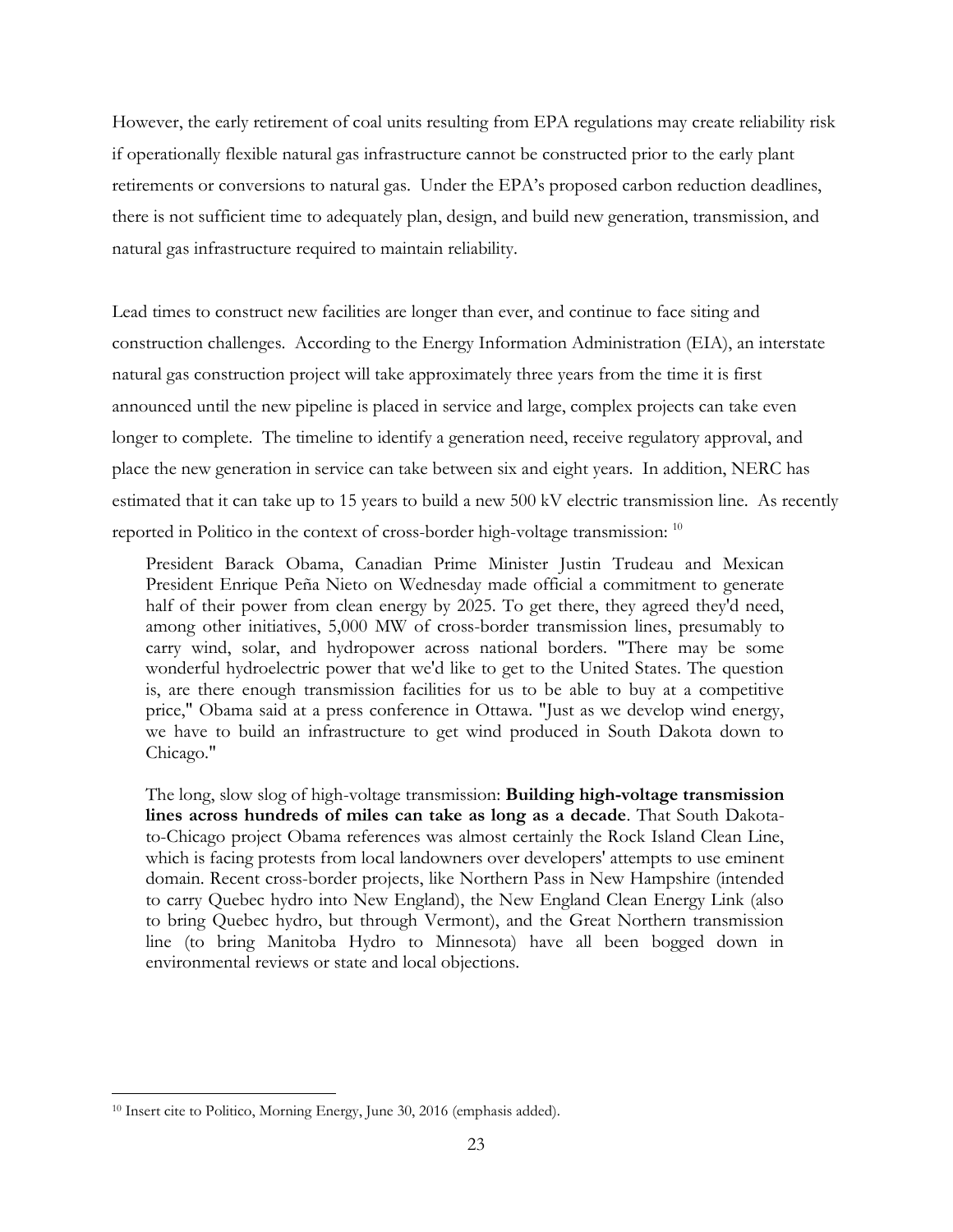However, the early retirement of coal units resulting from EPA regulations may create reliability risk if operationally flexible natural gas infrastructure cannot be constructed prior to the early plant retirements or conversions to natural gas. Under the EPA's proposed carbon reduction deadlines, there is not sufficient time to adequately plan, design, and build new generation, transmission, and natural gas infrastructure required to maintain reliability.

Lead times to construct new facilities are longer than ever, and continue to face siting and construction challenges. According to the Energy Information Administration (EIA), an interstate natural gas construction project will take approximately three years from the time it is first announced until the new pipeline is placed in service and large, complex projects can take even longer to complete. The timeline to identify a generation need, receive regulatory approval, and place the new generation in service can take between six and eight years. In addition, NERC has estimated that it can take up to 15 years to build a new 500 kV electric transmission line. As recently reported in Politico in the context of cross-border high-voltage transmission: [10]

> President Barack Obama, Canadian Prime Minister Justin Trudeau and Mexican President Enrique Peña Nieto on Wednesday made official a commitment to generate half of their power from clean energy by 2025. To get there, they agreed they'd need, among other initiatives, 5,000 MW of cross-border transmission lines, presumably to carry wind, solar, and hydropower across national borders. "There may be some wonderful hydroelectric power that we'd like to get to the United States. The question is, are there enough transmission facilities for us to be able to buy at a competitive price," Obama said at a press conference in Ottawa. "Just as we develop wind energy, we have to build an infrastructure to get wind produced in South Dakota down to Chicago."
>
> The long, slow slog of high-voltage transmission: **Building high-voltage transmission lines across hundreds of miles can take as long as a decade**. That South Dakota-to-Chicago project Obama references was almost certainly the Rock Island Clean Line, which is facing protests from local landowners over developers' attempts to use eminent domain. Recent cross-border projects, like Northern Pass in New Hampshire (intended to carry Quebec hydro into New England), the New England Clean Energy Link (also to bring Quebec hydro, but through Vermont), and the Great Northern transmission line (to bring Manitoba Hydro to Minnesota) have all been bogged down in environmental reviews or state and local objections.

[10] Insert cite to Politico, Morning Energy, June 30, 2016 (emphasis added).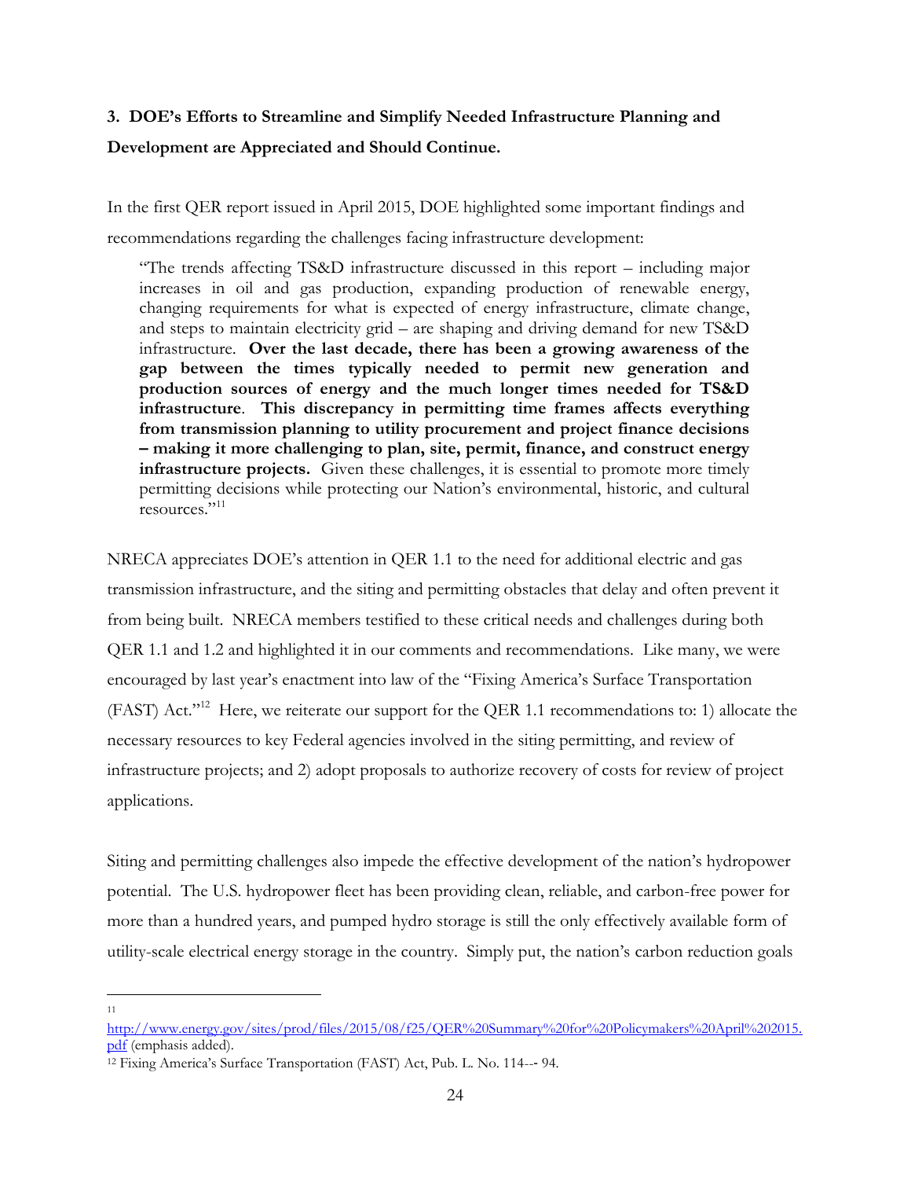**3. DOE's Efforts to Streamline and Simplify Needed Infrastructure Planning and Development are Appreciated and Should Continue.**

In the first QER report issued in April 2015, DOE highlighted some important findings and recommendations regarding the challenges facing infrastructure development:

> "The trends affecting TS&D infrastructure discussed in this report – including major increases in oil and gas production, expanding production of renewable energy, changing requirements for what is expected of energy infrastructure, climate change, and steps to maintain electricity grid – are shaping and driving demand for new TS&D infrastructure. **Over the last decade, there has been a growing awareness of the gap between the times typically needed to permit new generation and production sources of energy and the much longer times needed for TS&D infrastructure**. **This discrepancy in permitting time frames affects everything from transmission planning to utility procurement and project finance decisions – making it more challenging to plan, site, permit, finance, and construct energy infrastructure projects.** Given these challenges, it is essential to promote more timely permitting decisions while protecting our Nation's environmental, historic, and cultural resources."[11]

NRECA appreciates DOE's attention in QER 1.1 to the need for additional electric and gas transmission infrastructure, and the siting and permitting obstacles that delay and often prevent it from being built. NRECA members testified to these critical needs and challenges during both QER 1.1 and 1.2 and highlighted it in our comments and recommendations. Like many, we were encouraged by last year's enactment into law of the "Fixing America's Surface Transportation (FAST) Act."[12] Here, we reiterate our support for the QER 1.1 recommendations to: 1) allocate the necessary resources to key Federal agencies involved in the siting permitting, and review of infrastructure projects; and 2) adopt proposals to authorize recovery of costs for review of project applications.

Siting and permitting challenges also impede the effective development of the nation's hydropower potential. The U.S. hydropower fleet has been providing clean, reliable, and carbon-free power for more than a hundred years, and pumped hydro storage is still the only effectively available form of utility-scale electrical energy storage in the country. Simply put, the nation's carbon reduction goals

---

[11] http://www.energy.gov/sites/prod/files/2015/08/f25/QER%20Summary%20for%20Policymakers%20April%202015.pdf (emphasis added).

[12] Fixing America's Surface Transportation (FAST) Act, Pub. L. No. 114--- 94.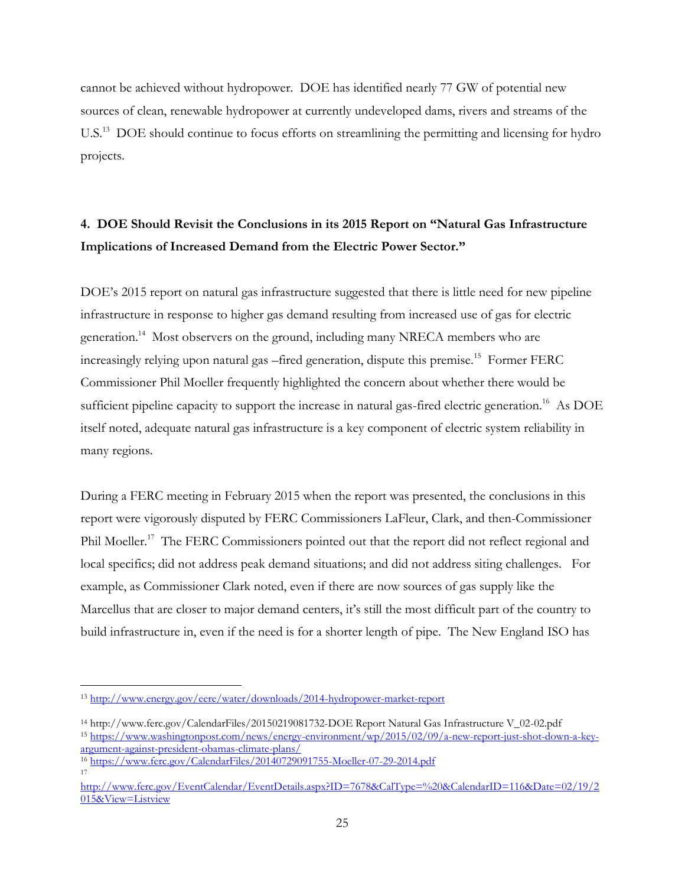cannot be achieved without hydropower. DOE has identified nearly 77 GW of potential new sources of clean, renewable hydropower at currently undeveloped dams, rivers and streams of the U.S.[13] DOE should continue to focus efforts on streamlining the permitting and licensing for hydro projects.

**4. DOE Should Revisit the Conclusions in its 2015 Report on "Natural Gas Infrastructure Implications of Increased Demand from the Electric Power Sector."**

DOE's 2015 report on natural gas infrastructure suggested that there is little need for new pipeline infrastructure in response to higher gas demand resulting from increased use of gas for electric generation.[14] Most observers on the ground, including many NRECA members who are increasingly relying upon natural gas –fired generation, dispute this premise.[15] Former FERC Commissioner Phil Moeller frequently highlighted the concern about whether there would be sufficient pipeline capacity to support the increase in natural gas-fired electric generation.[16] As DOE itself noted, adequate natural gas infrastructure is a key component of electric system reliability in many regions.

During a FERC meeting in February 2015 when the report was presented, the conclusions in this report were vigorously disputed by FERC Commissioners LaFleur, Clark, and then-Commissioner Phil Moeller.[17] The FERC Commissioners pointed out that the report did not reflect regional and local specifics; did not address peak demand situations; and did not address siting challenges. For example, as Commissioner Clark noted, even if there are now sources of gas supply like the Marcellus that are closer to major demand centers, it's still the most difficult part of the country to build infrastructure in, even if the need is for a shorter length of pipe. The New England ISO has

---

[13] http://www.energy.gov/eere/water/downloads/2014-hydropower-market-report

[14] http://www.ferc.gov/CalendarFiles/20150219081732-DOE Report Natural Gas Infrastructure V_02-02.pdf

[15] https://www.washingtonpost.com/news/energy-environment/wp/2015/02/09/a-new-report-just-shot-down-a-key-argument-against-president-obamas-climate-plans/

[16] https://www.ferc.gov/CalendarFiles/20140729091755-Moeller-07-29-2014.pdf

[17] http://www.ferc.gov/EventCalendar/EventDetails.aspx?ID=7678&CalType=%20&CalendarID=116&Date=02/19/2015&View=Listview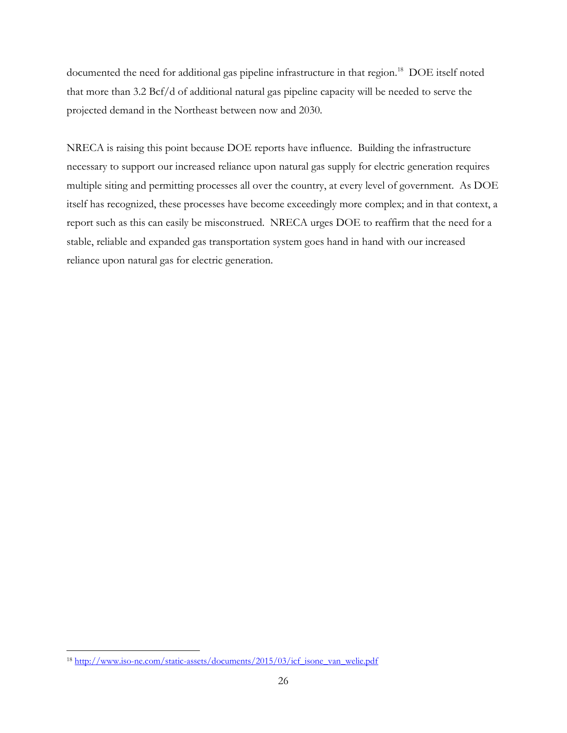documented the need for additional gas pipeline infrastructure in that region.[18] DOE itself noted that more than 3.2 Bcf/d of additional natural gas pipeline capacity will be needed to serve the projected demand in the Northeast between now and 2030.

NRECA is raising this point because DOE reports have influence. Building the infrastructure necessary to support our increased reliance upon natural gas supply for electric generation requires multiple siting and permitting processes all over the country, at every level of government. As DOE itself has recognized, these processes have become exceedingly more complex; and in that context, a report such as this can easily be misconstrued. NRECA urges DOE to reaffirm that the need for a stable, reliable and expanded gas transportation system goes hand in hand with our increased reliance upon natural gas for electric generation.

[18] http://www.iso-ne.com/static-assets/documents/2015/03/icf_isone_van_welie.pdf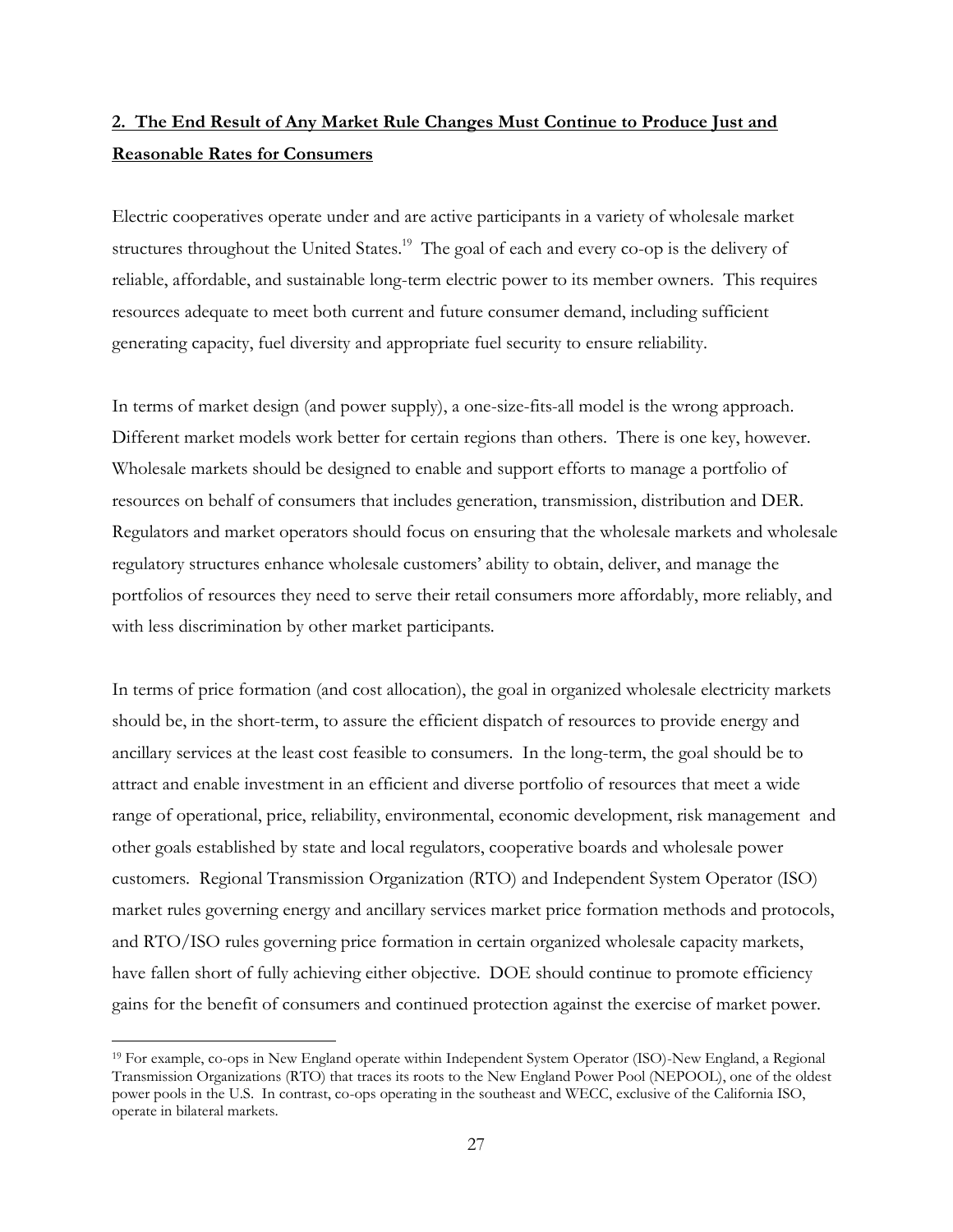## 2. The End Result of Any Market Rule Changes Must Continue to Produce Just and Reasonable Rates for Consumers

Electric cooperatives operate under and are active participants in a variety of wholesale market structures throughout the United States.[19] The goal of each and every co-op is the delivery of reliable, affordable, and sustainable long-term electric power to its member owners. This requires resources adequate to meet both current and future consumer demand, including sufficient generating capacity, fuel diversity and appropriate fuel security to ensure reliability.

In terms of market design (and power supply), a one-size-fits-all model is the wrong approach. Different market models work better for certain regions than others. There is one key, however. Wholesale markets should be designed to enable and support efforts to manage a portfolio of resources on behalf of consumers that includes generation, transmission, distribution and DER. Regulators and market operators should focus on ensuring that the wholesale markets and wholesale regulatory structures enhance wholesale customers' ability to obtain, deliver, and manage the portfolios of resources they need to serve their retail consumers more affordably, more reliably, and with less discrimination by other market participants.

In terms of price formation (and cost allocation), the goal in organized wholesale electricity markets should be, in the short-term, to assure the efficient dispatch of resources to provide energy and ancillary services at the least cost feasible to consumers. In the long-term, the goal should be to attract and enable investment in an efficient and diverse portfolio of resources that meet a wide range of operational, price, reliability, environmental, economic development, risk management and other goals established by state and local regulators, cooperative boards and wholesale power customers. Regional Transmission Organization (RTO) and Independent System Operator (ISO) market rules governing energy and ancillary services market price formation methods and protocols, and RTO/ISO rules governing price formation in certain organized wholesale capacity markets, have fallen short of fully achieving either objective. DOE should continue to promote efficiency gains for the benefit of consumers and continued protection against the exercise of market power.

---

[19] For example, co-ops in New England operate within Independent System Operator (ISO)-New England, a Regional Transmission Organizations (RTO) that traces its roots to the New England Power Pool (NEPOOL), one of the oldest power pools in the U.S. In contrast, co-ops operating in the southeast and WECC, exclusive of the California ISO, operate in bilateral markets.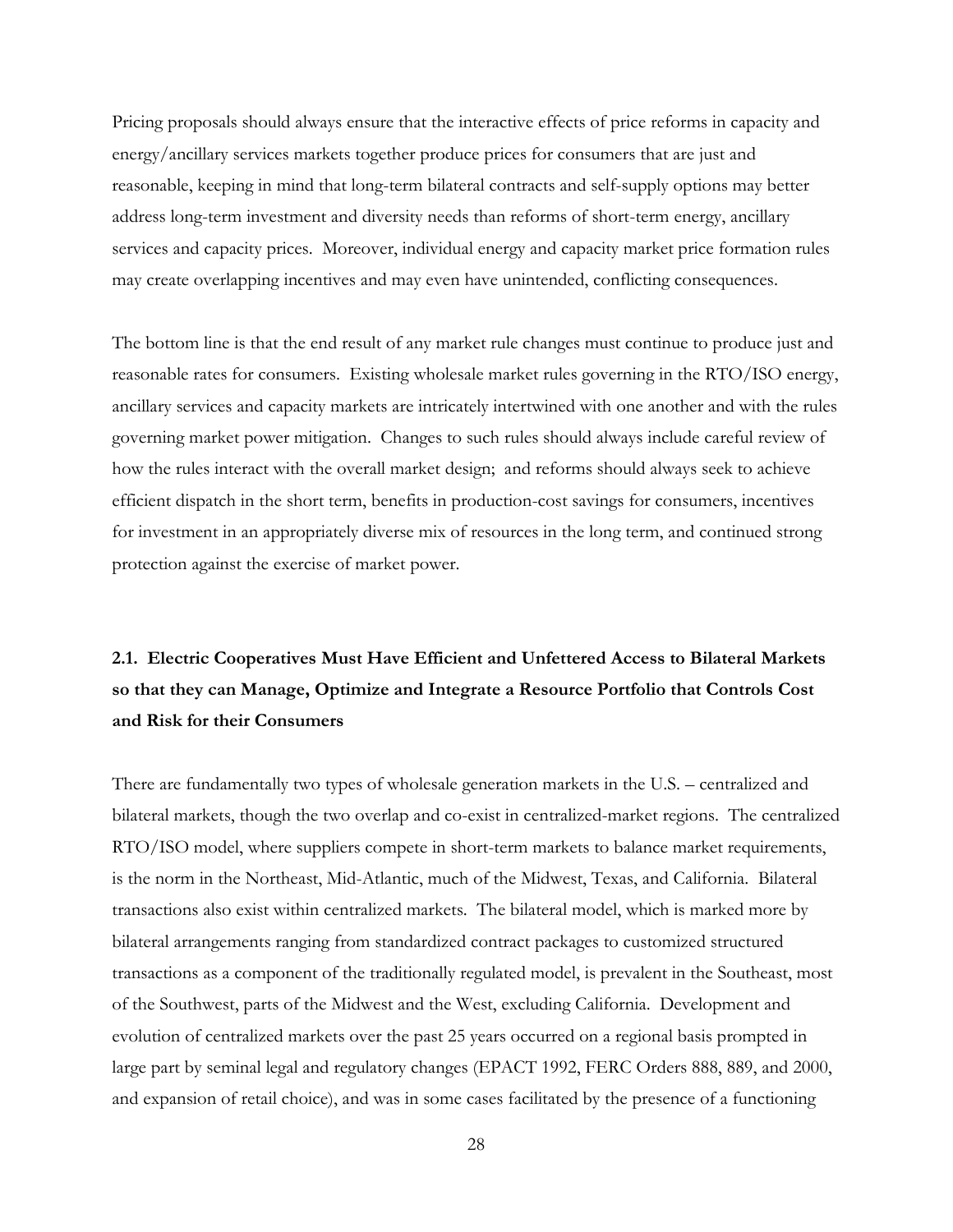Pricing proposals should always ensure that the interactive effects of price reforms in capacity and energy/ancillary services markets together produce prices for consumers that are just and reasonable, keeping in mind that long-term bilateral contracts and self-supply options may better address long-term investment and diversity needs than reforms of short-term energy, ancillary services and capacity prices. Moreover, individual energy and capacity market price formation rules may create overlapping incentives and may even have unintended, conflicting consequences.

The bottom line is that the end result of any market rule changes must continue to produce just and reasonable rates for consumers. Existing wholesale market rules governing in the RTO/ISO energy, ancillary services and capacity markets are intricately intertwined with one another and with the rules governing market power mitigation. Changes to such rules should always include careful review of how the rules interact with the overall market design; and reforms should always seek to achieve efficient dispatch in the short term, benefits in production-cost savings for consumers, incentives for investment in an appropriately diverse mix of resources in the long term, and continued strong protection against the exercise of market power.

### 2.1. Electric Cooperatives Must Have Efficient and Unfettered Access to Bilateral Markets so that they can Manage, Optimize and Integrate a Resource Portfolio that Controls Cost and Risk for their Consumers

There are fundamentally two types of wholesale generation markets in the U.S. – centralized and bilateral markets, though the two overlap and co-exist in centralized-market regions. The centralized RTO/ISO model, where suppliers compete in short-term markets to balance market requirements, is the norm in the Northeast, Mid-Atlantic, much of the Midwest, Texas, and California. Bilateral transactions also exist within centralized markets. The bilateral model, which is marked more by bilateral arrangements ranging from standardized contract packages to customized structured transactions as a component of the traditionally regulated model, is prevalent in the Southeast, most of the Southwest, parts of the Midwest and the West, excluding California. Development and evolution of centralized markets over the past 25 years occurred on a regional basis prompted in large part by seminal legal and regulatory changes (EPACT 1992, FERC Orders 888, 889, and 2000, and expansion of retail choice), and was in some cases facilitated by the presence of a functioning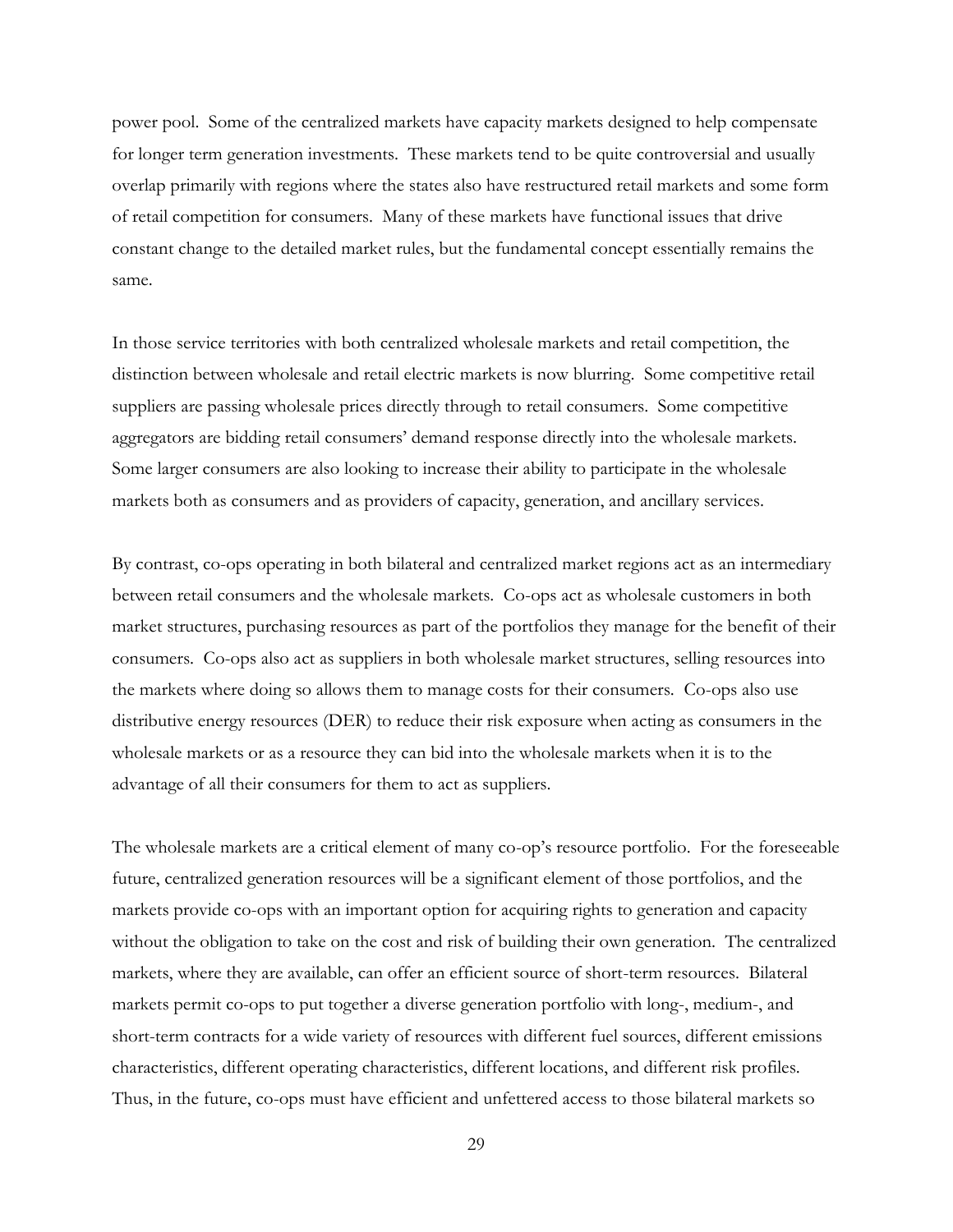power pool. Some of the centralized markets have capacity markets designed to help compensate for longer term generation investments. These markets tend to be quite controversial and usually overlap primarily with regions where the states also have restructured retail markets and some form of retail competition for consumers. Many of these markets have functional issues that drive constant change to the detailed market rules, but the fundamental concept essentially remains the same.

In those service territories with both centralized wholesale markets and retail competition, the distinction between wholesale and retail electric markets is now blurring. Some competitive retail suppliers are passing wholesale prices directly through to retail consumers. Some competitive aggregators are bidding retail consumers' demand response directly into the wholesale markets. Some larger consumers are also looking to increase their ability to participate in the wholesale markets both as consumers and as providers of capacity, generation, and ancillary services.

By contrast, co-ops operating in both bilateral and centralized market regions act as an intermediary between retail consumers and the wholesale markets. Co-ops act as wholesale customers in both market structures, purchasing resources as part of the portfolios they manage for the benefit of their consumers. Co-ops also act as suppliers in both wholesale market structures, selling resources into the markets where doing so allows them to manage costs for their consumers. Co-ops also use distributive energy resources (DER) to reduce their risk exposure when acting as consumers in the wholesale markets or as a resource they can bid into the wholesale markets when it is to the advantage of all their consumers for them to act as suppliers.

The wholesale markets are a critical element of many co-op's resource portfolio. For the foreseeable future, centralized generation resources will be a significant element of those portfolios, and the markets provide co-ops with an important option for acquiring rights to generation and capacity without the obligation to take on the cost and risk of building their own generation. The centralized markets, where they are available, can offer an efficient source of short-term resources. Bilateral markets permit co-ops to put together a diverse generation portfolio with long-, medium-, and short-term contracts for a wide variety of resources with different fuel sources, different emissions characteristics, different operating characteristics, different locations, and different risk profiles. Thus, in the future, co-ops must have efficient and unfettered access to those bilateral markets so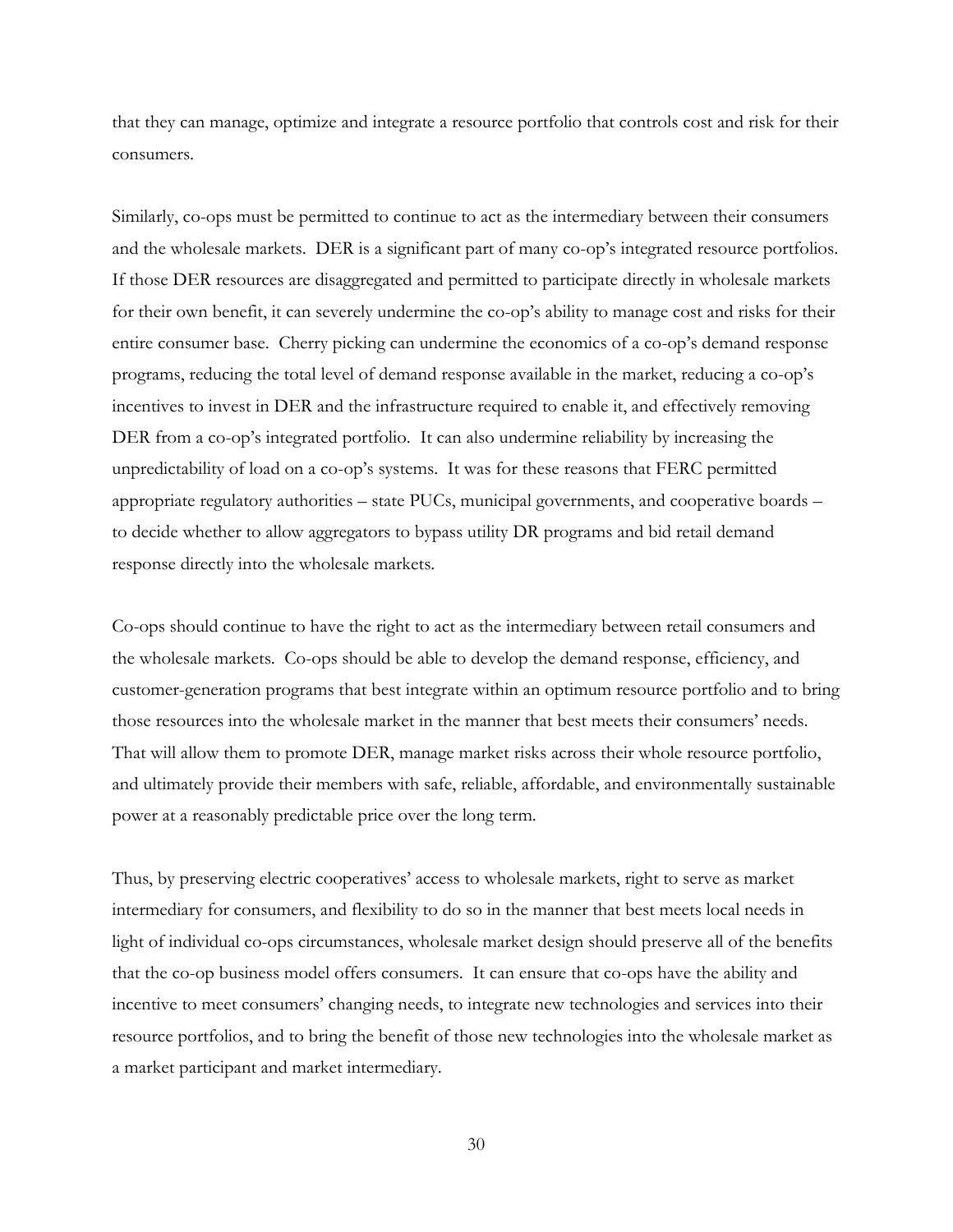that they can manage, optimize and integrate a resource portfolio that controls cost and risk for their consumers.

Similarly, co-ops must be permitted to continue to act as the intermediary between their consumers and the wholesale markets. DER is a significant part of many co-op's integrated resource portfolios. If those DER resources are disaggregated and permitted to participate directly in wholesale markets for their own benefit, it can severely undermine the co-op's ability to manage cost and risks for their entire consumer base. Cherry picking can undermine the economics of a co-op's demand response programs, reducing the total level of demand response available in the market, reducing a co-op's incentives to invest in DER and the infrastructure required to enable it, and effectively removing DER from a co-op's integrated portfolio. It can also undermine reliability by increasing the unpredictability of load on a co-op's systems. It was for these reasons that FERC permitted appropriate regulatory authorities – state PUCs, municipal governments, and cooperative boards – to decide whether to allow aggregators to bypass utility DR programs and bid retail demand response directly into the wholesale markets.

Co-ops should continue to have the right to act as the intermediary between retail consumers and the wholesale markets. Co-ops should be able to develop the demand response, efficiency, and customer-generation programs that best integrate within an optimum resource portfolio and to bring those resources into the wholesale market in the manner that best meets their consumers' needs. That will allow them to promote DER, manage market risks across their whole resource portfolio, and ultimately provide their members with safe, reliable, affordable, and environmentally sustainable power at a reasonably predictable price over the long term.

Thus, by preserving electric cooperatives' access to wholesale markets, right to serve as market intermediary for consumers, and flexibility to do so in the manner that best meets local needs in light of individual co-ops circumstances, wholesale market design should preserve all of the benefits that the co-op business model offers consumers. It can ensure that co-ops have the ability and incentive to meet consumers' changing needs, to integrate new technologies and services into their resource portfolios, and to bring the benefit of those new technologies into the wholesale market as a market participant and market intermediary.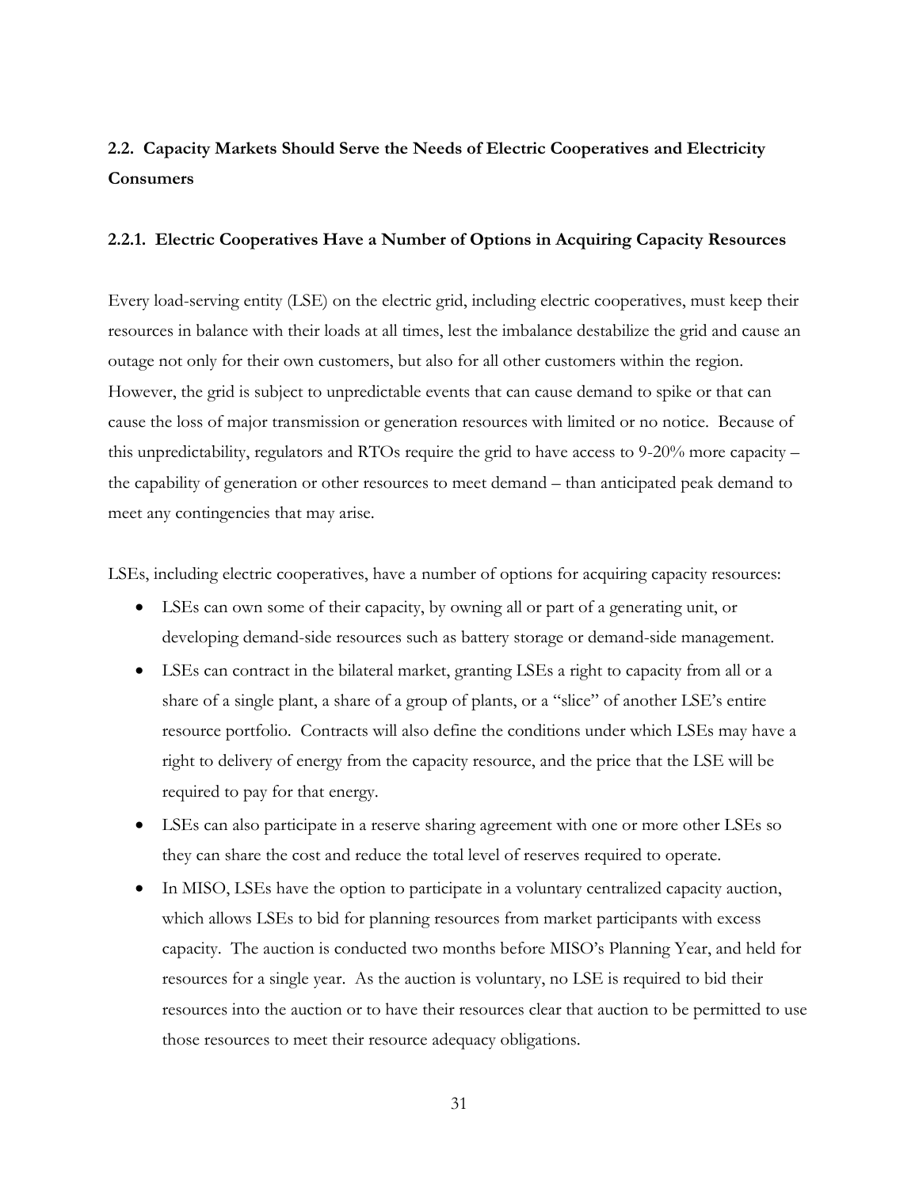## 2.2. Capacity Markets Should Serve the Needs of Electric Cooperatives and Electricity Consumers

### 2.2.1. Electric Cooperatives Have a Number of Options in Acquiring Capacity Resources

Every load-serving entity (LSE) on the electric grid, including electric cooperatives, must keep their resources in balance with their loads at all times, lest the imbalance destabilize the grid and cause an outage not only for their own customers, but also for all other customers within the region. However, the grid is subject to unpredictable events that can cause demand to spike or that can cause the loss of major transmission or generation resources with limited or no notice. Because of this unpredictability, regulators and RTOs require the grid to have access to 9-20% more capacity – the capability of generation or other resources to meet demand – than anticipated peak demand to meet any contingencies that may arise.

LSEs, including electric cooperatives, have a number of options for acquiring capacity resources:

- LSEs can own some of their capacity, by owning all or part of a generating unit, or developing demand-side resources such as battery storage or demand-side management.
- LSEs can contract in the bilateral market, granting LSEs a right to capacity from all or a share of a single plant, a share of a group of plants, or a "slice" of another LSE's entire resource portfolio. Contracts will also define the conditions under which LSEs may have a right to delivery of energy from the capacity resource, and the price that the LSE will be required to pay for that energy.
- LSEs can also participate in a reserve sharing agreement with one or more other LSEs so they can share the cost and reduce the total level of reserves required to operate.
- In MISO, LSEs have the option to participate in a voluntary centralized capacity auction, which allows LSEs to bid for planning resources from market participants with excess capacity. The auction is conducted two months before MISO's Planning Year, and held for resources for a single year. As the auction is voluntary, no LSE is required to bid their resources into the auction or to have their resources clear that auction to be permitted to use those resources to meet their resource adequacy obligations.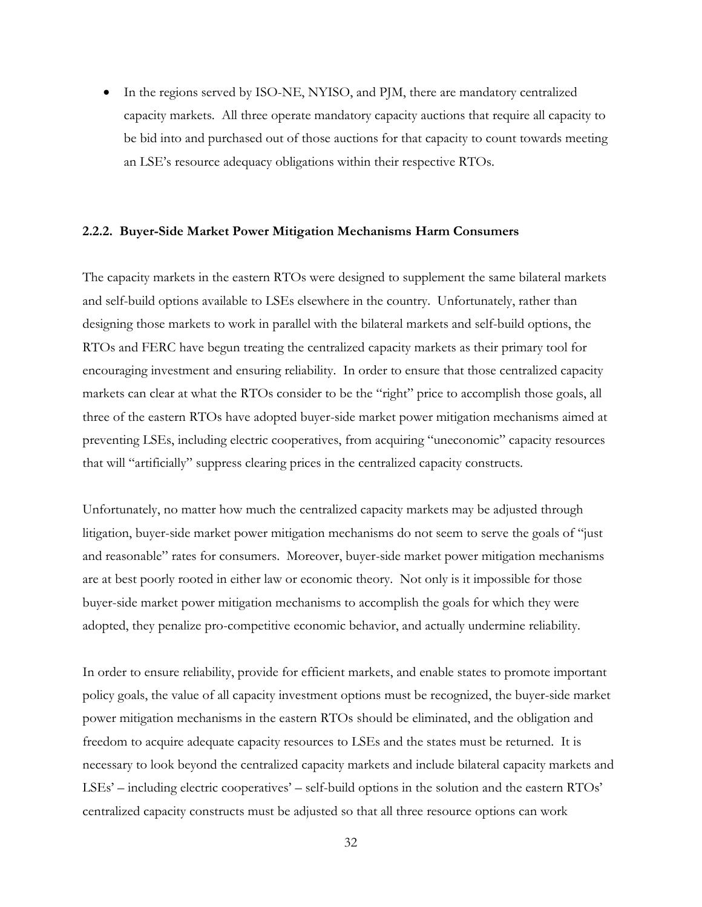- In the regions served by ISO-NE, NYISO, and PJM, there are mandatory centralized capacity markets. All three operate mandatory capacity auctions that require all capacity to be bid into and purchased out of those auctions for that capacity to count towards meeting an LSE's resource adequacy obligations within their respective RTOs.

#### 2.2.2. Buyer-Side Market Power Mitigation Mechanisms Harm Consumers

The capacity markets in the eastern RTOs were designed to supplement the same bilateral markets and self-build options available to LSEs elsewhere in the country. Unfortunately, rather than designing those markets to work in parallel with the bilateral markets and self-build options, the RTOs and FERC have begun treating the centralized capacity markets as their primary tool for encouraging investment and ensuring reliability. In order to ensure that those centralized capacity markets can clear at what the RTOs consider to be the "right" price to accomplish those goals, all three of the eastern RTOs have adopted buyer-side market power mitigation mechanisms aimed at preventing LSEs, including electric cooperatives, from acquiring "uneconomic" capacity resources that will "artificially" suppress clearing prices in the centralized capacity constructs.

Unfortunately, no matter how much the centralized capacity markets may be adjusted through litigation, buyer-side market power mitigation mechanisms do not seem to serve the goals of "just and reasonable" rates for consumers. Moreover, buyer-side market power mitigation mechanisms are at best poorly rooted in either law or economic theory. Not only is it impossible for those buyer-side market power mitigation mechanisms to accomplish the goals for which they were adopted, they penalize pro-competitive economic behavior, and actually undermine reliability.

In order to ensure reliability, provide for efficient markets, and enable states to promote important policy goals, the value of all capacity investment options must be recognized, the buyer-side market power mitigation mechanisms in the eastern RTOs should be eliminated, and the obligation and freedom to acquire adequate capacity resources to LSEs and the states must be returned. It is necessary to look beyond the centralized capacity markets and include bilateral capacity markets and LSEs' – including electric cooperatives' – self-build options in the solution and the eastern RTOs' centralized capacity constructs must be adjusted so that all three resource options can work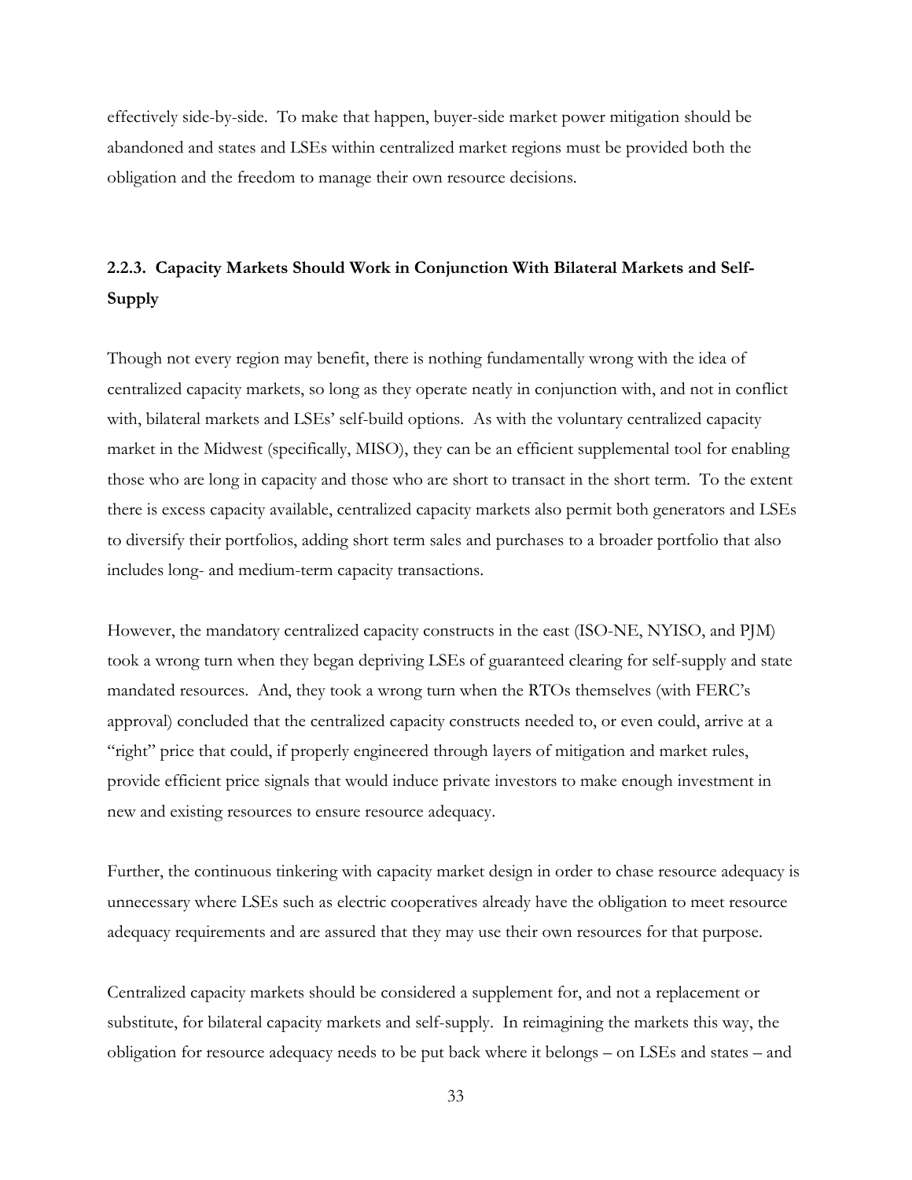effectively side-by-side. To make that happen, buyer-side market power mitigation should be abandoned and states and LSEs within centralized market regions must be provided both the obligation and the freedom to manage their own resource decisions.

### 2.2.3. Capacity Markets Should Work in Conjunction With Bilateral Markets and Self-Supply

Though not every region may benefit, there is nothing fundamentally wrong with the idea of centralized capacity markets, so long as they operate neatly in conjunction with, and not in conflict with, bilateral markets and LSEs' self-build options. As with the voluntary centralized capacity market in the Midwest (specifically, MISO), they can be an efficient supplemental tool for enabling those who are long in capacity and those who are short to transact in the short term. To the extent there is excess capacity available, centralized capacity markets also permit both generators and LSEs to diversify their portfolios, adding short term sales and purchases to a broader portfolio that also includes long- and medium-term capacity transactions.

However, the mandatory centralized capacity constructs in the east (ISO-NE, NYISO, and PJM) took a wrong turn when they began depriving LSEs of guaranteed clearing for self-supply and state mandated resources. And, they took a wrong turn when the RTOs themselves (with FERC's approval) concluded that the centralized capacity constructs needed to, or even could, arrive at a "right" price that could, if properly engineered through layers of mitigation and market rules, provide efficient price signals that would induce private investors to make enough investment in new and existing resources to ensure resource adequacy.

Further, the continuous tinkering with capacity market design in order to chase resource adequacy is unnecessary where LSEs such as electric cooperatives already have the obligation to meet resource adequacy requirements and are assured that they may use their own resources for that purpose.

Centralized capacity markets should be considered a supplement for, and not a replacement or substitute, for bilateral capacity markets and self-supply. In reimagining the markets this way, the obligation for resource adequacy needs to be put back where it belongs – on LSEs and states – and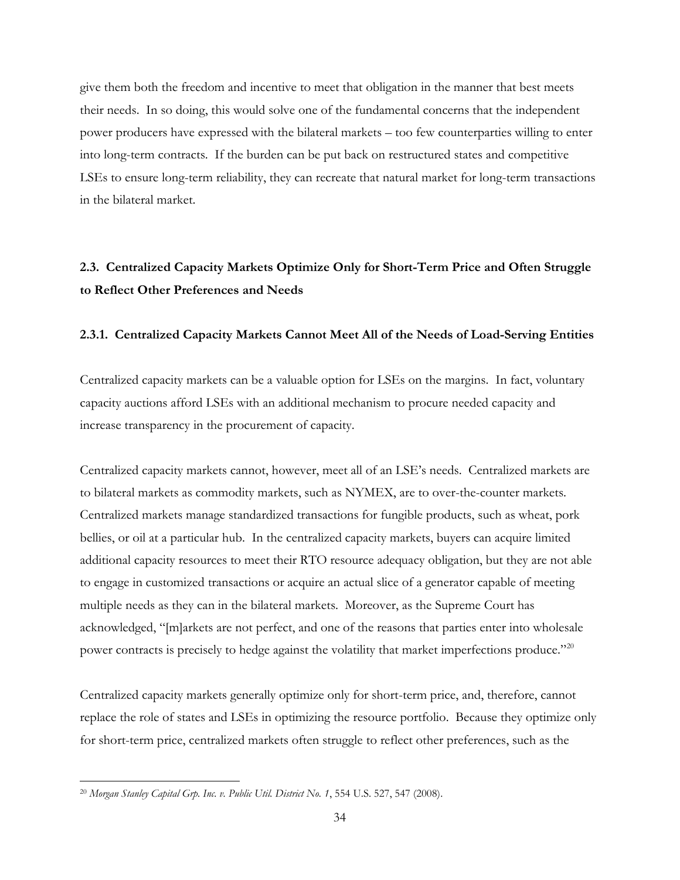give them both the freedom and incentive to meet that obligation in the manner that best meets their needs. In so doing, this would solve one of the fundamental concerns that the independent power producers have expressed with the bilateral markets – too few counterparties willing to enter into long-term contracts. If the burden can be put back on restructured states and competitive LSEs to ensure long-term reliability, they can recreate that natural market for long-term transactions in the bilateral market.

## 2.3. Centralized Capacity Markets Optimize Only for Short-Term Price and Often Struggle to Reflect Other Preferences and Needs

### 2.3.1. Centralized Capacity Markets Cannot Meet All of the Needs of Load-Serving Entities

Centralized capacity markets can be a valuable option for LSEs on the margins. In fact, voluntary capacity auctions afford LSEs with an additional mechanism to procure needed capacity and increase transparency in the procurement of capacity.

Centralized capacity markets cannot, however, meet all of an LSE's needs. Centralized markets are to bilateral markets as commodity markets, such as NYMEX, are to over-the-counter markets. Centralized markets manage standardized transactions for fungible products, such as wheat, pork bellies, or oil at a particular hub. In the centralized capacity markets, buyers can acquire limited additional capacity resources to meet their RTO resource adequacy obligation, but they are not able to engage in customized transactions or acquire an actual slice of a generator capable of meeting multiple needs as they can in the bilateral markets. Moreover, as the Supreme Court has acknowledged, "[m]arkets are not perfect, and one of the reasons that parties enter into wholesale power contracts is precisely to hedge against the volatility that market imperfections produce."[20]

Centralized capacity markets generally optimize only for short-term price, and, therefore, cannot replace the role of states and LSEs in optimizing the resource portfolio. Because they optimize only for short-term price, centralized markets often struggle to reflect other preferences, such as the

---

[20] *Morgan Stanley Capital Grp. Inc. v. Public Util. District No. 1*, 554 U.S. 527, 547 (2008).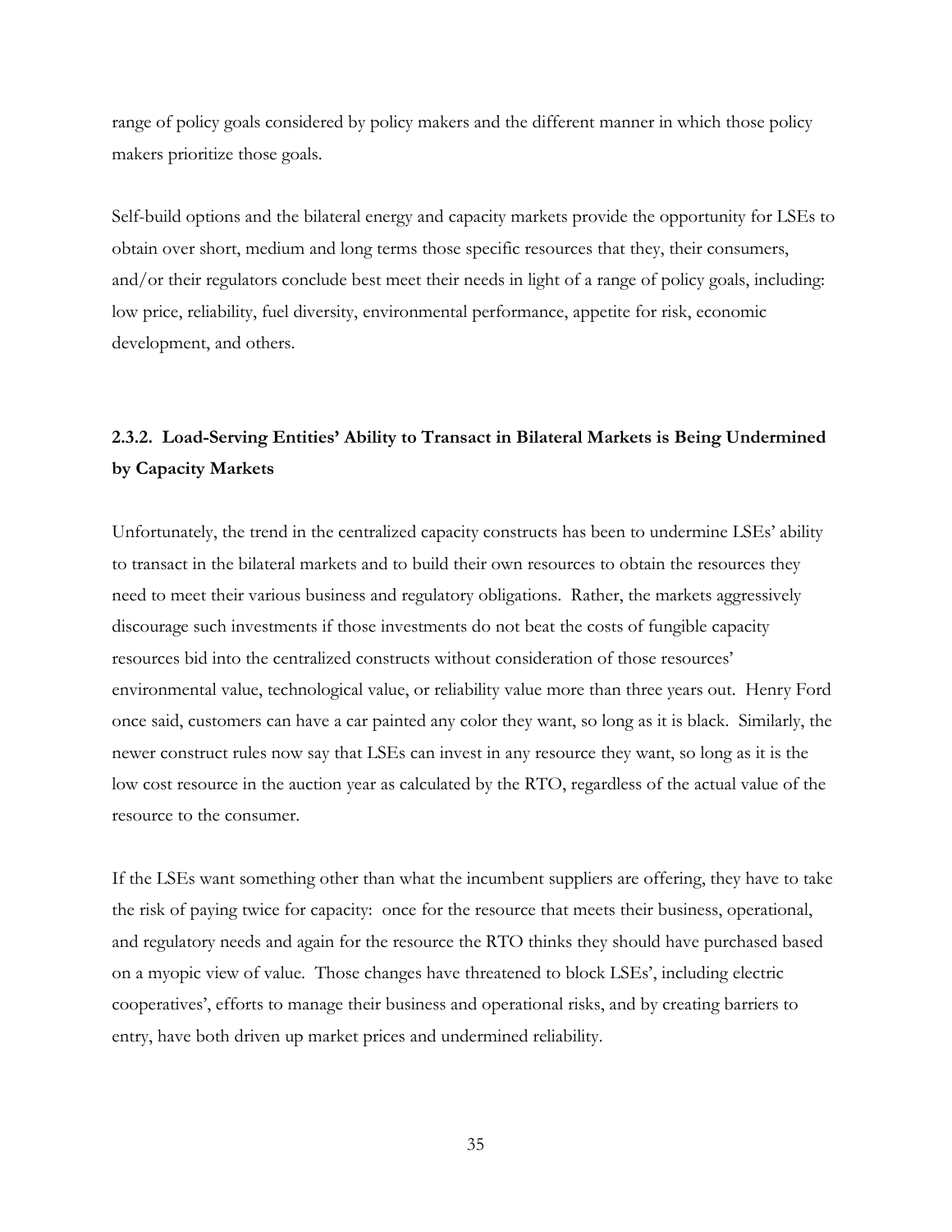range of policy goals considered by policy makers and the different manner in which those policy makers prioritize those goals.

Self-build options and the bilateral energy and capacity markets provide the opportunity for LSEs to obtain over short, medium and long terms those specific resources that they, their consumers, and/or their regulators conclude best meet their needs in light of a range of policy goals, including: low price, reliability, fuel diversity, environmental performance, appetite for risk, economic development, and others.

### 2.3.2. Load-Serving Entities' Ability to Transact in Bilateral Markets is Being Undermined by Capacity Markets

Unfortunately, the trend in the centralized capacity constructs has been to undermine LSEs' ability to transact in the bilateral markets and to build their own resources to obtain the resources they need to meet their various business and regulatory obligations. Rather, the markets aggressively discourage such investments if those investments do not beat the costs of fungible capacity resources bid into the centralized constructs without consideration of those resources' environmental value, technological value, or reliability value more than three years out. Henry Ford once said, customers can have a car painted any color they want, so long as it is black. Similarly, the newer construct rules now say that LSEs can invest in any resource they want, so long as it is the low cost resource in the auction year as calculated by the RTO, regardless of the actual value of the resource to the consumer.

If the LSEs want something other than what the incumbent suppliers are offering, they have to take the risk of paying twice for capacity: once for the resource that meets their business, operational, and regulatory needs and again for the resource the RTO thinks they should have purchased based on a myopic view of value. Those changes have threatened to block LSEs', including electric cooperatives', efforts to manage their business and operational risks, and by creating barriers to entry, have both driven up market prices and undermined reliability.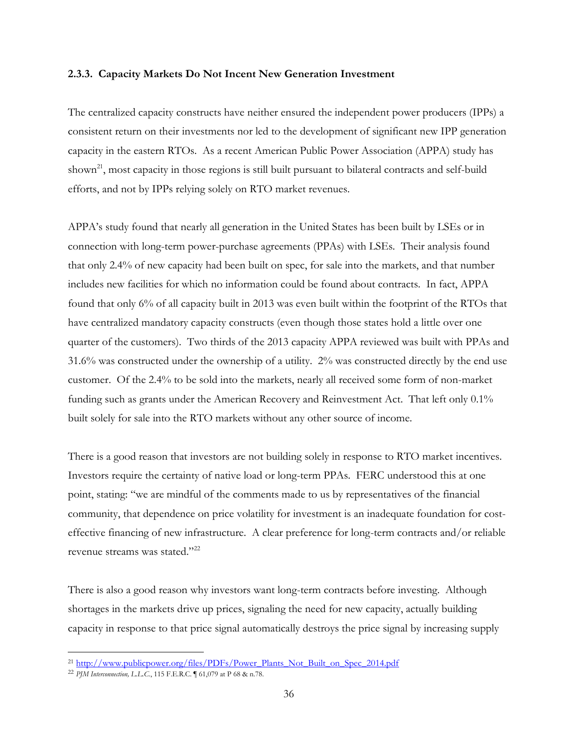### 2.3.3. Capacity Markets Do Not Incent New Generation Investment

The centralized capacity constructs have neither ensured the independent power producers (IPPs) a consistent return on their investments nor led to the development of significant new IPP generation capacity in the eastern RTOs. As a recent American Public Power Association (APPA) study has shown[21], most capacity in those regions is still built pursuant to bilateral contracts and self-build efforts, and not by IPPs relying solely on RTO market revenues.

APPA's study found that nearly all generation in the United States has been built by LSEs or in connection with long-term power-purchase agreements (PPAs) with LSEs. Their analysis found that only 2.4% of new capacity had been built on spec, for sale into the markets, and that number includes new facilities for which no information could be found about contracts. In fact, APPA found that only 6% of all capacity built in 2013 was even built within the footprint of the RTOs that have centralized mandatory capacity constructs (even though those states hold a little over one quarter of the customers). Two thirds of the 2013 capacity APPA reviewed was built with PPAs and 31.6% was constructed under the ownership of a utility. 2% was constructed directly by the end use customer. Of the 2.4% to be sold into the markets, nearly all received some form of non-market funding such as grants under the American Recovery and Reinvestment Act. That left only 0.1% built solely for sale into the RTO markets without any other source of income.

There is a good reason that investors are not building solely in response to RTO market incentives. Investors require the certainty of native load or long-term PPAs. FERC understood this at one point, stating: "we are mindful of the comments made to us by representatives of the financial community, that dependence on price volatility for investment is an inadequate foundation for cost-effective financing of new infrastructure. A clear preference for long-term contracts and/or reliable revenue streams was stated."[22]

There is also a good reason why investors want long-term contracts before investing. Although shortages in the markets drive up prices, signaling the need for new capacity, actually building capacity in response to that price signal automatically destroys the price signal by increasing supply

---

[21] http://www.publicpower.org/files/PDFs/Power_Plants_Not_Built_on_Spec_2014.pdf

[22] *PJM Interconnection, L.L.C.*, 115 F.E.R.C. ¶ 61,079 at P 68 & n.78.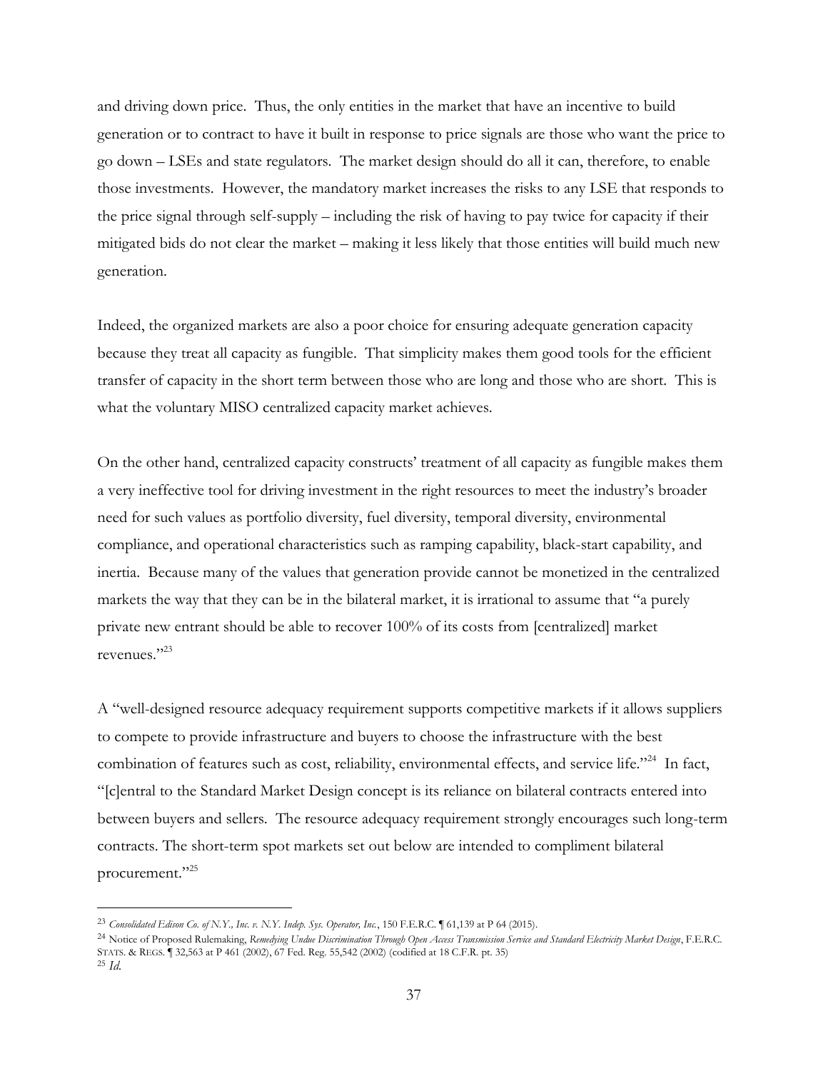and driving down price. Thus, the only entities in the market that have an incentive to build generation or to contract to have it built in response to price signals are those who want the price to go down – LSEs and state regulators. The market design should do all it can, therefore, to enable those investments. However, the mandatory market increases the risks to any LSE that responds to the price signal through self-supply – including the risk of having to pay twice for capacity if their mitigated bids do not clear the market – making it less likely that those entities will build much new generation.

Indeed, the organized markets are also a poor choice for ensuring adequate generation capacity because they treat all capacity as fungible. That simplicity makes them good tools for the efficient transfer of capacity in the short term between those who are long and those who are short. This is what the voluntary MISO centralized capacity market achieves.

On the other hand, centralized capacity constructs' treatment of all capacity as fungible makes them a very ineffective tool for driving investment in the right resources to meet the industry's broader need for such values as portfolio diversity, fuel diversity, temporal diversity, environmental compliance, and operational characteristics such as ramping capability, black-start capability, and inertia. Because many of the values that generation provide cannot be monetized in the centralized markets the way that they can be in the bilateral market, it is irrational to assume that "a purely private new entrant should be able to recover 100% of its costs from [centralized] market revenues."[23]

A "well-designed resource adequacy requirement supports competitive markets if it allows suppliers to compete to provide infrastructure and buyers to choose the infrastructure with the best combination of features such as cost, reliability, environmental effects, and service life."[24] In fact, "[c]entral to the Standard Market Design concept is its reliance on bilateral contracts entered into between buyers and sellers. The resource adequacy requirement strongly encourages such long-term contracts. The short-term spot markets set out below are intended to compliment bilateral procurement."[25]

---

[23] *Consolidated Edison Co. of N.Y., Inc. v. N.Y. Indep. Sys. Operator, Inc.*, 150 F.E.R.C. ¶ 61,139 at P 64 (2015).

[24] Notice of Proposed Rulemaking, *Remedying Undue Discrimination Through Open Access Transmission Service and Standard Electricity Market Design*, F.E.R.C. STATS. & REGS. ¶ 32,563 at P 461 (2002), 67 Fed. Reg. 55,542 (2002) (codified at 18 C.F.R. pt. 35)

[25] *Id.*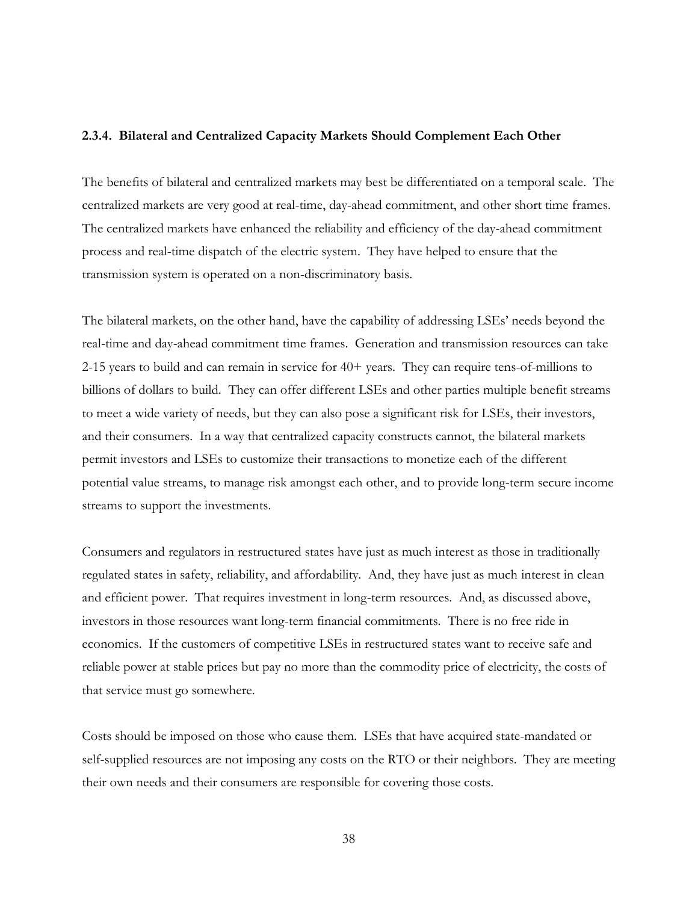#### 2.3.4. Bilateral and Centralized Capacity Markets Should Complement Each Other

The benefits of bilateral and centralized markets may best be differentiated on a temporal scale. The centralized markets are very good at real-time, day-ahead commitment, and other short time frames. The centralized markets have enhanced the reliability and efficiency of the day-ahead commitment process and real-time dispatch of the electric system. They have helped to ensure that the transmission system is operated on a non-discriminatory basis.

The bilateral markets, on the other hand, have the capability of addressing LSEs' needs beyond the real-time and day-ahead commitment time frames. Generation and transmission resources can take 2-15 years to build and can remain in service for 40+ years. They can require tens-of-millions to billions of dollars to build. They can offer different LSEs and other parties multiple benefit streams to meet a wide variety of needs, but they can also pose a significant risk for LSEs, their investors, and their consumers. In a way that centralized capacity constructs cannot, the bilateral markets permit investors and LSEs to customize their transactions to monetize each of the different potential value streams, to manage risk amongst each other, and to provide long-term secure income streams to support the investments.

Consumers and regulators in restructured states have just as much interest as those in traditionally regulated states in safety, reliability, and affordability. And, they have just as much interest in clean and efficient power. That requires investment in long-term resources. And, as discussed above, investors in those resources want long-term financial commitments. There is no free ride in economics. If the customers of competitive LSEs in restructured states want to receive safe and reliable power at stable prices but pay no more than the commodity price of electricity, the costs of that service must go somewhere.

Costs should be imposed on those who cause them. LSEs that have acquired state-mandated or self-supplied resources are not imposing any costs on the RTO or their neighbors. They are meeting their own needs and their consumers are responsible for covering those costs.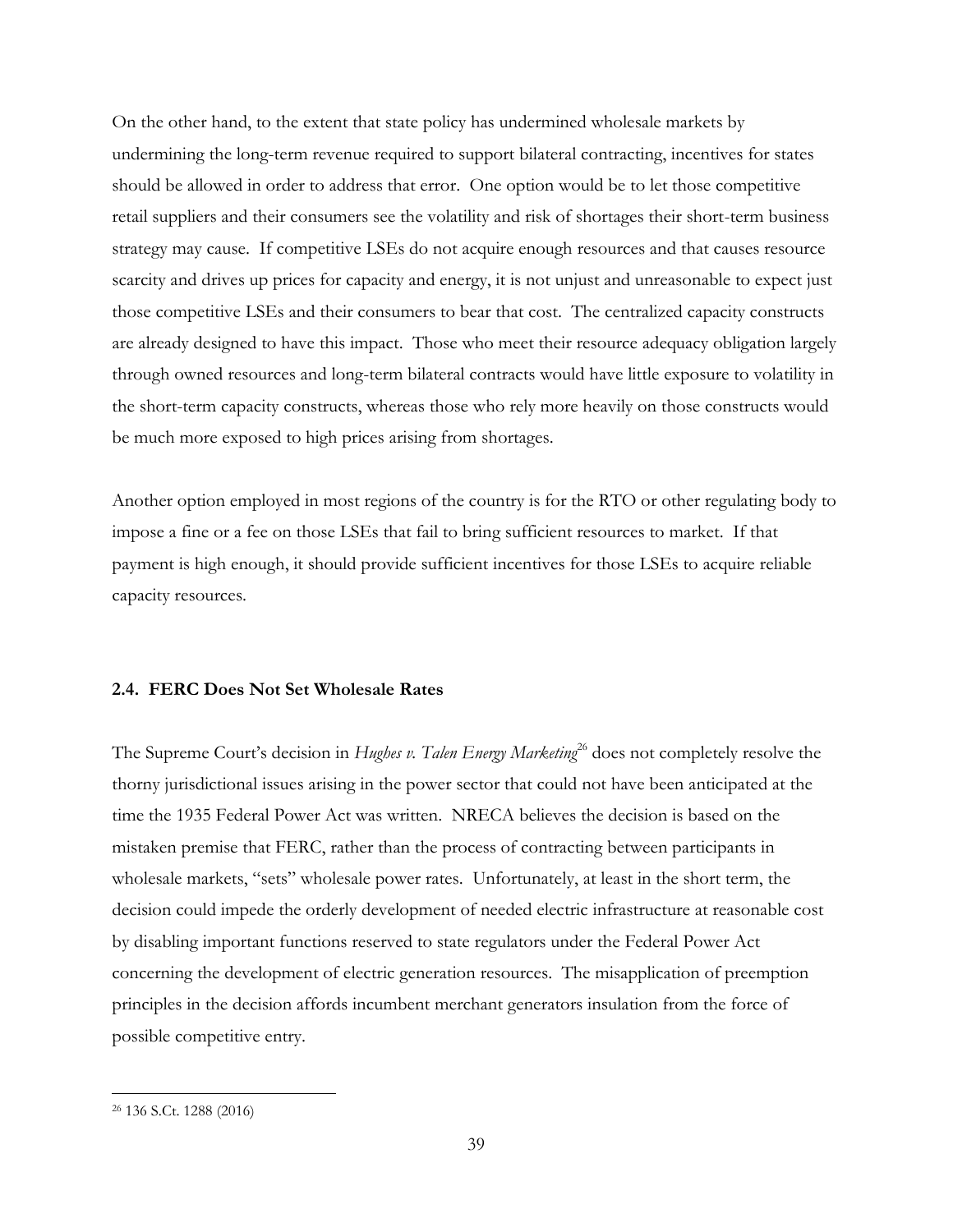On the other hand, to the extent that state policy has undermined wholesale markets by undermining the long-term revenue required to support bilateral contracting, incentives for states should be allowed in order to address that error. One option would be to let those competitive retail suppliers and their consumers see the volatility and risk of shortages their short-term business strategy may cause. If competitive LSEs do not acquire enough resources and that causes resource scarcity and drives up prices for capacity and energy, it is not unjust and unreasonable to expect just those competitive LSEs and their consumers to bear that cost. The centralized capacity constructs are already designed to have this impact. Those who meet their resource adequacy obligation largely through owned resources and long-term bilateral contracts would have little exposure to volatility in the short-term capacity constructs, whereas those who rely more heavily on those constructs would be much more exposed to high prices arising from shortages.

Another option employed in most regions of the country is for the RTO or other regulating body to impose a fine or a fee on those LSEs that fail to bring sufficient resources to market. If that payment is high enough, it should provide sufficient incentives for those LSEs to acquire reliable capacity resources.

### 2.4. FERC Does Not Set Wholesale Rates

The Supreme Court's decision in *Hughes v. Talen Energy Marketing*[26] does not completely resolve the thorny jurisdictional issues arising in the power sector that could not have been anticipated at the time the 1935 Federal Power Act was written. NRECA believes the decision is based on the mistaken premise that FERC, rather than the process of contracting between participants in wholesale markets, "sets" wholesale power rates. Unfortunately, at least in the short term, the decision could impede the orderly development of needed electric infrastructure at reasonable cost by disabling important functions reserved to state regulators under the Federal Power Act concerning the development of electric generation resources. The misapplication of preemption principles in the decision affords incumbent merchant generators insulation from the force of possible competitive entry.

[26] 136 S.Ct. 1288 (2016)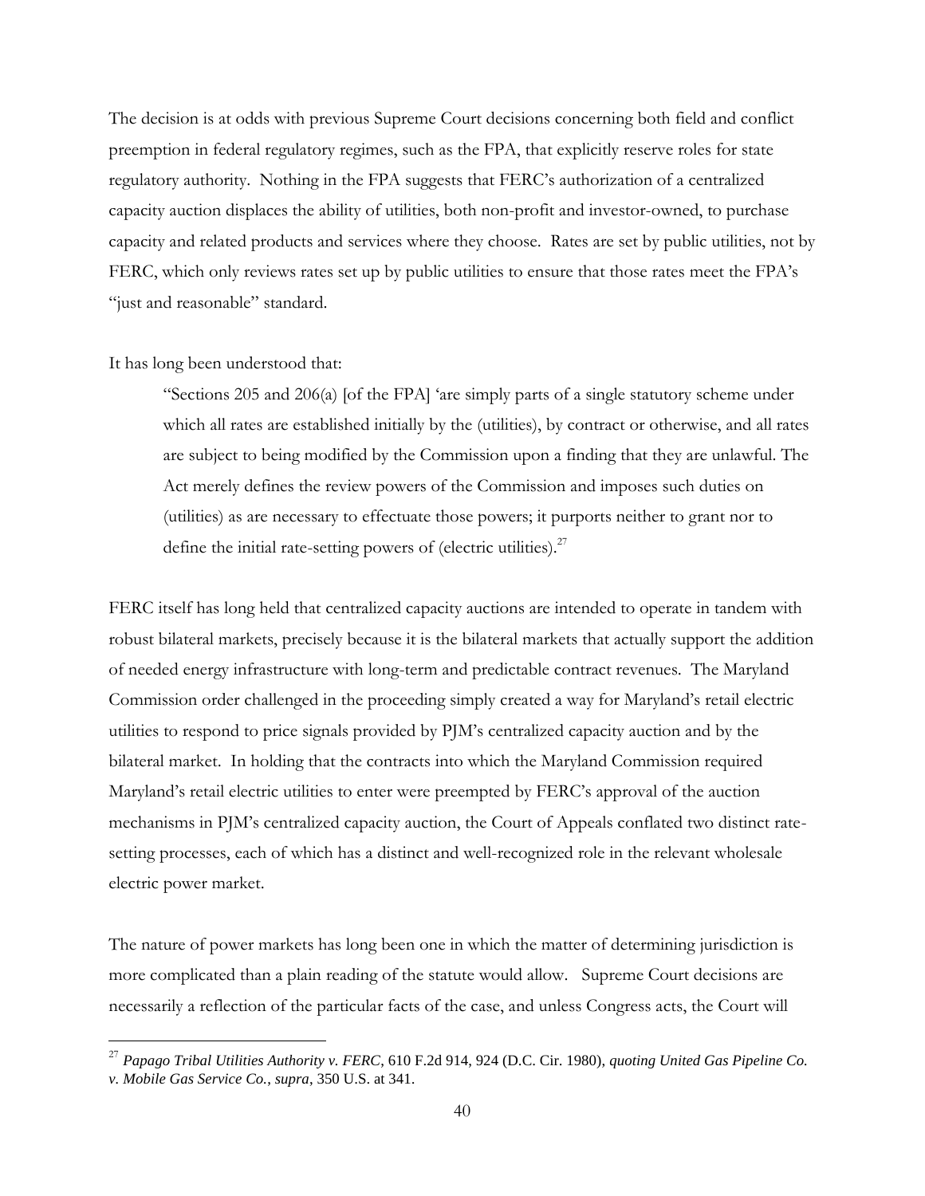The decision is at odds with previous Supreme Court decisions concerning both field and conflict preemption in federal regulatory regimes, such as the FPA, that explicitly reserve roles for state regulatory authority. Nothing in the FPA suggests that FERC's authorization of a centralized capacity auction displaces the ability of utilities, both non-profit and investor-owned, to purchase capacity and related products and services where they choose. Rates are set by public utilities, not by FERC, which only reviews rates set up by public utilities to ensure that those rates meet the FPA's "just and reasonable" standard.

It has long been understood that:

> "Sections 205 and 206(a) [of the FPA] 'are simply parts of a single statutory scheme under which all rates are established initially by the (utilities), by contract or otherwise, and all rates are subject to being modified by the Commission upon a finding that they are unlawful. The Act merely defines the review powers of the Commission and imposes such duties on (utilities) as are necessary to effectuate those powers; it purports neither to grant nor to define the initial rate-setting powers of (electric utilities).[27]

FERC itself has long held that centralized capacity auctions are intended to operate in tandem with robust bilateral markets, precisely because it is the bilateral markets that actually support the addition of needed energy infrastructure with long-term and predictable contract revenues. The Maryland Commission order challenged in the proceeding simply created a way for Maryland's retail electric utilities to respond to price signals provided by PJM's centralized capacity auction and by the bilateral market. In holding that the contracts into which the Maryland Commission required Maryland's retail electric utilities to enter were preempted by FERC's approval of the auction mechanisms in PJM's centralized capacity auction, the Court of Appeals conflated two distinct rate-setting processes, each of which has a distinct and well-recognized role in the relevant wholesale electric power market.

The nature of power markets has long been one in which the matter of determining jurisdiction is more complicated than a plain reading of the statute would allow. Supreme Court decisions are necessarily a reflection of the particular facts of the case, and unless Congress acts, the Court will

---

[27] *Papago Tribal Utilities Authority v. FERC*, 610 F.2d 914, 924 (D.C. Cir. 1980), *quoting United Gas Pipeline Co. v. Mobile Gas Service Co., supra*, 350 U.S. at 341.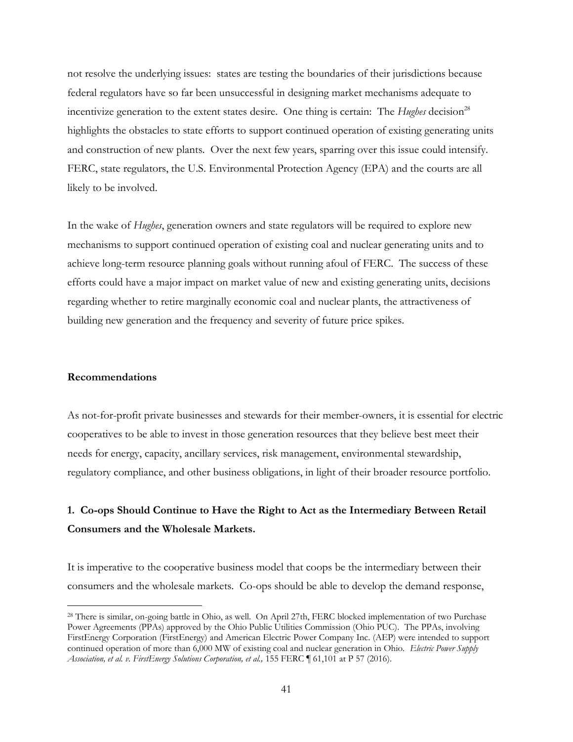not resolve the underlying issues: states are testing the boundaries of their jurisdictions because federal regulators have so far been unsuccessful in designing market mechanisms adequate to incentivize generation to the extent states desire. One thing is certain: The *Hughes* decision[28] highlights the obstacles to state efforts to support continued operation of existing generating units and construction of new plants. Over the next few years, sparring over this issue could intensify. FERC, state regulators, the U.S. Environmental Protection Agency (EPA) and the courts are all likely to be involved.

In the wake of *Hughes*, generation owners and state regulators will be required to explore new mechanisms to support continued operation of existing coal and nuclear generating units and to achieve long-term resource planning goals without running afoul of FERC. The success of these efforts could have a major impact on market value of new and existing generating units, decisions regarding whether to retire marginally economic coal and nuclear plants, the attractiveness of building new generation and the frequency and severity of future price spikes.

### Recommendations

As not-for-profit private businesses and stewards for their member-owners, it is essential for electric cooperatives to be able to invest in those generation resources that they believe best meet their needs for energy, capacity, ancillary services, risk management, environmental stewardship, regulatory compliance, and other business obligations, in light of their broader resource portfolio.

#### 1. Co-ops Should Continue to Have the Right to Act as the Intermediary Between Retail Consumers and the Wholesale Markets.

It is imperative to the cooperative business model that coops be the intermediary between their consumers and the wholesale markets. Co-ops should be able to develop the demand response,

---

[28] There is similar, on-going battle in Ohio, as well. On April 27th, FERC blocked implementation of two Purchase Power Agreements (PPAs) approved by the Ohio Public Utilities Commission (Ohio PUC). The PPAs, involving FirstEnergy Corporation (FirstEnergy) and American Electric Power Company Inc. (AEP) were intended to support continued operation of more than 6,000 MW of existing coal and nuclear generation in Ohio. *Electric Power Supply Association, et al. v. FirstEnergy Solutions Corporation, et al.,* 155 FERC ¶ 61,101 at P 57 (2016).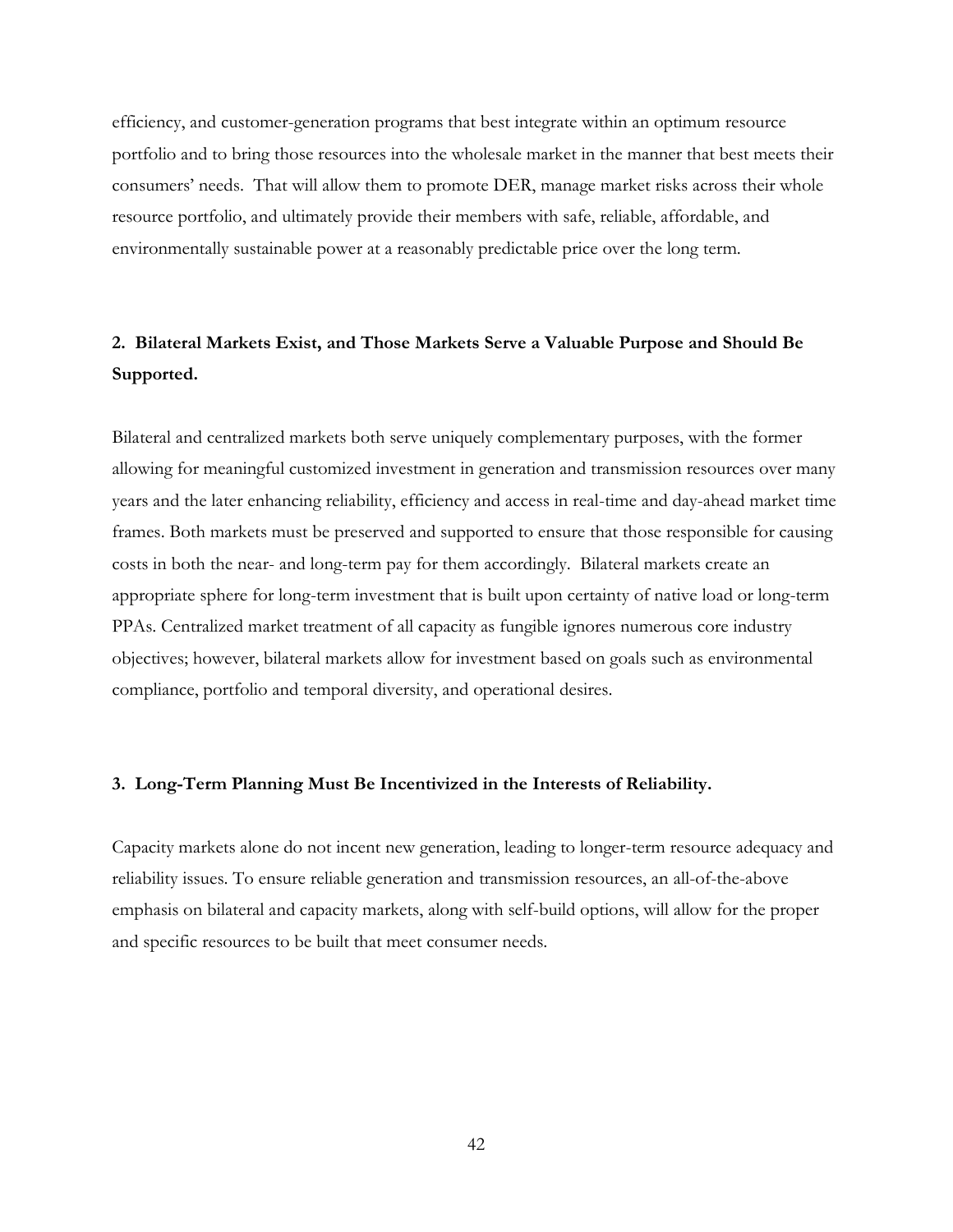efficiency, and customer-generation programs that best integrate within an optimum resource portfolio and to bring those resources into the wholesale market in the manner that best meets their consumers' needs. That will allow them to promote DER, manage market risks across their whole resource portfolio, and ultimately provide their members with safe, reliable, affordable, and environmentally sustainable power at a reasonably predictable price over the long term.

### 2. Bilateral Markets Exist, and Those Markets Serve a Valuable Purpose and Should Be Supported.

Bilateral and centralized markets both serve uniquely complementary purposes, with the former allowing for meaningful customized investment in generation and transmission resources over many years and the later enhancing reliability, efficiency and access in real-time and day-ahead market time frames. Both markets must be preserved and supported to ensure that those responsible for causing costs in both the near- and long-term pay for them accordingly. Bilateral markets create an appropriate sphere for long-term investment that is built upon certainty of native load or long-term PPAs. Centralized market treatment of all capacity as fungible ignores numerous core industry objectives; however, bilateral markets allow for investment based on goals such as environmental compliance, portfolio and temporal diversity, and operational desires.

### 3. Long-Term Planning Must Be Incentivized in the Interests of Reliability.

Capacity markets alone do not incent new generation, leading to longer-term resource adequacy and reliability issues. To ensure reliable generation and transmission resources, an all-of-the-above emphasis on bilateral and capacity markets, along with self-build options, will allow for the proper and specific resources to be built that meet consumer needs.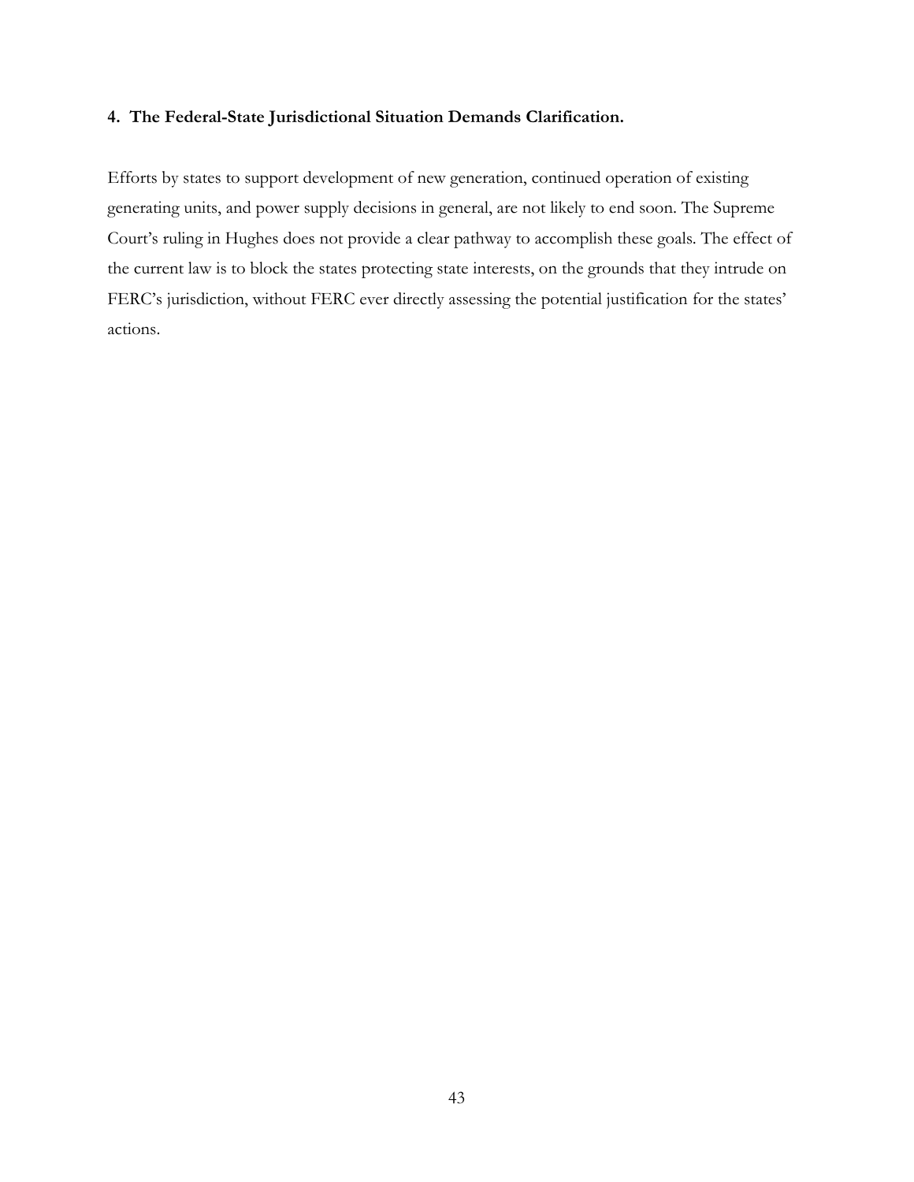#### 4. The Federal-State Jurisdictional Situation Demands Clarification.

Efforts by states to support development of new generation, continued operation of existing generating units, and power supply decisions in general, are not likely to end soon. The Supreme Court's ruling in Hughes does not provide a clear pathway to accomplish these goals. The effect of the current law is to block the states protecting state interests, on the grounds that they intrude on FERC's jurisdiction, without FERC ever directly assessing the potential justification for the states' actions.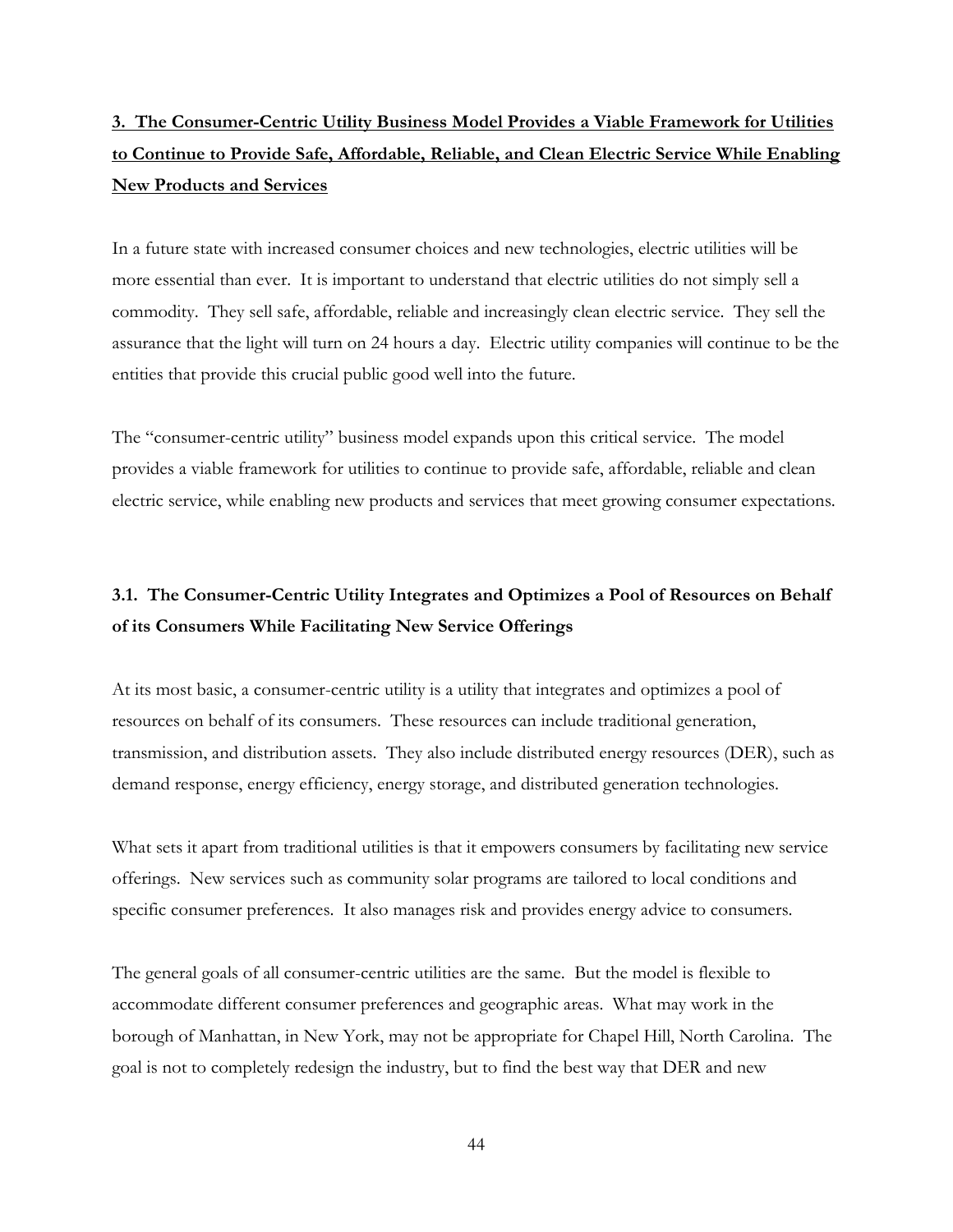## 3. The Consumer-Centric Utility Business Model Provides a Viable Framework for Utilities to Continue to Provide Safe, Affordable, Reliable, and Clean Electric Service While Enabling New Products and Services

In a future state with increased consumer choices and new technologies, electric utilities will be more essential than ever. It is important to understand that electric utilities do not simply sell a commodity. They sell safe, affordable, reliable and increasingly clean electric service. They sell the assurance that the light will turn on 24 hours a day. Electric utility companies will continue to be the entities that provide this crucial public good well into the future.

The "consumer-centric utility" business model expands upon this critical service. The model provides a viable framework for utilities to continue to provide safe, affordable, reliable and clean electric service, while enabling new products and services that meet growing consumer expectations.

### 3.1. The Consumer-Centric Utility Integrates and Optimizes a Pool of Resources on Behalf of its Consumers While Facilitating New Service Offerings

At its most basic, a consumer-centric utility is a utility that integrates and optimizes a pool of resources on behalf of its consumers. These resources can include traditional generation, transmission, and distribution assets. They also include distributed energy resources (DER), such as demand response, energy efficiency, energy storage, and distributed generation technologies.

What sets it apart from traditional utilities is that it empowers consumers by facilitating new service offerings. New services such as community solar programs are tailored to local conditions and specific consumer preferences. It also manages risk and provides energy advice to consumers.

The general goals of all consumer-centric utilities are the same. But the model is flexible to accommodate different consumer preferences and geographic areas. What may work in the borough of Manhattan, in New York, may not be appropriate for Chapel Hill, North Carolina. The goal is not to completely redesign the industry, but to find the best way that DER and new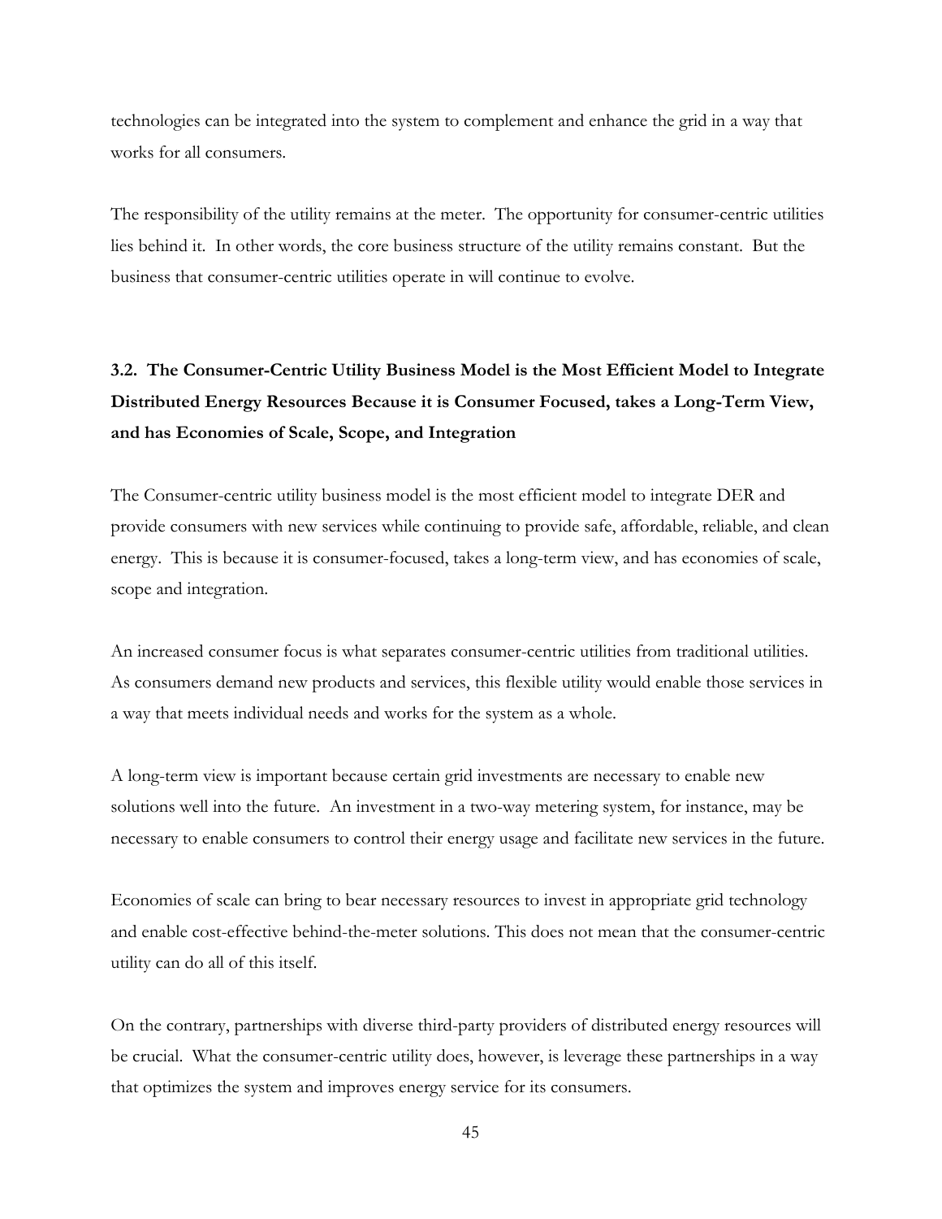technologies can be integrated into the system to complement and enhance the grid in a way that works for all consumers.

The responsibility of the utility remains at the meter. The opportunity for consumer-centric utilities lies behind it. In other words, the core business structure of the utility remains constant. But the business that consumer-centric utilities operate in will continue to evolve.

### 3.2. The Consumer-Centric Utility Business Model is the Most Efficient Model to Integrate Distributed Energy Resources Because it is Consumer Focused, takes a Long-Term View, and has Economies of Scale, Scope, and Integration

The Consumer-centric utility business model is the most efficient model to integrate DER and provide consumers with new services while continuing to provide safe, affordable, reliable, and clean energy. This is because it is consumer-focused, takes a long-term view, and has economies of scale, scope and integration.

An increased consumer focus is what separates consumer-centric utilities from traditional utilities. As consumers demand new products and services, this flexible utility would enable those services in a way that meets individual needs and works for the system as a whole.

A long-term view is important because certain grid investments are necessary to enable new solutions well into the future. An investment in a two-way metering system, for instance, may be necessary to enable consumers to control their energy usage and facilitate new services in the future.

Economies of scale can bring to bear necessary resources to invest in appropriate grid technology and enable cost-effective behind-the-meter solutions. This does not mean that the consumer-centric utility can do all of this itself.

On the contrary, partnerships with diverse third-party providers of distributed energy resources will be crucial. What the consumer-centric utility does, however, is leverage these partnerships in a way that optimizes the system and improves energy service for its consumers.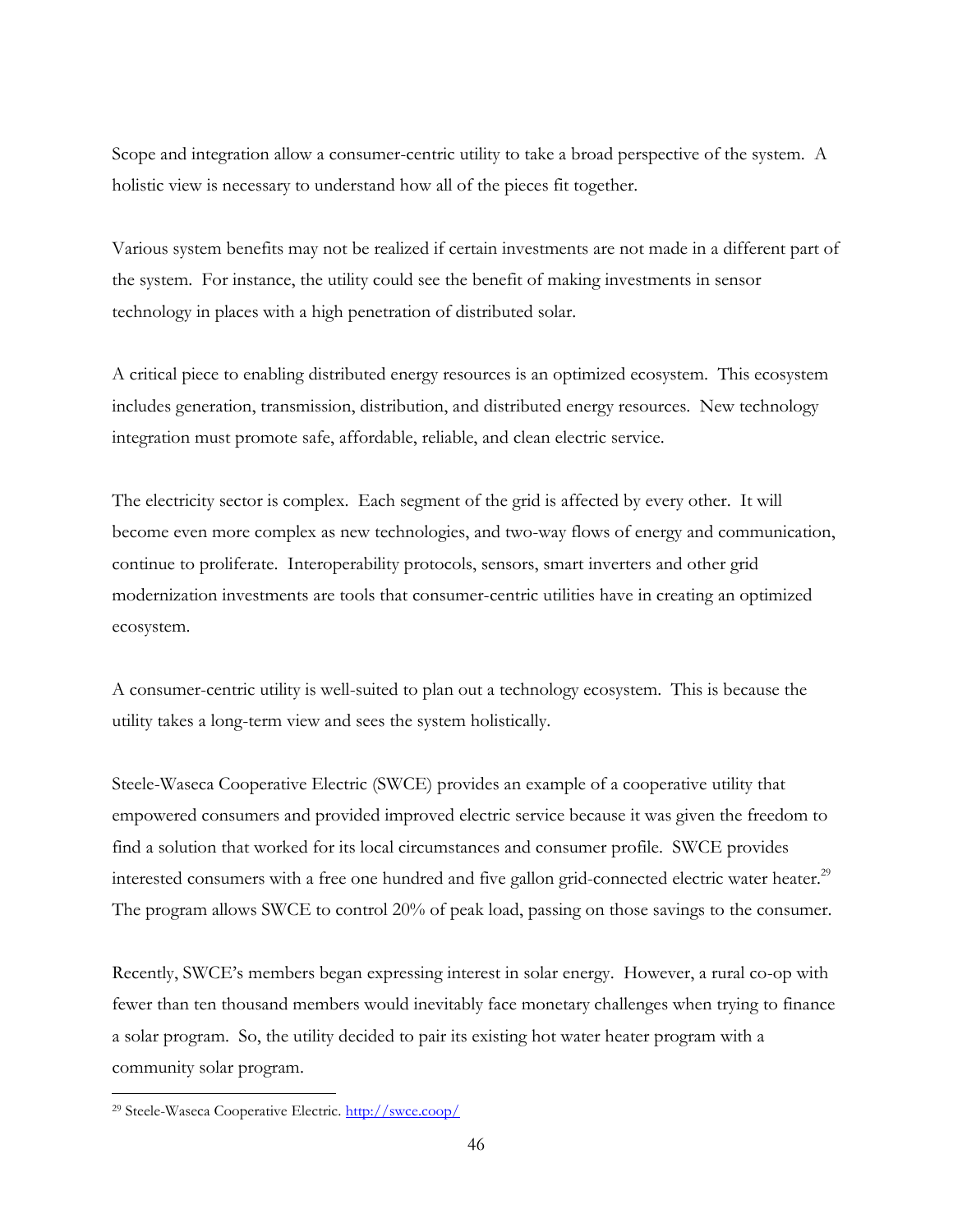Scope and integration allow a consumer-centric utility to take a broad perspective of the system. A holistic view is necessary to understand how all of the pieces fit together.

Various system benefits may not be realized if certain investments are not made in a different part of the system. For instance, the utility could see the benefit of making investments in sensor technology in places with a high penetration of distributed solar.

A critical piece to enabling distributed energy resources is an optimized ecosystem. This ecosystem includes generation, transmission, distribution, and distributed energy resources. New technology integration must promote safe, affordable, reliable, and clean electric service.

The electricity sector is complex. Each segment of the grid is affected by every other. It will become even more complex as new technologies, and two-way flows of energy and communication, continue to proliferate. Interoperability protocols, sensors, smart inverters and other grid modernization investments are tools that consumer-centric utilities have in creating an optimized ecosystem.

A consumer-centric utility is well-suited to plan out a technology ecosystem. This is because the utility takes a long-term view and sees the system holistically.

Steele-Waseca Cooperative Electric (SWCE) provides an example of a cooperative utility that empowered consumers and provided improved electric service because it was given the freedom to find a solution that worked for its local circumstances and consumer profile. SWCE provides interested consumers with a free one hundred and five gallon grid-connected electric water heater.[29] The program allows SWCE to control 20% of peak load, passing on those savings to the consumer.

Recently, SWCE's members began expressing interest in solar energy. However, a rural co-op with fewer than ten thousand members would inevitably face monetary challenges when trying to finance a solar program. So, the utility decided to pair its existing hot water heater program with a community solar program.

---

[29] Steele-Waseca Cooperative Electric. http://swce.coop/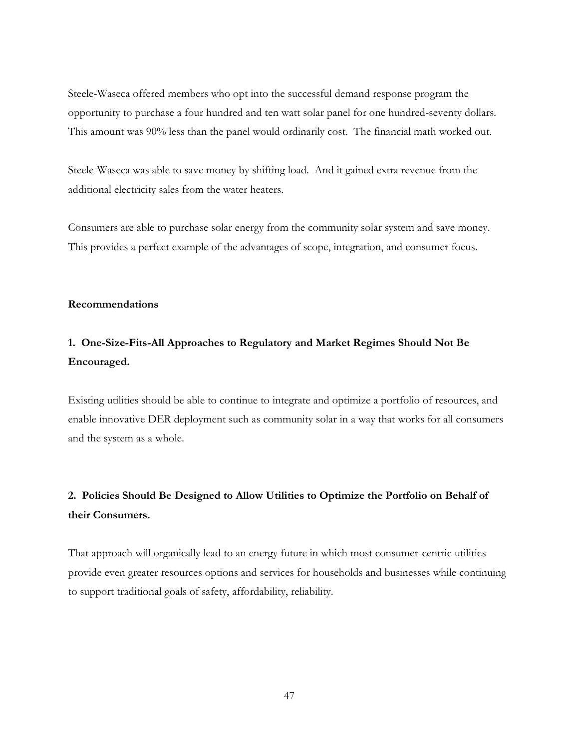Steele-Waseca offered members who opt into the successful demand response program the opportunity to purchase a four hundred and ten watt solar panel for one hundred-seventy dollars. This amount was 90% less than the panel would ordinarily cost. The financial math worked out.

Steele-Waseca was able to save money by shifting load. And it gained extra revenue from the additional electricity sales from the water heaters.

Consumers are able to purchase solar energy from the community solar system and save money. This provides a perfect example of the advantages of scope, integration, and consumer focus.

**Recommendations**

**1. One-Size-Fits-All Approaches to Regulatory and Market Regimes Should Not Be Encouraged.**

Existing utilities should be able to continue to integrate and optimize a portfolio of resources, and enable innovative DER deployment such as community solar in a way that works for all consumers and the system as a whole.

**2. Policies Should Be Designed to Allow Utilities to Optimize the Portfolio on Behalf of their Consumers.**

That approach will organically lead to an energy future in which most consumer-centric utilities provide even greater resources options and services for households and businesses while continuing to support traditional goals of safety, affordability, reliability.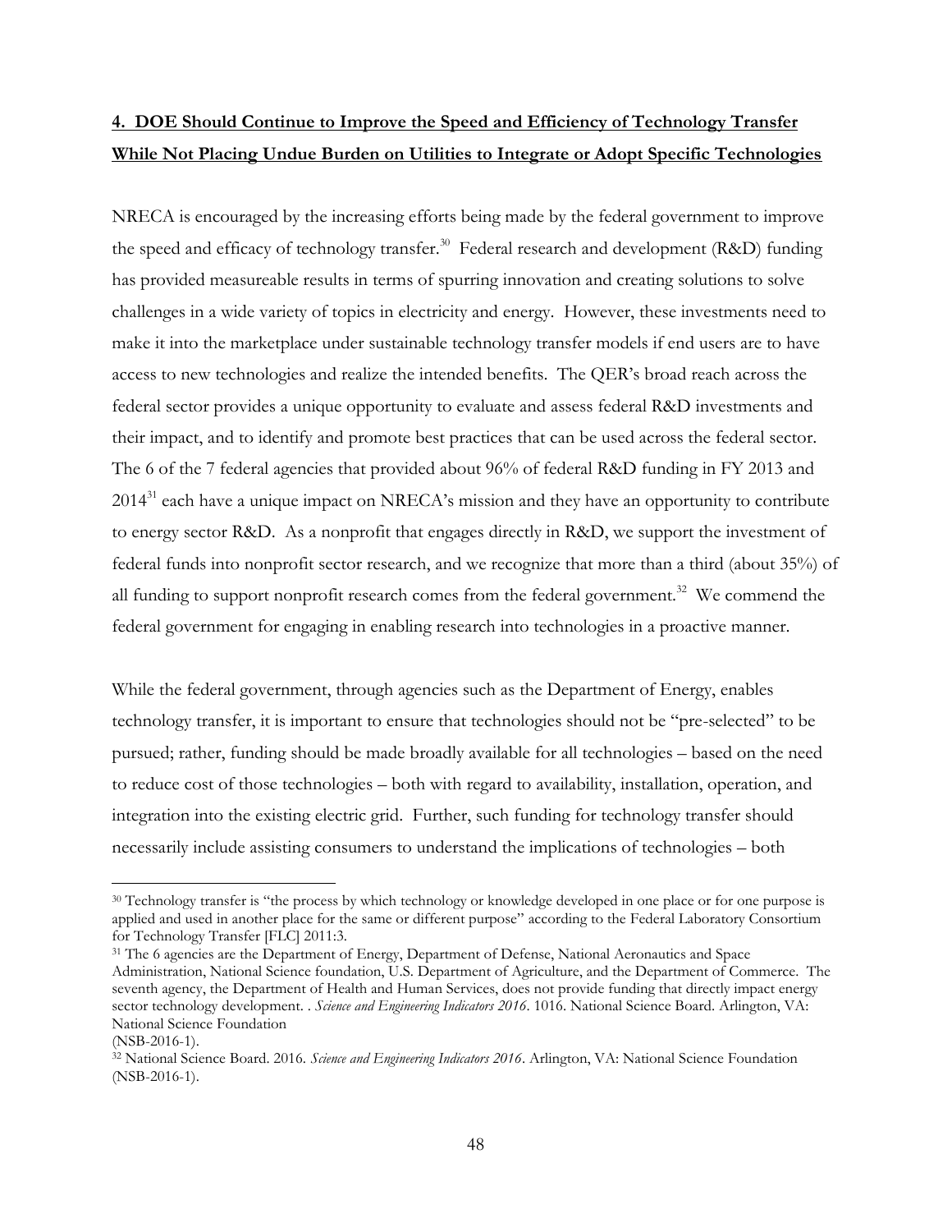## **4. DOE Should Continue to Improve the Speed and Efficiency of Technology Transfer While Not Placing Undue Burden on Utilities to Integrate or Adopt Specific Technologies**

NRECA is encouraged by the increasing efforts being made by the federal government to improve the speed and efficacy of technology transfer.[30] Federal research and development (R&D) funding has provided measureable results in terms of spurring innovation and creating solutions to solve challenges in a wide variety of topics in electricity and energy. However, these investments need to make it into the marketplace under sustainable technology transfer models if end users are to have access to new technologies and realize the intended benefits. The QER's broad reach across the federal sector provides a unique opportunity to evaluate and assess federal R&D investments and their impact, and to identify and promote best practices that can be used across the federal sector. The 6 of the 7 federal agencies that provided about 96% of federal R&D funding in FY 2013 and 2014[31] each have a unique impact on NRECA's mission and they have an opportunity to contribute to energy sector R&D. As a nonprofit that engages directly in R&D, we support the investment of federal funds into nonprofit sector research, and we recognize that more than a third (about 35%) of all funding to support nonprofit research comes from the federal government.[32] We commend the federal government for engaging in enabling research into technologies in a proactive manner.

While the federal government, through agencies such as the Department of Energy, enables technology transfer, it is important to ensure that technologies should not be "pre-selected" to be pursued; rather, funding should be made broadly available for all technologies – based on the need to reduce cost of those technologies – both with regard to availability, installation, operation, and integration into the existing electric grid. Further, such funding for technology transfer should necessarily include assisting consumers to understand the implications of technologies – both

---

[30] Technology transfer is "the process by which technology or knowledge developed in one place or for one purpose is applied and used in another place for the same or different purpose" according to the Federal Laboratory Consortium for Technology Transfer [FLC] 2011:3.

[31] The 6 agencies are the Department of Energy, Department of Defense, National Aeronautics and Space Administration, National Science foundation, U.S. Department of Agriculture, and the Department of Commerce. The seventh agency, the Department of Health and Human Services, does not provide funding that directly impact energy sector technology development. . *Science and Engineering Indicators 2016*. 1016. National Science Board. Arlington, VA: National Science Foundation (NSB-2016-1).

[32] National Science Board. 2016. *Science and Engineering Indicators 2016*. Arlington, VA: National Science Foundation (NSB-2016-1).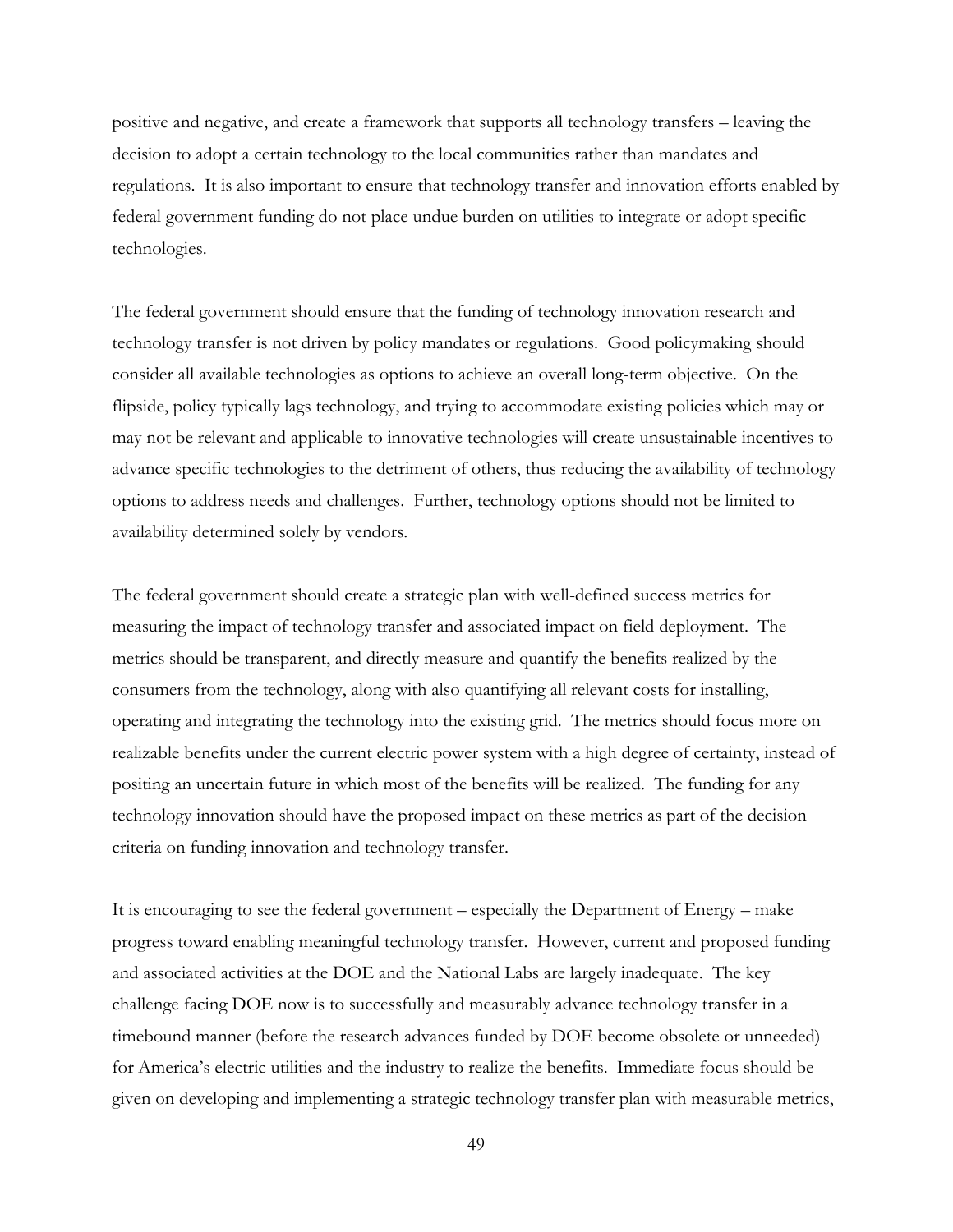positive and negative, and create a framework that supports all technology transfers – leaving the decision to adopt a certain technology to the local communities rather than mandates and regulations. It is also important to ensure that technology transfer and innovation efforts enabled by federal government funding do not place undue burden on utilities to integrate or adopt specific technologies.

The federal government should ensure that the funding of technology innovation research and technology transfer is not driven by policy mandates or regulations. Good policymaking should consider all available technologies as options to achieve an overall long-term objective. On the flipside, policy typically lags technology, and trying to accommodate existing policies which may or may not be relevant and applicable to innovative technologies will create unsustainable incentives to advance specific technologies to the detriment of others, thus reducing the availability of technology options to address needs and challenges. Further, technology options should not be limited to availability determined solely by vendors.

The federal government should create a strategic plan with well-defined success metrics for measuring the impact of technology transfer and associated impact on field deployment. The metrics should be transparent, and directly measure and quantify the benefits realized by the consumers from the technology, along with also quantifying all relevant costs for installing, operating and integrating the technology into the existing grid. The metrics should focus more on realizable benefits under the current electric power system with a high degree of certainty, instead of positing an uncertain future in which most of the benefits will be realized. The funding for any technology innovation should have the proposed impact on these metrics as part of the decision criteria on funding innovation and technology transfer.

It is encouraging to see the federal government – especially the Department of Energy – make progress toward enabling meaningful technology transfer. However, current and proposed funding and associated activities at the DOE and the National Labs are largely inadequate. The key challenge facing DOE now is to successfully and measurably advance technology transfer in a timebound manner (before the research advances funded by DOE become obsolete or unneeded) for America's electric utilities and the industry to realize the benefits. Immediate focus should be given on developing and implementing a strategic technology transfer plan with measurable metrics,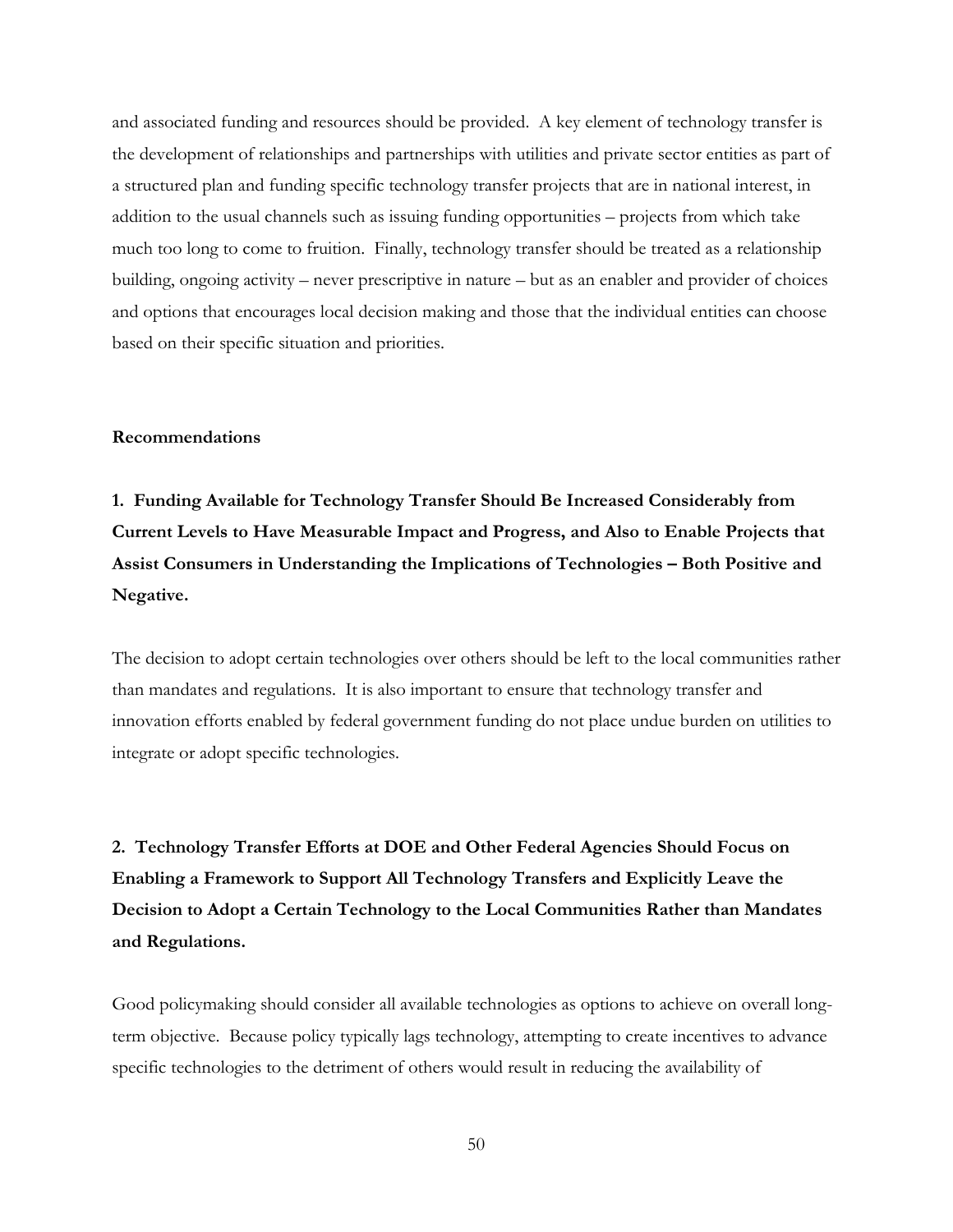and associated funding and resources should be provided. A key element of technology transfer is the development of relationships and partnerships with utilities and private sector entities as part of a structured plan and funding specific technology transfer projects that are in national interest, in addition to the usual channels such as issuing funding opportunities – projects from which take much too long to come to fruition. Finally, technology transfer should be treated as a relationship building, ongoing activity – never prescriptive in nature – but as an enabler and provider of choices and options that encourages local decision making and those that the individual entities can choose based on their specific situation and priorities.

**Recommendations**

**1. Funding Available for Technology Transfer Should Be Increased Considerably from Current Levels to Have Measurable Impact and Progress, and Also to Enable Projects that Assist Consumers in Understanding the Implications of Technologies – Both Positive and Negative.**

The decision to adopt certain technologies over others should be left to the local communities rather than mandates and regulations. It is also important to ensure that technology transfer and innovation efforts enabled by federal government funding do not place undue burden on utilities to integrate or adopt specific technologies.

**2. Technology Transfer Efforts at DOE and Other Federal Agencies Should Focus on Enabling a Framework to Support All Technology Transfers and Explicitly Leave the Decision to Adopt a Certain Technology to the Local Communities Rather than Mandates and Regulations.**

Good policymaking should consider all available technologies as options to achieve on overall long-term objective. Because policy typically lags technology, attempting to create incentives to advance specific technologies to the detriment of others would result in reducing the availability of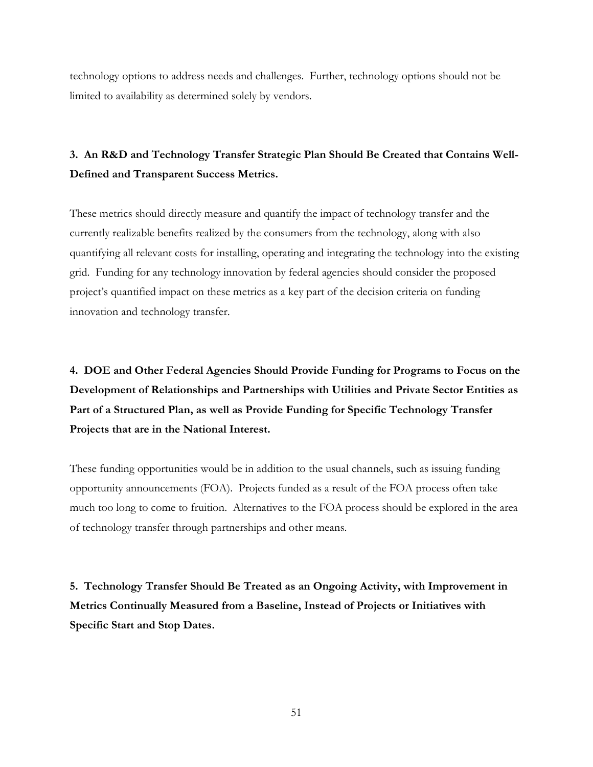technology options to address needs and challenges. Further, technology options should not be limited to availability as determined solely by vendors.

**3. An R&D and Technology Transfer Strategic Plan Should Be Created that Contains Well-Defined and Transparent Success Metrics.**

These metrics should directly measure and quantify the impact of technology transfer and the currently realizable benefits realized by the consumers from the technology, along with also quantifying all relevant costs for installing, operating and integrating the technology into the existing grid. Funding for any technology innovation by federal agencies should consider the proposed project's quantified impact on these metrics as a key part of the decision criteria on funding innovation and technology transfer.

**4. DOE and Other Federal Agencies Should Provide Funding for Programs to Focus on the Development of Relationships and Partnerships with Utilities and Private Sector Entities as Part of a Structured Plan, as well as Provide Funding for Specific Technology Transfer Projects that are in the National Interest.**

These funding opportunities would be in addition to the usual channels, such as issuing funding opportunity announcements (FOA). Projects funded as a result of the FOA process often take much too long to come to fruition. Alternatives to the FOA process should be explored in the area of technology transfer through partnerships and other means.

**5. Technology Transfer Should Be Treated as an Ongoing Activity, with Improvement in Metrics Continually Measured from a Baseline, Instead of Projects or Initiatives with Specific Start and Stop Dates.**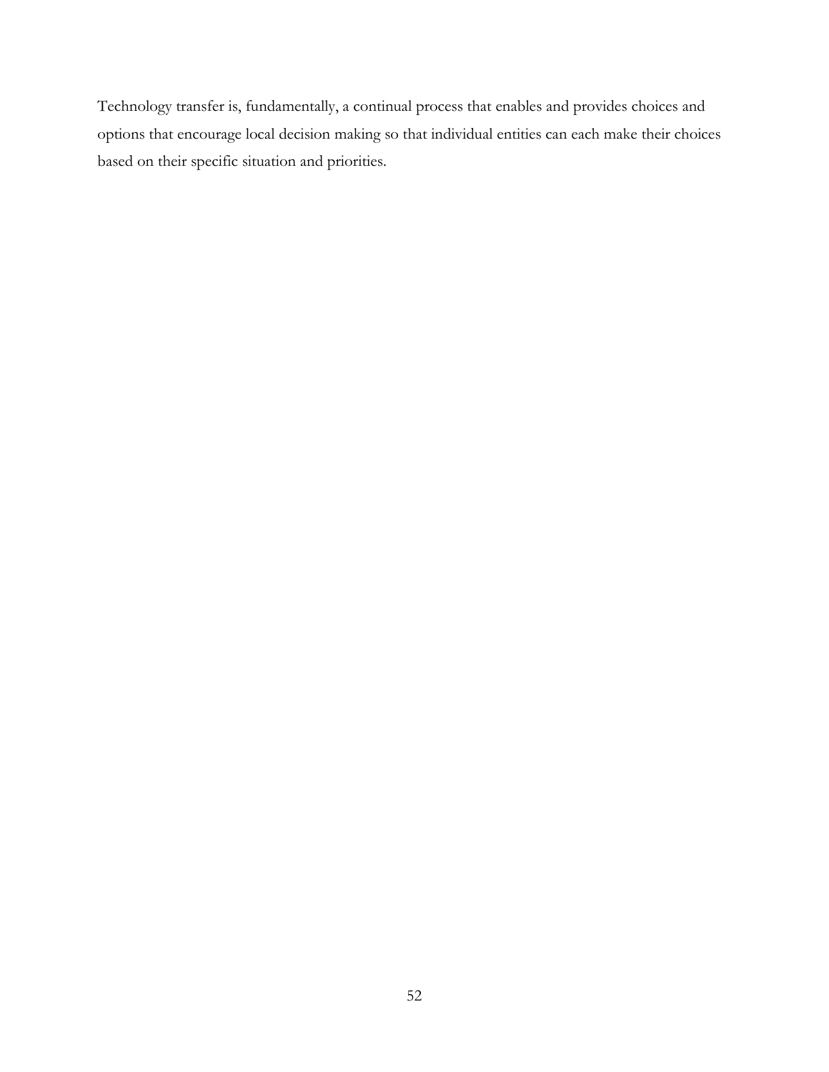Technology transfer is, fundamentally, a continual process that enables and provides choices and options that encourage local decision making so that individual entities can each make their choices based on their specific situation and priorities.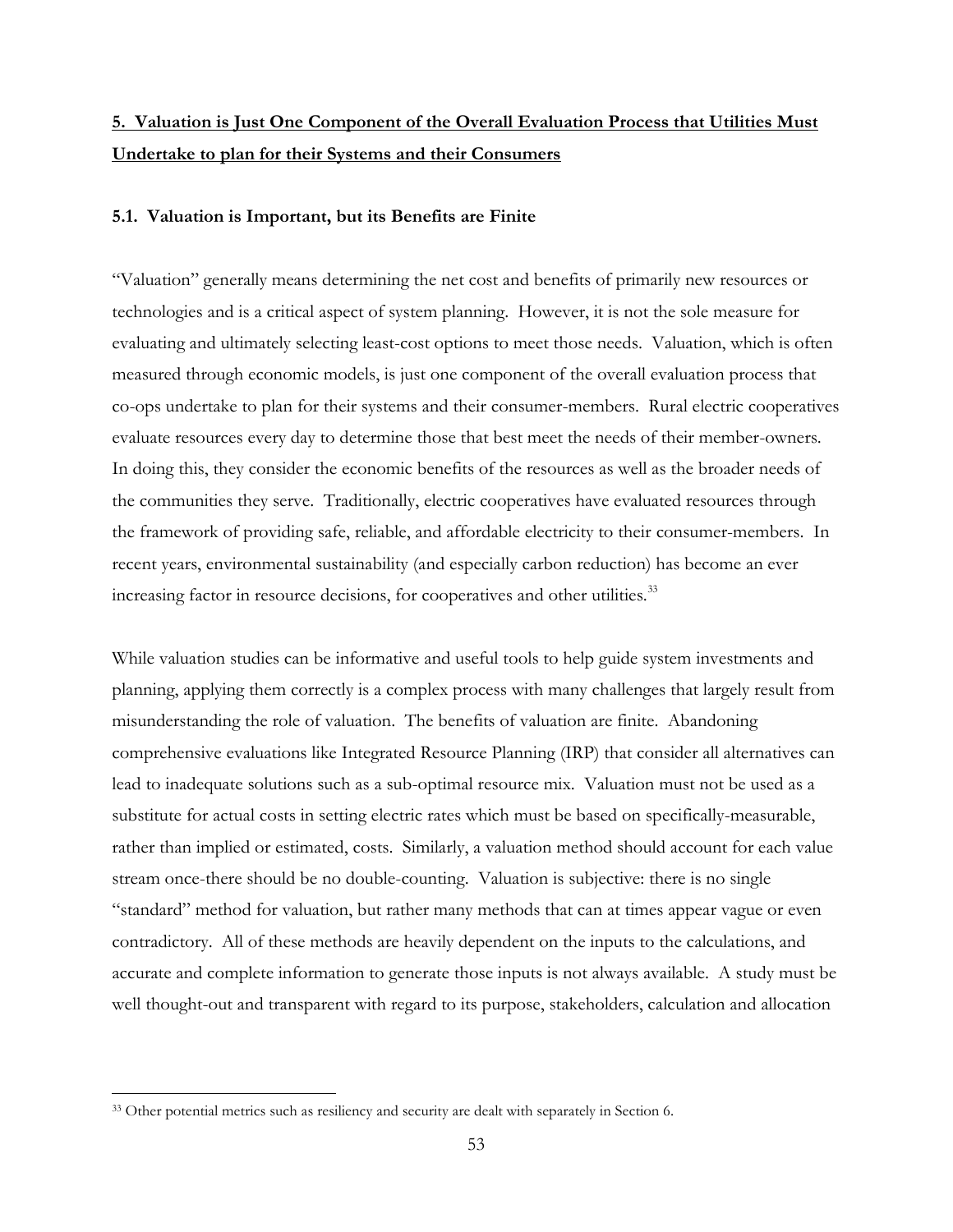## 5. Valuation is Just One Component of the Overall Evaluation Process that Utilities Must Undertake to plan for their Systems and their Consumers

### 5.1. Valuation is Important, but its Benefits are Finite

"Valuation" generally means determining the net cost and benefits of primarily new resources or technologies and is a critical aspect of system planning. However, it is not the sole measure for evaluating and ultimately selecting least-cost options to meet those needs. Valuation, which is often measured through economic models, is just one component of the overall evaluation process that co-ops undertake to plan for their systems and their consumer-members. Rural electric cooperatives evaluate resources every day to determine those that best meet the needs of their member-owners. In doing this, they consider the economic benefits of the resources as well as the broader needs of the communities they serve. Traditionally, electric cooperatives have evaluated resources through the framework of providing safe, reliable, and affordable electricity to their consumer-members. In recent years, environmental sustainability (and especially carbon reduction) has become an ever increasing factor in resource decisions, for cooperatives and other utilities.[33]

While valuation studies can be informative and useful tools to help guide system investments and planning, applying them correctly is a complex process with many challenges that largely result from misunderstanding the role of valuation. The benefits of valuation are finite. Abandoning comprehensive evaluations like Integrated Resource Planning (IRP) that consider all alternatives can lead to inadequate solutions such as a sub-optimal resource mix. Valuation must not be used as a substitute for actual costs in setting electric rates which must be based on specifically-measurable, rather than implied or estimated, costs. Similarly, a valuation method should account for each value stream once-there should be no double-counting. Valuation is subjective: there is no single "standard" method for valuation, but rather many methods that can at times appear vague or even contradictory. All of these methods are heavily dependent on the inputs to the calculations, and accurate and complete information to generate those inputs is not always available. A study must be well thought-out and transparent with regard to its purpose, stakeholders, calculation and allocation

[33] Other potential metrics such as resiliency and security are dealt with separately in Section 6.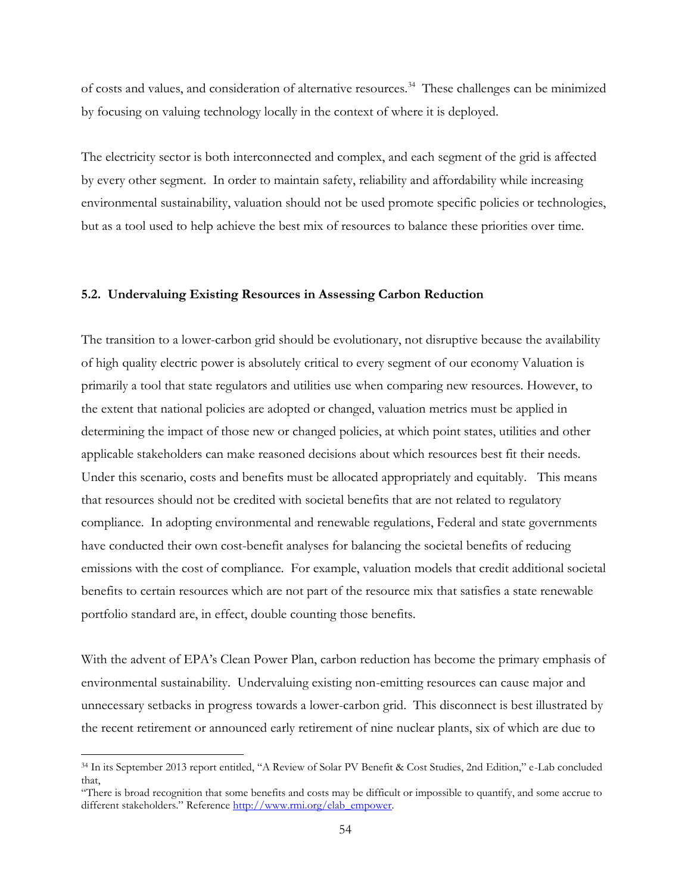of costs and values, and consideration of alternative resources.[34] These challenges can be minimized by focusing on valuing technology locally in the context of where it is deployed.

The electricity sector is both interconnected and complex, and each segment of the grid is affected by every other segment. In order to maintain safety, reliability and affordability while increasing environmental sustainability, valuation should not be used promote specific policies or technologies, but as a tool used to help achieve the best mix of resources to balance these priorities over time.

### 5.2. Undervaluing Existing Resources in Assessing Carbon Reduction

The transition to a lower-carbon grid should be evolutionary, not disruptive because the availability of high quality electric power is absolutely critical to every segment of our economy Valuation is primarily a tool that state regulators and utilities use when comparing new resources. However, to the extent that national policies are adopted or changed, valuation metrics must be applied in determining the impact of those new or changed policies, at which point states, utilities and other applicable stakeholders can make reasoned decisions about which resources best fit their needs. Under this scenario, costs and benefits must be allocated appropriately and equitably. This means that resources should not be credited with societal benefits that are not related to regulatory compliance. In adopting environmental and renewable regulations, Federal and state governments have conducted their own cost-benefit analyses for balancing the societal benefits of reducing emissions with the cost of compliance. For example, valuation models that credit additional societal benefits to certain resources which are not part of the resource mix that satisfies a state renewable portfolio standard are, in effect, double counting those benefits.

With the advent of EPA's Clean Power Plan, carbon reduction has become the primary emphasis of environmental sustainability. Undervaluing existing non-emitting resources can cause major and unnecessary setbacks in progress towards a lower-carbon grid. This disconnect is best illustrated by the recent retirement or announced early retirement of nine nuclear plants, six of which are due to

---

[34] In its September 2013 report entitled, "A Review of Solar PV Benefit & Cost Studies, 2nd Edition," e-Lab concluded that,
"There is broad recognition that some benefits and costs may be difficult or impossible to quantify, and some accrue to different stakeholders." Reference http://www.rmi.org/elab_empower.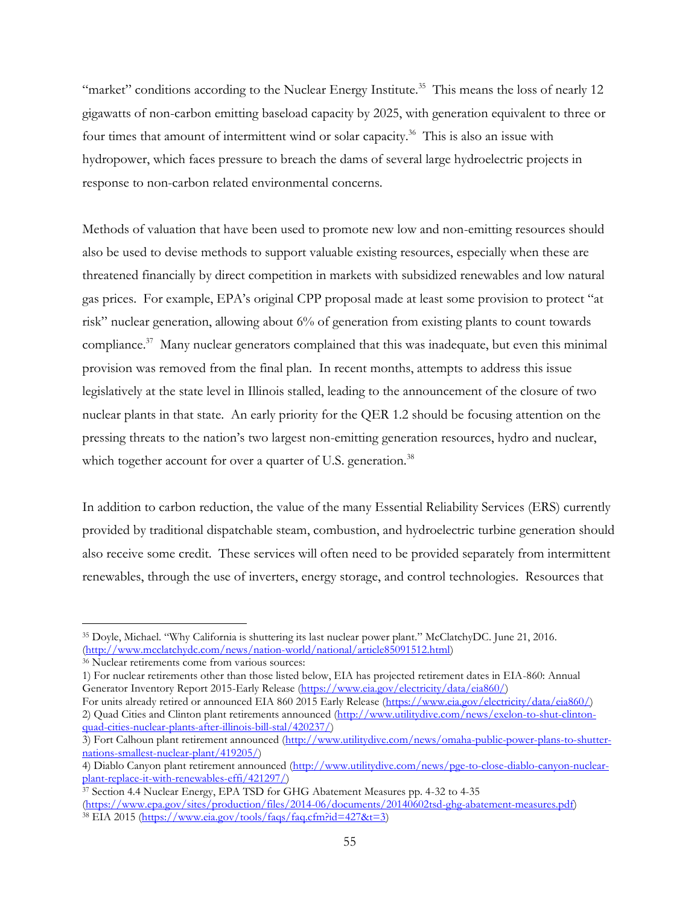"market" conditions according to the Nuclear Energy Institute.[35] This means the loss of nearly 12 gigawatts of non-carbon emitting baseload capacity by 2025, with generation equivalent to three or four times that amount of intermittent wind or solar capacity.[36] This is also an issue with hydropower, which faces pressure to breach the dams of several large hydroelectric projects in response to non-carbon related environmental concerns.

Methods of valuation that have been used to promote new low and non-emitting resources should also be used to devise methods to support valuable existing resources, especially when these are threatened financially by direct competition in markets with subsidized renewables and low natural gas prices. For example, EPA's original CPP proposal made at least some provision to protect "at risk" nuclear generation, allowing about 6% of generation from existing plants to count towards compliance.[37] Many nuclear generators complained that this was inadequate, but even this minimal provision was removed from the final plan. In recent months, attempts to address this issue legislatively at the state level in Illinois stalled, leading to the announcement of the closure of two nuclear plants in that state. An early priority for the QER 1.2 should be focusing attention on the pressing threats to the nation's two largest non-emitting generation resources, hydro and nuclear, which together account for over a quarter of U.S. generation.[38]

In addition to carbon reduction, the value of the many Essential Reliability Services (ERS) currently provided by traditional dispatchable steam, combustion, and hydroelectric turbine generation should also receive some credit. These services will often need to be provided separately from intermittent renewables, through the use of inverters, energy storage, and control technologies. Resources that

---

[35] Doyle, Michael. "Why California is shuttering its last nuclear power plant." McClatchyDC. June 21, 2016. (http://www.mcclatchydc.com/news/nation-world/national/article85091512.html)

[36] Nuclear retirements come from various sources:

1) For nuclear retirements other than those listed below, EIA has projected retirement dates in EIA-860: Annual Generator Inventory Report 2015-Early Release (https://www.eia.gov/electricity/data/eia860/)
For units already retired or announced EIA 860 2015 Early Release (https://www.eia.gov/electricity/data/eia860/)
2) Quad Cities and Clinton plant retirements announced (http://www.utilitydive.com/news/exelon-to-shut-clinton-quad-cities-nuclear-plants-after-illinois-bill-stal/420237/)
3) Fort Calhoun plant retirement announced (http://www.utilitydive.com/news/omaha-public-power-plans-to-shutter-nations-smallest-nuclear-plant/419205/)
4) Diablo Canyon plant retirement announced (http://www.utilitydive.com/news/pge-to-close-diablo-canyon-nuclear-plant-replace-it-with-renewables-effi/421297/)

[37] Section 4.4 Nuclear Energy, EPA TSD for GHG Abatement Measures pp. 4-32 to 4-35 (https://www.epa.gov/sites/production/files/2014-06/documents/20140602tsd-ghg-abatement-measures.pdf)

[38] EIA 2015 (https://www.eia.gov/tools/faqs/faq.cfm?id=427&t=3)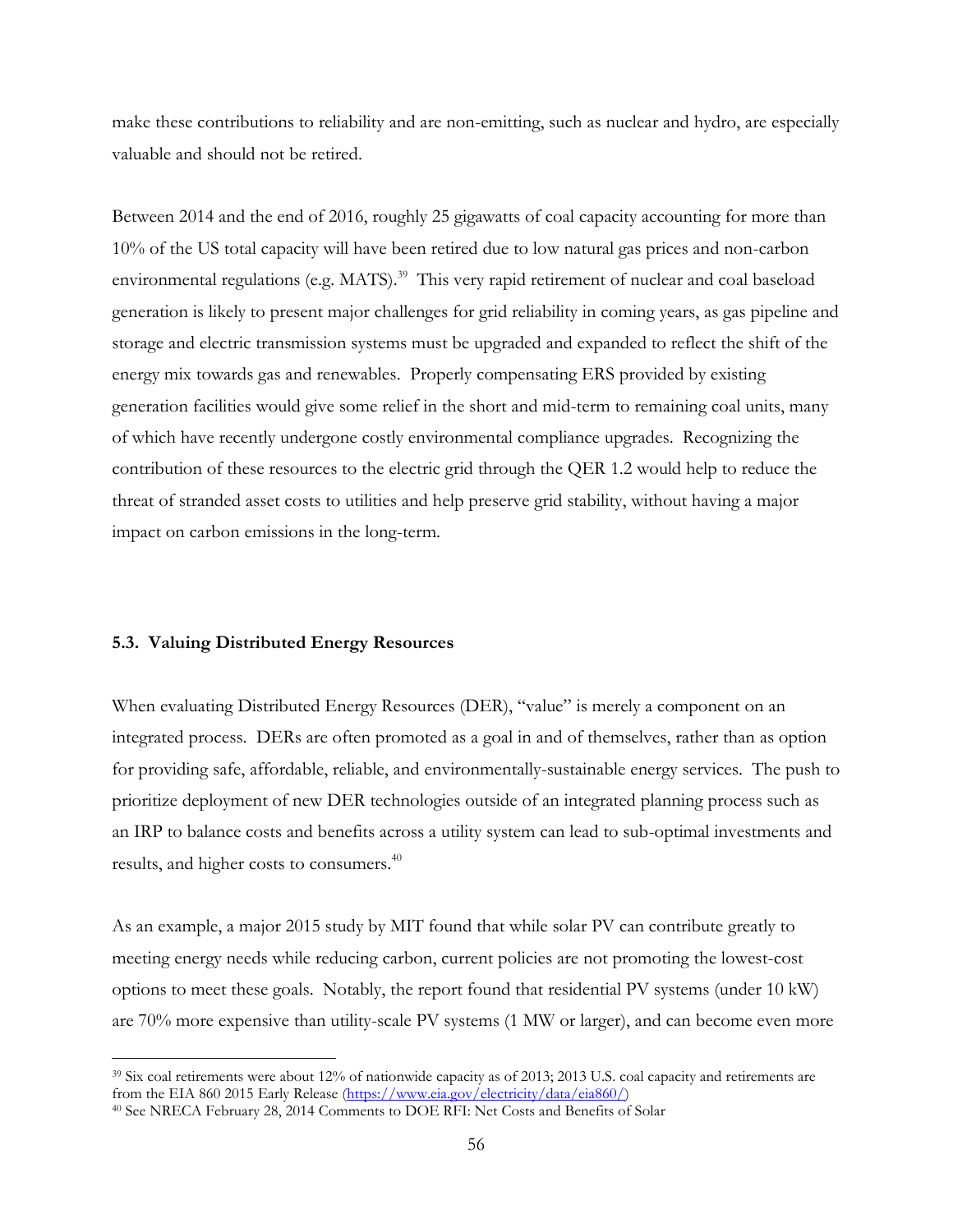make these contributions to reliability and are non-emitting, such as nuclear and hydro, are especially valuable and should not be retired.

Between 2014 and the end of 2016, roughly 25 gigawatts of coal capacity accounting for more than 10% of the US total capacity will have been retired due to low natural gas prices and non-carbon environmental regulations (e.g. MATS).[39] This very rapid retirement of nuclear and coal baseload generation is likely to present major challenges for grid reliability in coming years, as gas pipeline and storage and electric transmission systems must be upgraded and expanded to reflect the shift of the energy mix towards gas and renewables. Properly compensating ERS provided by existing generation facilities would give some relief in the short and mid-term to remaining coal units, many of which have recently undergone costly environmental compliance upgrades. Recognizing the contribution of these resources to the electric grid through the QER 1.2 would help to reduce the threat of stranded asset costs to utilities and help preserve grid stability, without having a major impact on carbon emissions in the long-term.

### 5.3. Valuing Distributed Energy Resources

When evaluating Distributed Energy Resources (DER), "value" is merely a component on an integrated process. DERs are often promoted as a goal in and of themselves, rather than as option for providing safe, affordable, reliable, and environmentally-sustainable energy services. The push to prioritize deployment of new DER technologies outside of an integrated planning process such as an IRP to balance costs and benefits across a utility system can lead to sub-optimal investments and results, and higher costs to consumers.[40]

As an example, a major 2015 study by MIT found that while solar PV can contribute greatly to meeting energy needs while reducing carbon, current policies are not promoting the lowest-cost options to meet these goals. Notably, the report found that residential PV systems (under 10 kW) are 70% more expensive than utility-scale PV systems (1 MW or larger), and can become even more

[39] Six coal retirements were about 12% of nationwide capacity as of 2013; 2013 U.S. coal capacity and retirements are from the EIA 860 2015 Early Release (https://www.eia.gov/electricity/data/eia860/)

[40] See NRECA February 28, 2014 Comments to DOE RFI: Net Costs and Benefits of Solar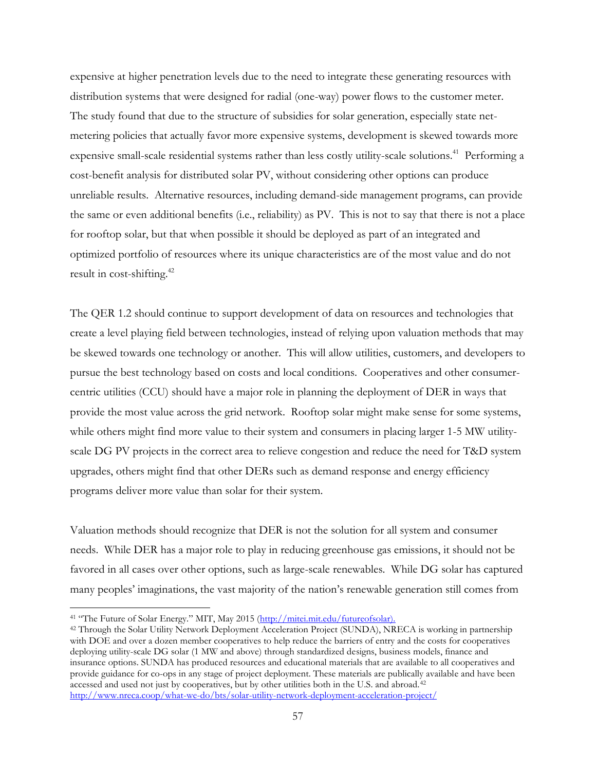expensive at higher penetration levels due to the need to integrate these generating resources with distribution systems that were designed for radial (one-way) power flows to the customer meter. The study found that due to the structure of subsidies for solar generation, especially state net-metering policies that actually favor more expensive systems, development is skewed towards more expensive small-scale residential systems rather than less costly utility-scale solutions.[41] Performing a cost-benefit analysis for distributed solar PV, without considering other options can produce unreliable results. Alternative resources, including demand-side management programs, can provide the same or even additional benefits (i.e., reliability) as PV. This is not to say that there is not a place for rooftop solar, but that when possible it should be deployed as part of an integrated and optimized portfolio of resources where its unique characteristics are of the most value and do not result in cost-shifting.[42]

The QER 1.2 should continue to support development of data on resources and technologies that create a level playing field between technologies, instead of relying upon valuation methods that may be skewed towards one technology or another. This will allow utilities, customers, and developers to pursue the best technology based on costs and local conditions. Cooperatives and other consumer-centric utilities (CCU) should have a major role in planning the deployment of DER in ways that provide the most value across the grid network. Rooftop solar might make sense for some systems, while others might find more value to their system and consumers in placing larger 1-5 MW utility-scale DG PV projects in the correct area to relieve congestion and reduce the need for T&D system upgrades, others might find that other DERs such as demand response and energy efficiency programs deliver more value than solar for their system.

Valuation methods should recognize that DER is not the solution for all system and consumer needs. While DER has a major role to play in reducing greenhouse gas emissions, it should not be favored in all cases over other options, such as large-scale renewables. While DG solar has captured many peoples' imaginations, the vast majority of the nation's renewable generation still comes from

---

[41] "The Future of Solar Energy." MIT, May 2015 (http://mitei.mit.edu/futureofsolar).

[42] Through the Solar Utility Network Deployment Acceleration Project (SUNDA), NRECA is working in partnership with DOE and over a dozen member cooperatives to help reduce the barriers of entry and the costs for cooperatives deploying utility-scale DG solar (1 MW and above) through standardized designs, business models, finance and insurance options. SUNDA has produced resources and educational materials that are available to all cooperatives and provide guidance for co-ops in any stage of project deployment. These materials are publically available and have been accessed and used not just by cooperatives, but by other utilities both in the U.S. and abroad.[42] http://www.nreca.coop/what-we-do/bts/solar-utility-network-deployment-acceleration-project/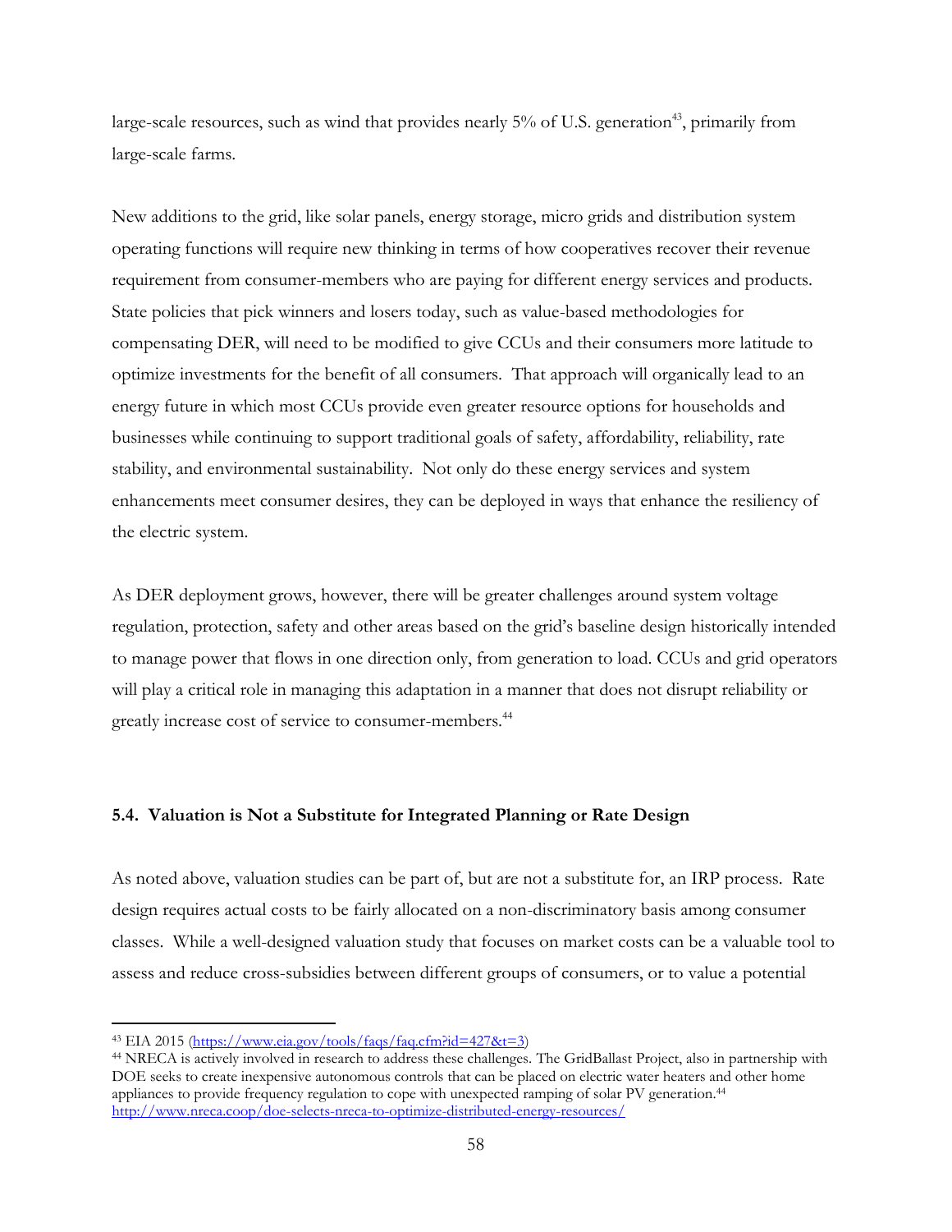large-scale resources, such as wind that provides nearly 5% of U.S. generation[43], primarily from large-scale farms.

New additions to the grid, like solar panels, energy storage, micro grids and distribution system operating functions will require new thinking in terms of how cooperatives recover their revenue requirement from consumer-members who are paying for different energy services and products. State policies that pick winners and losers today, such as value-based methodologies for compensating DER, will need to be modified to give CCUs and their consumers more latitude to optimize investments for the benefit of all consumers. That approach will organically lead to an energy future in which most CCUs provide even greater resource options for households and businesses while continuing to support traditional goals of safety, affordability, reliability, rate stability, and environmental sustainability. Not only do these energy services and system enhancements meet consumer desires, they can be deployed in ways that enhance the resiliency of the electric system.

As DER deployment grows, however, there will be greater challenges around system voltage regulation, protection, safety and other areas based on the grid's baseline design historically intended to manage power that flows in one direction only, from generation to load. CCUs and grid operators will play a critical role in managing this adaptation in a manner that does not disrupt reliability or greatly increase cost of service to consumer-members.[44]

### 5.4. Valuation is Not a Substitute for Integrated Planning or Rate Design

As noted above, valuation studies can be part of, but are not a substitute for, an IRP process. Rate design requires actual costs to be fairly allocated on a non-discriminatory basis among consumer classes. While a well-designed valuation study that focuses on market costs can be a valuable tool to assess and reduce cross-subsidies between different groups of consumers, or to value a potential

---

[43] EIA 2015 (https://www.eia.gov/tools/faqs/faq.cfm?id=427&t=3)

[44] NRECA is actively involved in research to address these challenges. The GridBallast Project, also in partnership with DOE seeks to create inexpensive autonomous controls that can be placed on electric water heaters and other home appliances to provide frequency regulation to cope with unexpected ramping of solar PV generation.[44] http://www.nreca.coop/doe-selects-nreca-to-optimize-distributed-energy-resources/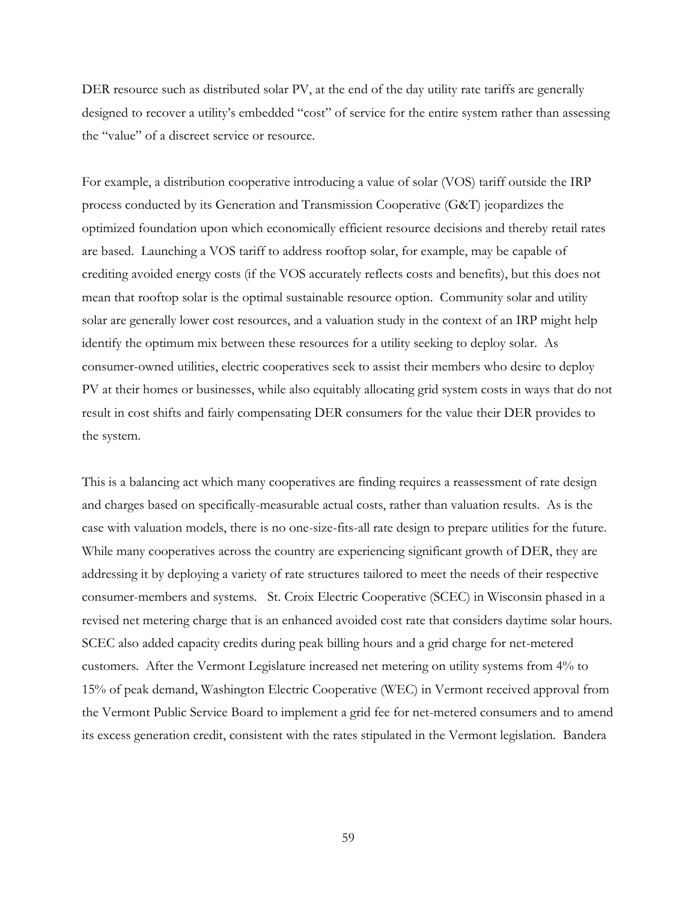DER resource such as distributed solar PV, at the end of the day utility rate tariffs are generally designed to recover a utility's embedded "cost" of service for the entire system rather than assessing the "value" of a discreet service or resource.

For example, a distribution cooperative introducing a value of solar (VOS) tariff outside the IRP process conducted by its Generation and Transmission Cooperative (G&T) jeopardizes the optimized foundation upon which economically efficient resource decisions and thereby retail rates are based. Launching a VOS tariff to address rooftop solar, for example, may be capable of crediting avoided energy costs (if the VOS accurately reflects costs and benefits), but this does not mean that rooftop solar is the optimal sustainable resource option. Community solar and utility solar are generally lower cost resources, and a valuation study in the context of an IRP might help identify the optimum mix between these resources for a utility seeking to deploy solar. As consumer-owned utilities, electric cooperatives seek to assist their members who desire to deploy PV at their homes or businesses, while also equitably allocating grid system costs in ways that do not result in cost shifts and fairly compensating DER consumers for the value their DER provides to the system.

This is a balancing act which many cooperatives are finding requires a reassessment of rate design and charges based on specifically-measurable actual costs, rather than valuation results. As is the case with valuation models, there is no one-size-fits-all rate design to prepare utilities for the future. While many cooperatives across the country are experiencing significant growth of DER, they are addressing it by deploying a variety of rate structures tailored to meet the needs of their respective consumer-members and systems. St. Croix Electric Cooperative (SCEC) in Wisconsin phased in a revised net metering charge that is an enhanced avoided cost rate that considers daytime solar hours. SCEC also added capacity credits during peak billing hours and a grid charge for net-metered customers. After the Vermont Legislature increased net metering on utility systems from 4% to 15% of peak demand, Washington Electric Cooperative (WEC) in Vermont received approval from the Vermont Public Service Board to implement a grid fee for net-metered consumers and to amend its excess generation credit, consistent with the rates stipulated in the Vermont legislation. Bandera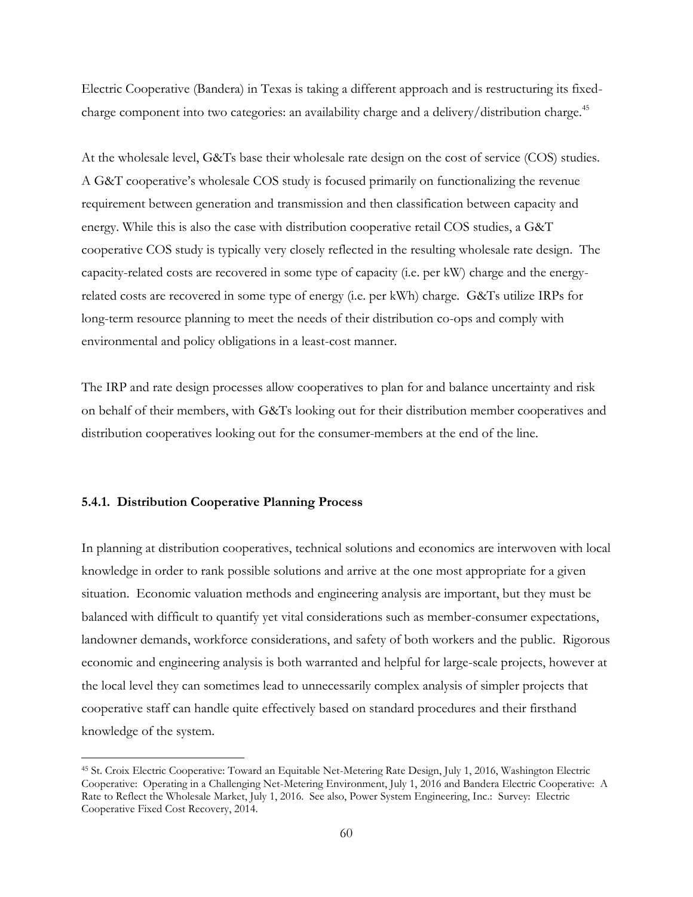Electric Cooperative (Bandera) in Texas is taking a different approach and is restructuring its fixed-charge component into two categories: an availability charge and a delivery/distribution charge.[45]

At the wholesale level, G&Ts base their wholesale rate design on the cost of service (COS) studies. A G&T cooperative's wholesale COS study is focused primarily on functionalizing the revenue requirement between generation and transmission and then classification between capacity and energy. While this is also the case with distribution cooperative retail COS studies, a G&T cooperative COS study is typically very closely reflected in the resulting wholesale rate design. The capacity-related costs are recovered in some type of capacity (i.e. per kW) charge and the energy-related costs are recovered in some type of energy (i.e. per kWh) charge. G&Ts utilize IRPs for long-term resource planning to meet the needs of their distribution co-ops and comply with environmental and policy obligations in a least-cost manner.

The IRP and rate design processes allow cooperatives to plan for and balance uncertainty and risk on behalf of their members, with G&Ts looking out for their distribution member cooperatives and distribution cooperatives looking out for the consumer-members at the end of the line.

### 5.4.1. Distribution Cooperative Planning Process

In planning at distribution cooperatives, technical solutions and economics are interwoven with local knowledge in order to rank possible solutions and arrive at the one most appropriate for a given situation. Economic valuation methods and engineering analysis are important, but they must be balanced with difficult to quantify yet vital considerations such as member-consumer expectations, landowner demands, workforce considerations, and safety of both workers and the public. Rigorous economic and engineering analysis is both warranted and helpful for large-scale projects, however at the local level they can sometimes lead to unnecessarily complex analysis of simpler projects that cooperative staff can handle quite effectively based on standard procedures and their firsthand knowledge of the system.

---

[45] St. Croix Electric Cooperative: Toward an Equitable Net-Metering Rate Design, July 1, 2016, Washington Electric Cooperative: Operating in a Challenging Net-Metering Environment, July 1, 2016 and Bandera Electric Cooperative: A Rate to Reflect the Wholesale Market, July 1, 2016. See also, Power System Engineering, Inc.: Survey: Electric Cooperative Fixed Cost Recovery, 2014.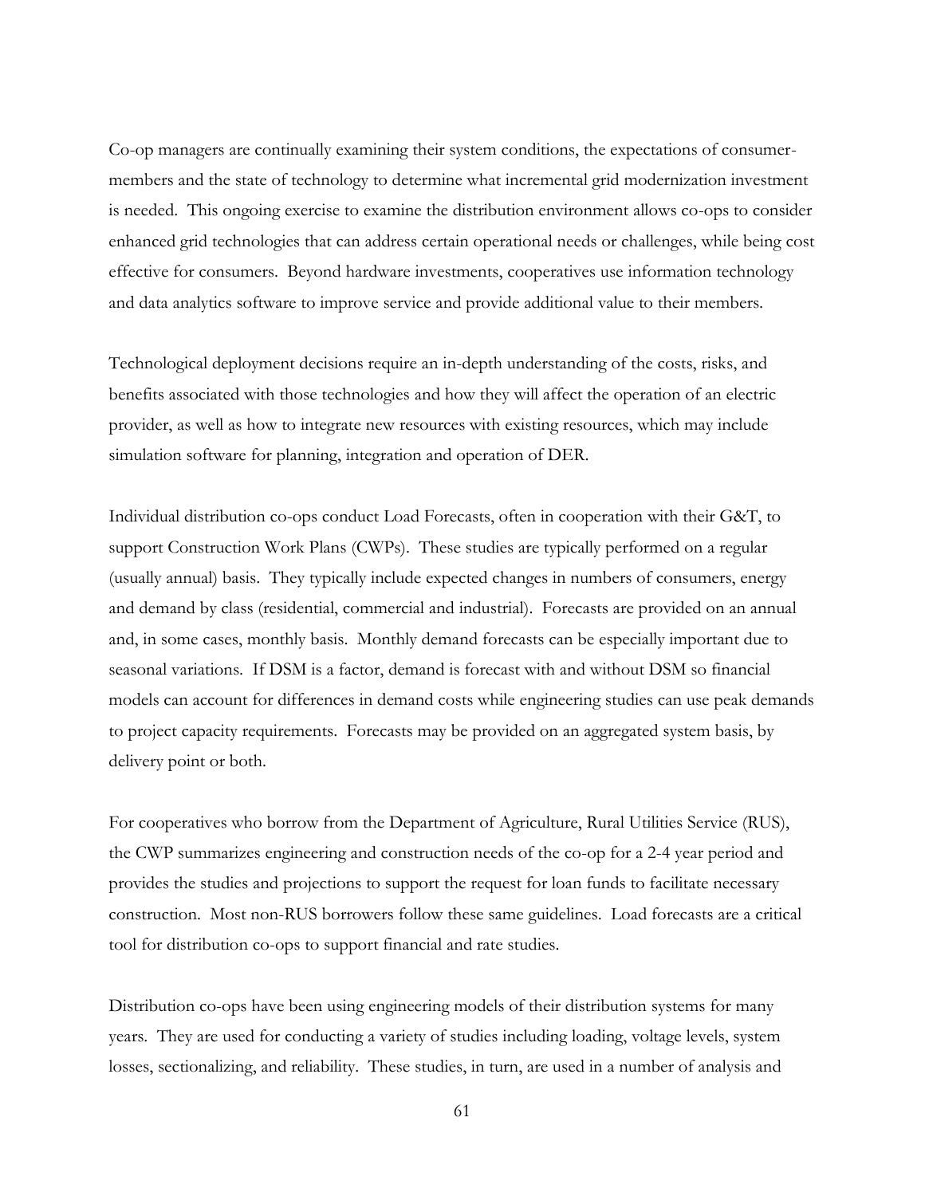Co-op managers are continually examining their system conditions, the expectations of consumer-members and the state of technology to determine what incremental grid modernization investment is needed. This ongoing exercise to examine the distribution environment allows co-ops to consider enhanced grid technologies that can address certain operational needs or challenges, while being cost effective for consumers. Beyond hardware investments, cooperatives use information technology and data analytics software to improve service and provide additional value to their members.

Technological deployment decisions require an in-depth understanding of the costs, risks, and benefits associated with those technologies and how they will affect the operation of an electric provider, as well as how to integrate new resources with existing resources, which may include simulation software for planning, integration and operation of DER.

Individual distribution co-ops conduct Load Forecasts, often in cooperation with their G&T, to support Construction Work Plans (CWPs). These studies are typically performed on a regular (usually annual) basis. They typically include expected changes in numbers of consumers, energy and demand by class (residential, commercial and industrial). Forecasts are provided on an annual and, in some cases, monthly basis. Monthly demand forecasts can be especially important due to seasonal variations. If DSM is a factor, demand is forecast with and without DSM so financial models can account for differences in demand costs while engineering studies can use peak demands to project capacity requirements. Forecasts may be provided on an aggregated system basis, by delivery point or both.

For cooperatives who borrow from the Department of Agriculture, Rural Utilities Service (RUS), the CWP summarizes engineering and construction needs of the co-op for a 2-4 year period and provides the studies and projections to support the request for loan funds to facilitate necessary construction. Most non-RUS borrowers follow these same guidelines. Load forecasts are a critical tool for distribution co-ops to support financial and rate studies.

Distribution co-ops have been using engineering models of their distribution systems for many years. They are used for conducting a variety of studies including loading, voltage levels, system losses, sectionalizing, and reliability. These studies, in turn, are used in a number of analysis and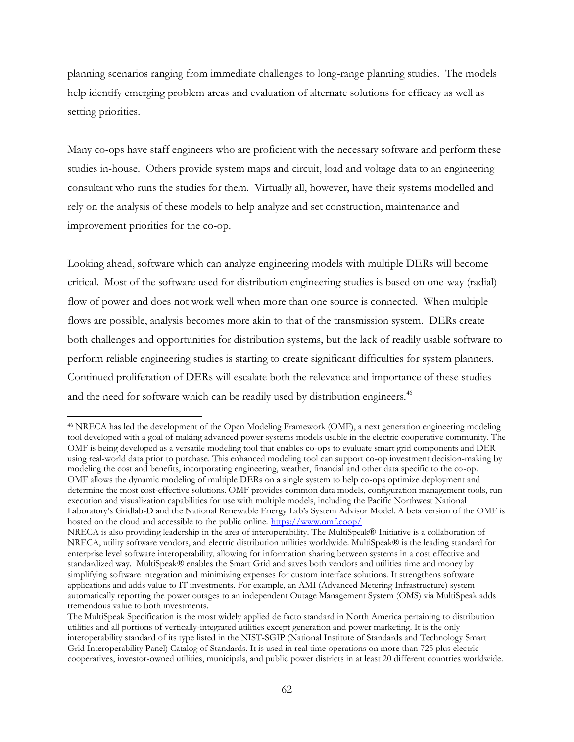planning scenarios ranging from immediate challenges to long-range planning studies. The models help identify emerging problem areas and evaluation of alternate solutions for efficacy as well as setting priorities.

Many co-ops have staff engineers who are proficient with the necessary software and perform these studies in-house. Others provide system maps and circuit, load and voltage data to an engineering consultant who runs the studies for them. Virtually all, however, have their systems modelled and rely on the analysis of these models to help analyze and set construction, maintenance and improvement priorities for the co-op.

Looking ahead, software which can analyze engineering models with multiple DERs will become critical. Most of the software used for distribution engineering studies is based on one-way (radial) flow of power and does not work well when more than one source is connected. When multiple flows are possible, analysis becomes more akin to that of the transmission system. DERs create both challenges and opportunities for distribution systems, but the lack of readily usable software to perform reliable engineering studies is starting to create significant difficulties for system planners. Continued proliferation of DERs will escalate both the relevance and importance of these studies and the need for software which can be readily used by distribution engineers.[46]

---

[46] NRECA has led the development of the Open Modeling Framework (OMF), a next generation engineering modeling tool developed with a goal of making advanced power systems models usable in the electric cooperative community. The OMF is being developed as a versatile modeling tool that enables co-ops to evaluate smart grid components and DER using real-world data prior to purchase. This enhanced modeling tool can support co-op investment decision-making by modeling the cost and benefits, incorporating engineering, weather, financial and other data specific to the co-op. OMF allows the dynamic modeling of multiple DERs on a single system to help co-ops optimize deployment and determine the most cost-effective solutions. OMF provides common data models, configuration management tools, run execution and visualization capabilities for use with multiple models, including the Pacific Northwest National Laboratory's Gridlab-D and the National Renewable Energy Lab's System Advisor Model. A beta version of the OMF is hosted on the cloud and accessible to the public online. https://www.omf.coop/

NRECA is also providing leadership in the area of interoperability. The MultiSpeak® Initiative is a collaboration of NRECA, utility software vendors, and electric distribution utilities worldwide. MultiSpeak® is the leading standard for enterprise level software interoperability, allowing for information sharing between systems in a cost effective and standardized way. MultiSpeak® enables the Smart Grid and saves both vendors and utilities time and money by simplifying software integration and minimizing expenses for custom interface solutions. It strengthens software applications and adds value to IT investments. For example, an AMI (Advanced Metering Infrastructure) system automatically reporting the power outages to an independent Outage Management System (OMS) via MultiSpeak adds tremendous value to both investments.

The MultiSpeak Specification is the most widely applied de facto standard in North America pertaining to distribution utilities and all portions of vertically-integrated utilities except generation and power marketing. It is the only interoperability standard of its type listed in the NIST-SGIP (National Institute of Standards and Technology Smart Grid Interoperability Panel) Catalog of Standards. It is used in real time operations on more than 725 plus electric cooperatives, investor-owned utilities, municipals, and public power districts in at least 20 different countries worldwide.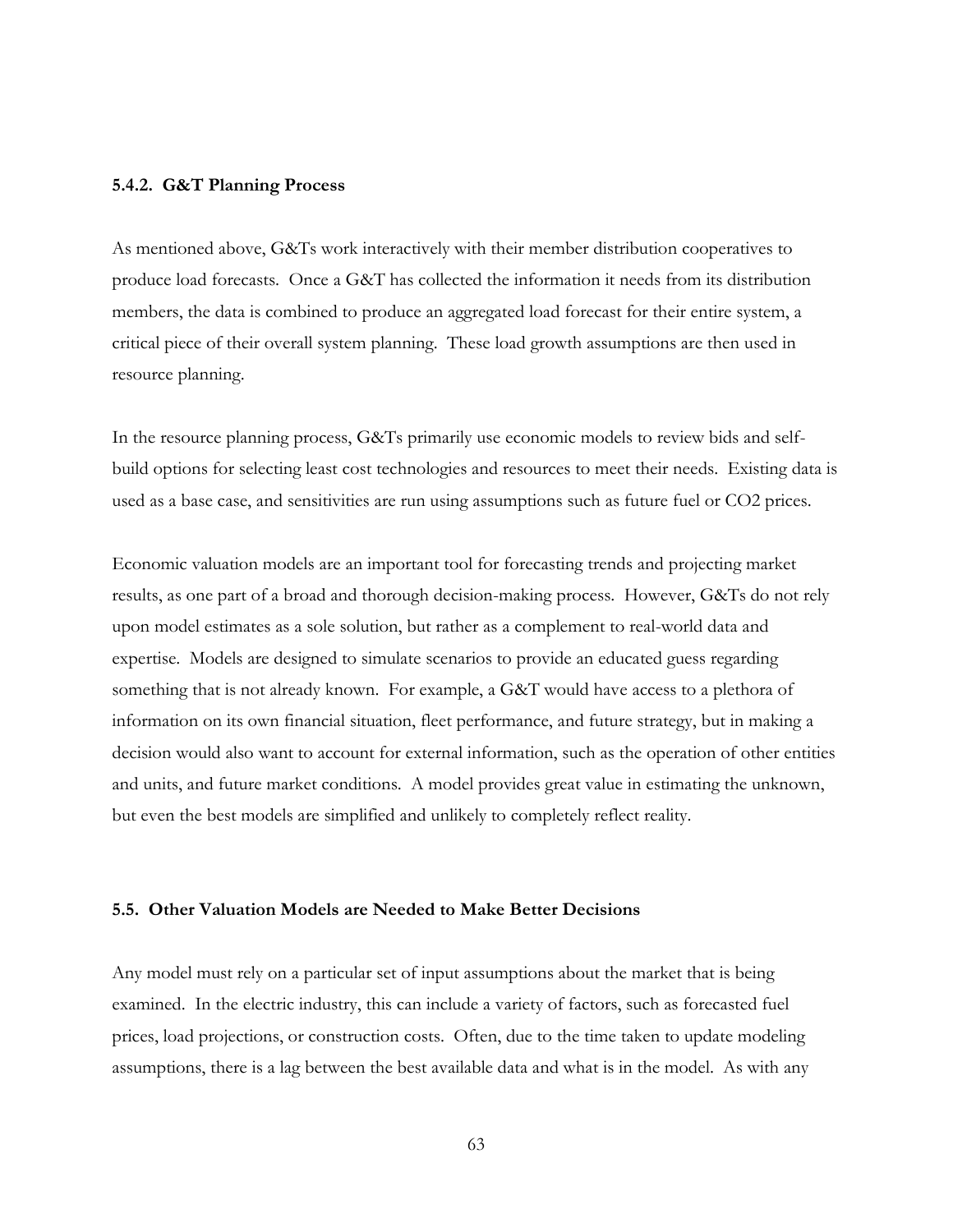### 5.4.2. G&T Planning Process

As mentioned above, G&Ts work interactively with their member distribution cooperatives to produce load forecasts. Once a G&T has collected the information it needs from its distribution members, the data is combined to produce an aggregated load forecast for their entire system, a critical piece of their overall system planning. These load growth assumptions are then used in resource planning.

In the resource planning process, G&Ts primarily use economic models to review bids and self-build options for selecting least cost technologies and resources to meet their needs. Existing data is used as a base case, and sensitivities are run using assumptions such as future fuel or $CO_2$ prices.

Economic valuation models are an important tool for forecasting trends and projecting market results, as one part of a broad and thorough decision-making process. However, G&Ts do not rely upon model estimates as a sole solution, but rather as a complement to real-world data and expertise. Models are designed to simulate scenarios to provide an educated guess regarding something that is not already known. For example, a G&T would have access to a plethora of information on its own financial situation, fleet performance, and future strategy, but in making a decision would also want to account for external information, such as the operation of other entities and units, and future market conditions. A model provides great value in estimating the unknown, but even the best models are simplified and unlikely to completely reflect reality.

## 5.5. Other Valuation Models are Needed to Make Better Decisions

Any model must rely on a particular set of input assumptions about the market that is being examined. In the electric industry, this can include a variety of factors, such as forecasted fuel prices, load projections, or construction costs. Often, due to the time taken to update modeling assumptions, there is a lag between the best available data and what is in the model. As with any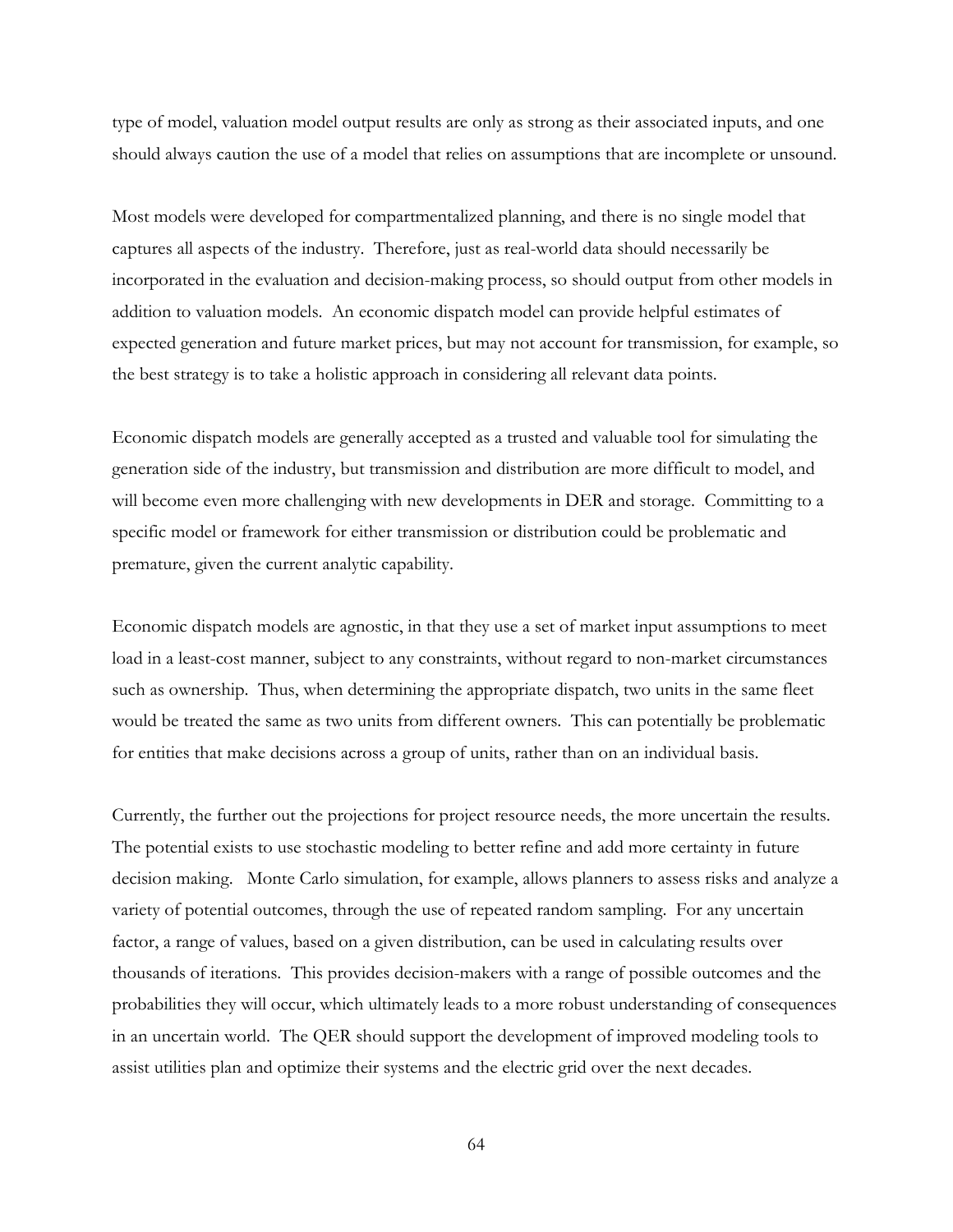type of model, valuation model output results are only as strong as their associated inputs, and one should always caution the use of a model that relies on assumptions that are incomplete or unsound.

Most models were developed for compartmentalized planning, and there is no single model that captures all aspects of the industry. Therefore, just as real-world data should necessarily be incorporated in the evaluation and decision-making process, so should output from other models in addition to valuation models. An economic dispatch model can provide helpful estimates of expected generation and future market prices, but may not account for transmission, for example, so the best strategy is to take a holistic approach in considering all relevant data points.

Economic dispatch models are generally accepted as a trusted and valuable tool for simulating the generation side of the industry, but transmission and distribution are more difficult to model, and will become even more challenging with new developments in DER and storage. Committing to a specific model or framework for either transmission or distribution could be problematic and premature, given the current analytic capability.

Economic dispatch models are agnostic, in that they use a set of market input assumptions to meet load in a least-cost manner, subject to any constraints, without regard to non-market circumstances such as ownership. Thus, when determining the appropriate dispatch, two units in the same fleet would be treated the same as two units from different owners. This can potentially be problematic for entities that make decisions across a group of units, rather than on an individual basis.

Currently, the further out the projections for project resource needs, the more uncertain the results. The potential exists to use stochastic modeling to better refine and add more certainty in future decision making. Monte Carlo simulation, for example, allows planners to assess risks and analyze a variety of potential outcomes, through the use of repeated random sampling. For any uncertain factor, a range of values, based on a given distribution, can be used in calculating results over thousands of iterations. This provides decision-makers with a range of possible outcomes and the probabilities they will occur, which ultimately leads to a more robust understanding of consequences in an uncertain world. The QER should support the development of improved modeling tools to assist utilities plan and optimize their systems and the electric grid over the next decades.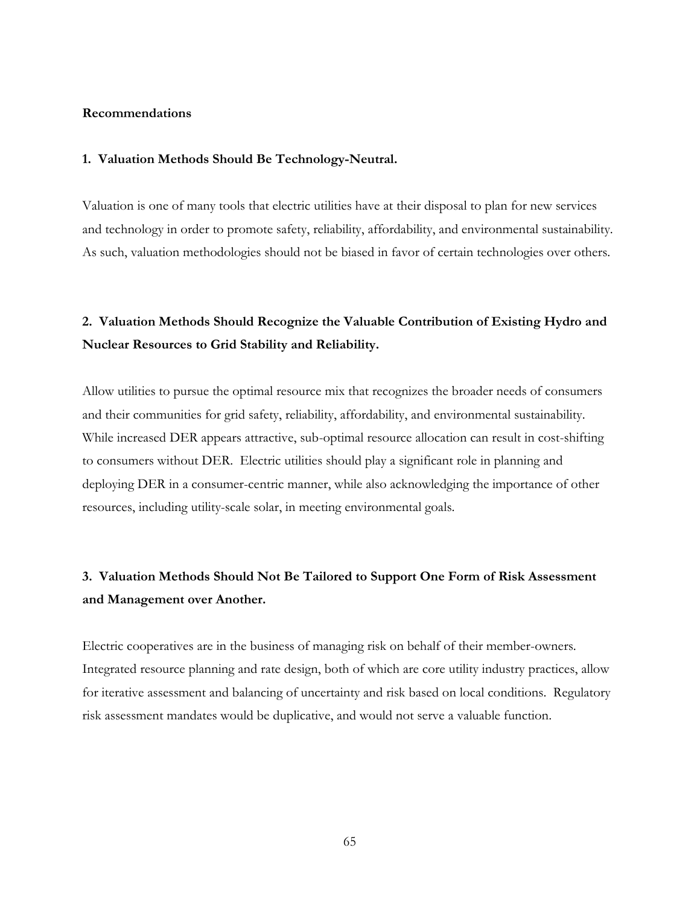**Recommendations**

**1. Valuation Methods Should Be Technology-Neutral.**

Valuation is one of many tools that electric utilities have at their disposal to plan for new services and technology in order to promote safety, reliability, affordability, and environmental sustainability. As such, valuation methodologies should not be biased in favor of certain technologies over others.

**2. Valuation Methods Should Recognize the Valuable Contribution of Existing Hydro and Nuclear Resources to Grid Stability and Reliability.**

Allow utilities to pursue the optimal resource mix that recognizes the broader needs of consumers and their communities for grid safety, reliability, affordability, and environmental sustainability. While increased DER appears attractive, sub-optimal resource allocation can result in cost-shifting to consumers without DER. Electric utilities should play a significant role in planning and deploying DER in a consumer-centric manner, while also acknowledging the importance of other resources, including utility-scale solar, in meeting environmental goals.

**3. Valuation Methods Should Not Be Tailored to Support One Form of Risk Assessment and Management over Another.**

Electric cooperatives are in the business of managing risk on behalf of their member-owners. Integrated resource planning and rate design, both of which are core utility industry practices, allow for iterative assessment and balancing of uncertainty and risk based on local conditions. Regulatory risk assessment mandates would be duplicative, and would not serve a valuable function.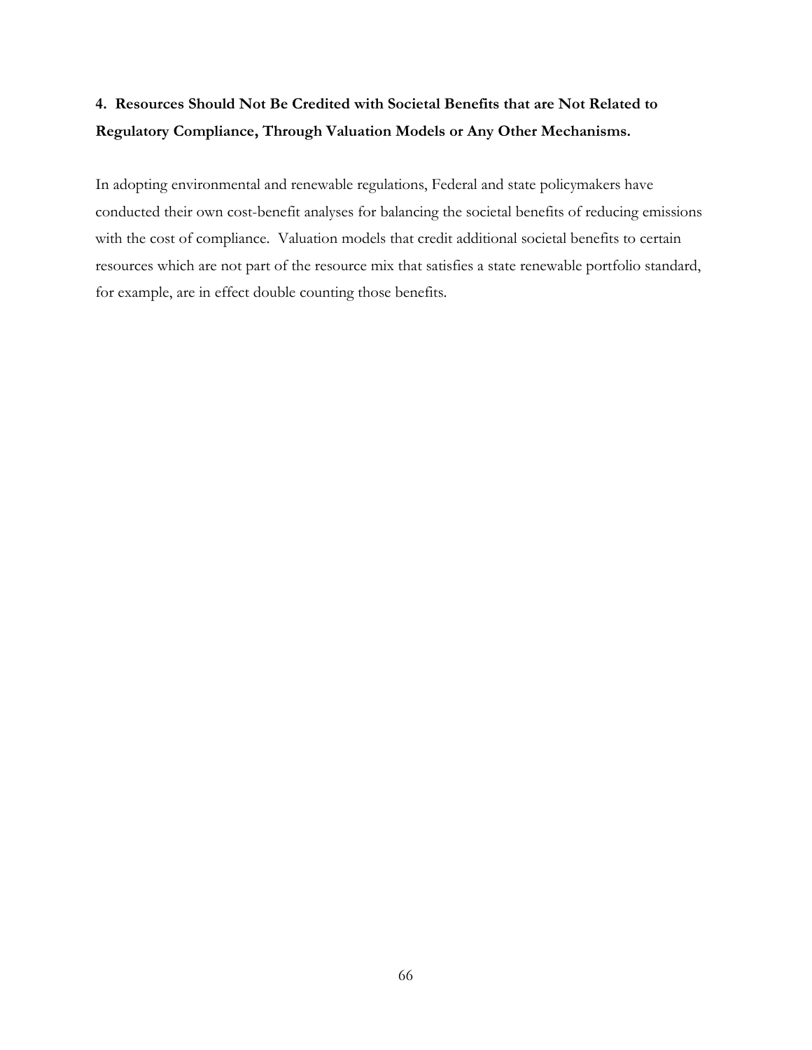**4. Resources Should Not Be Credited with Societal Benefits that are Not Related to Regulatory Compliance, Through Valuation Models or Any Other Mechanisms.**

In adopting environmental and renewable regulations, Federal and state policymakers have conducted their own cost-benefit analyses for balancing the societal benefits of reducing emissions with the cost of compliance. Valuation models that credit additional societal benefits to certain resources which are not part of the resource mix that satisfies a state renewable portfolio standard, for example, are in effect double counting those benefits.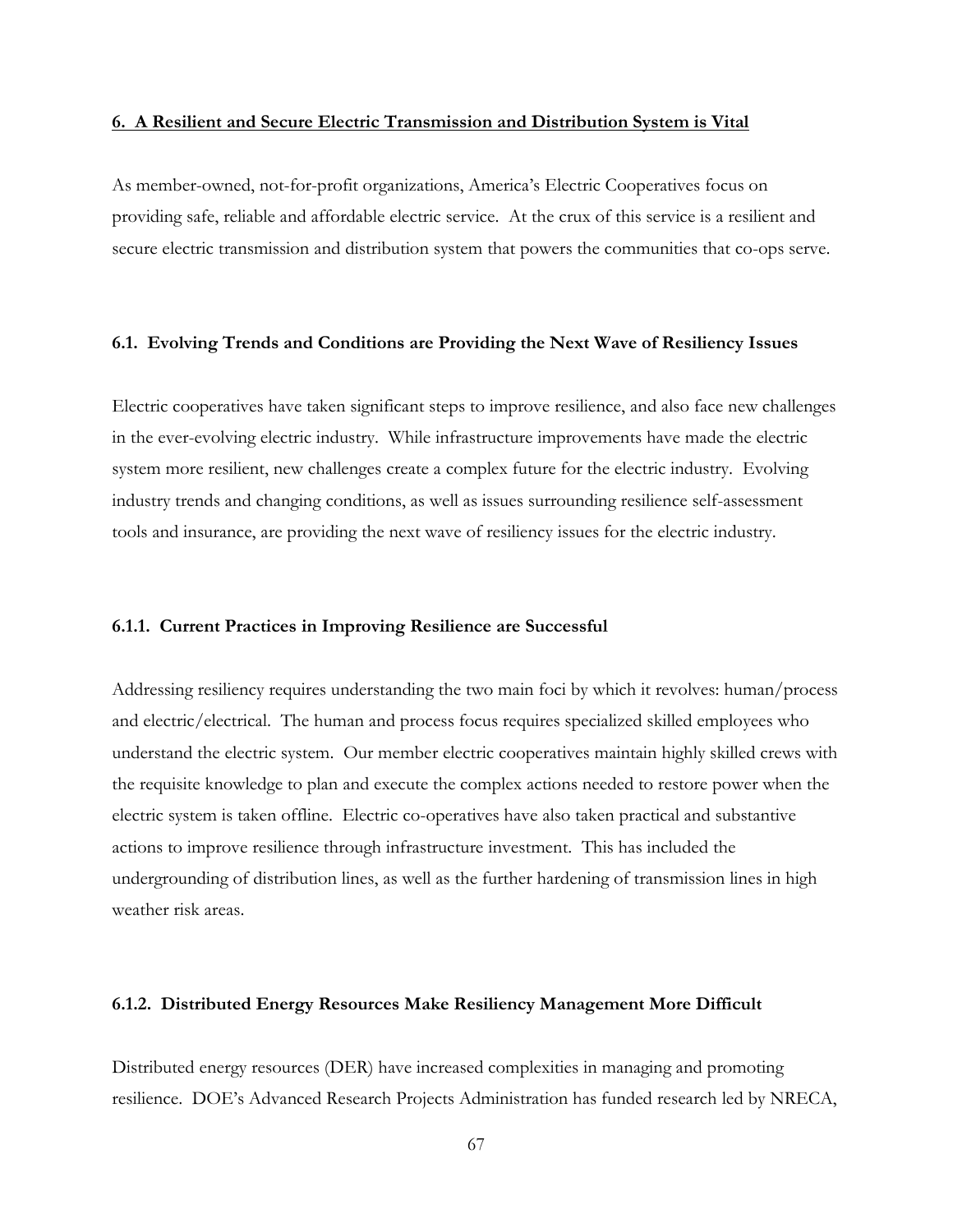## 6. A Resilient and Secure Electric Transmission and Distribution System is Vital

As member-owned, not-for-profit organizations, America's Electric Cooperatives focus on providing safe, reliable and affordable electric service. At the crux of this service is a resilient and secure electric transmission and distribution system that powers the communities that co-ops serve.

### 6.1. Evolving Trends and Conditions are Providing the Next Wave of Resiliency Issues

Electric cooperatives have taken significant steps to improve resilience, and also face new challenges in the ever-evolving electric industry. While infrastructure improvements have made the electric system more resilient, new challenges create a complex future for the electric industry. Evolving industry trends and changing conditions, as well as issues surrounding resilience self-assessment tools and insurance, are providing the next wave of resiliency issues for the electric industry.

#### 6.1.1. Current Practices in Improving Resilience are Successful

Addressing resiliency requires understanding the two main foci by which it revolves: human/process and electric/electrical. The human and process focus requires specialized skilled employees who understand the electric system. Our member electric cooperatives maintain highly skilled crews with the requisite knowledge to plan and execute the complex actions needed to restore power when the electric system is taken offline. Electric co-operatives have also taken practical and substantive actions to improve resilience through infrastructure investment. This has included the undergrounding of distribution lines, as well as the further hardening of transmission lines in high weather risk areas.

#### 6.1.2. Distributed Energy Resources Make Resiliency Management More Difficult

Distributed energy resources (DER) have increased complexities in managing and promoting resilience. DOE's Advanced Research Projects Administration has funded research led by NRECA,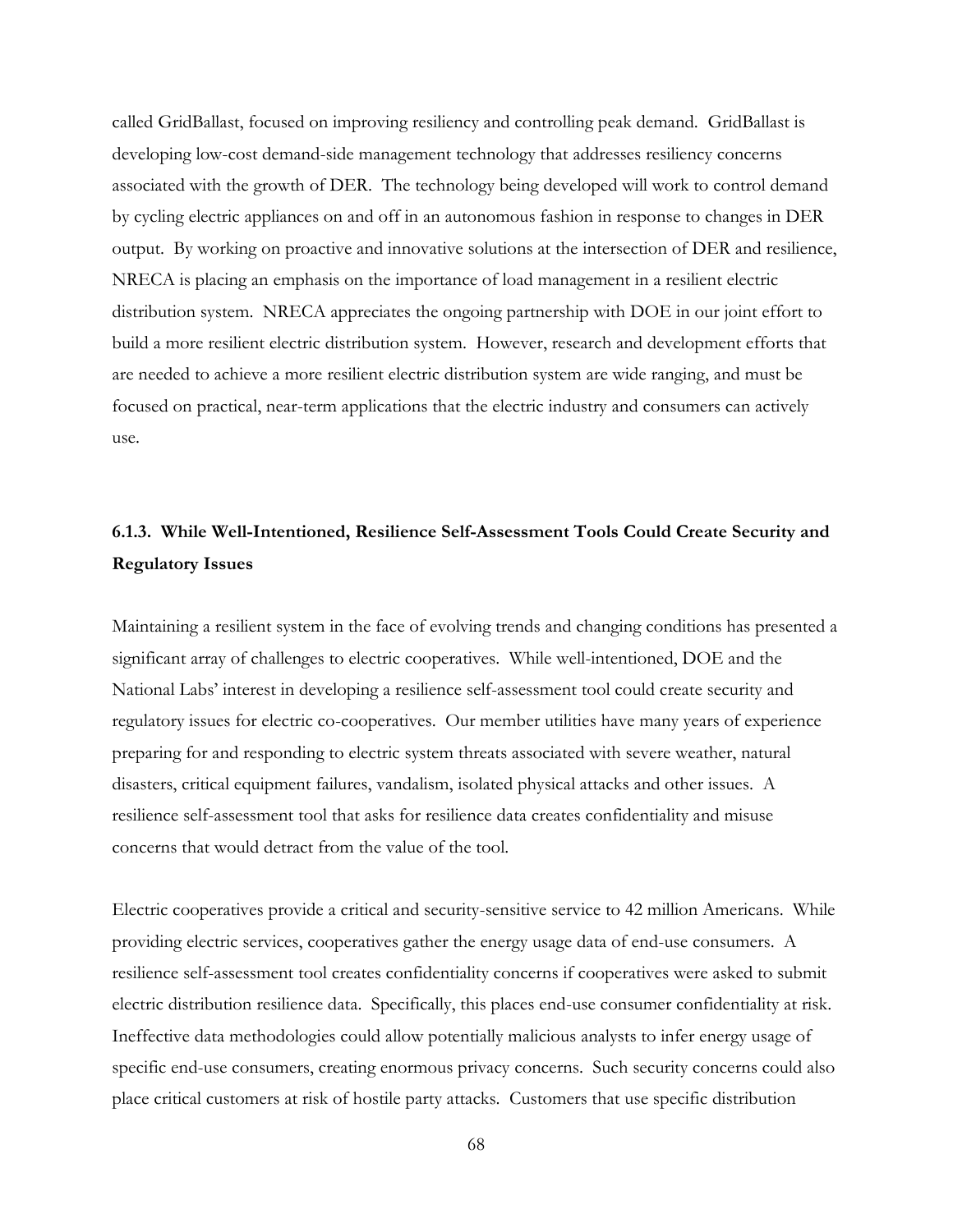called GridBallast, focused on improving resiliency and controlling peak demand. GridBallast is developing low-cost demand-side management technology that addresses resiliency concerns associated with the growth of DER. The technology being developed will work to control demand by cycling electric appliances on and off in an autonomous fashion in response to changes in DER output. By working on proactive and innovative solutions at the intersection of DER and resilience, NRECA is placing an emphasis on the importance of load management in a resilient electric distribution system. NRECA appreciates the ongoing partnership with DOE in our joint effort to build a more resilient electric distribution system. However, research and development efforts that are needed to achieve a more resilient electric distribution system are wide ranging, and must be focused on practical, near-term applications that the electric industry and consumers can actively use.

### 6.1.3. While Well-Intentioned, Resilience Self-Assessment Tools Could Create Security and Regulatory Issues

Maintaining a resilient system in the face of evolving trends and changing conditions has presented a significant array of challenges to electric cooperatives. While well-intentioned, DOE and the National Labs' interest in developing a resilience self-assessment tool could create security and regulatory issues for electric co-cooperatives. Our member utilities have many years of experience preparing for and responding to electric system threats associated with severe weather, natural disasters, critical equipment failures, vandalism, isolated physical attacks and other issues. A resilience self-assessment tool that asks for resilience data creates confidentiality and misuse concerns that would detract from the value of the tool.

Electric cooperatives provide a critical and security-sensitive service to 42 million Americans. While providing electric services, cooperatives gather the energy usage data of end-use consumers. A resilience self-assessment tool creates confidentiality concerns if cooperatives were asked to submit electric distribution resilience data. Specifically, this places end-use consumer confidentiality at risk. Ineffective data methodologies could allow potentially malicious analysts to infer energy usage of specific end-use consumers, creating enormous privacy concerns. Such security concerns could also place critical customers at risk of hostile party attacks. Customers that use specific distribution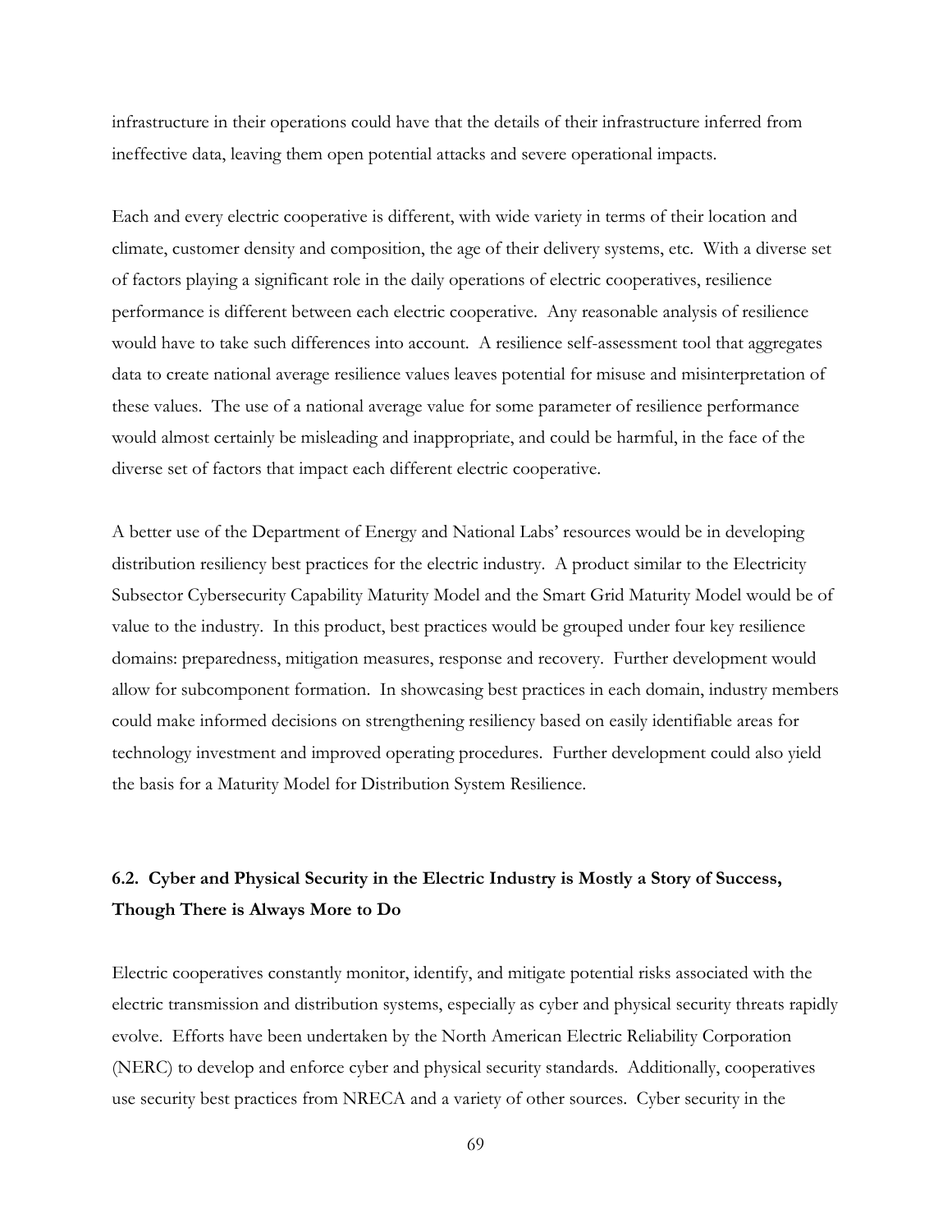infrastructure in their operations could have that the details of their infrastructure inferred from ineffective data, leaving them open potential attacks and severe operational impacts.

Each and every electric cooperative is different, with wide variety in terms of their location and climate, customer density and composition, the age of their delivery systems, etc. With a diverse set of factors playing a significant role in the daily operations of electric cooperatives, resilience performance is different between each electric cooperative. Any reasonable analysis of resilience would have to take such differences into account. A resilience self-assessment tool that aggregates data to create national average resilience values leaves potential for misuse and misinterpretation of these values. The use of a national average value for some parameter of resilience performance would almost certainly be misleading and inappropriate, and could be harmful, in the face of the diverse set of factors that impact each different electric cooperative.

A better use of the Department of Energy and National Labs' resources would be in developing distribution resiliency best practices for the electric industry. A product similar to the Electricity Subsector Cybersecurity Capability Maturity Model and the Smart Grid Maturity Model would be of value to the industry. In this product, best practices would be grouped under four key resilience domains: preparedness, mitigation measures, response and recovery. Further development would allow for subcomponent formation. In showcasing best practices in each domain, industry members could make informed decisions on strengthening resiliency based on easily identifiable areas for technology investment and improved operating procedures. Further development could also yield the basis for a Maturity Model for Distribution System Resilience.

### 6.2. Cyber and Physical Security in the Electric Industry is Mostly a Story of Success, Though There is Always More to Do

Electric cooperatives constantly monitor, identify, and mitigate potential risks associated with the electric transmission and distribution systems, especially as cyber and physical security threats rapidly evolve. Efforts have been undertaken by the North American Electric Reliability Corporation (NERC) to develop and enforce cyber and physical security standards. Additionally, cooperatives use security best practices from NRECA and a variety of other sources. Cyber security in the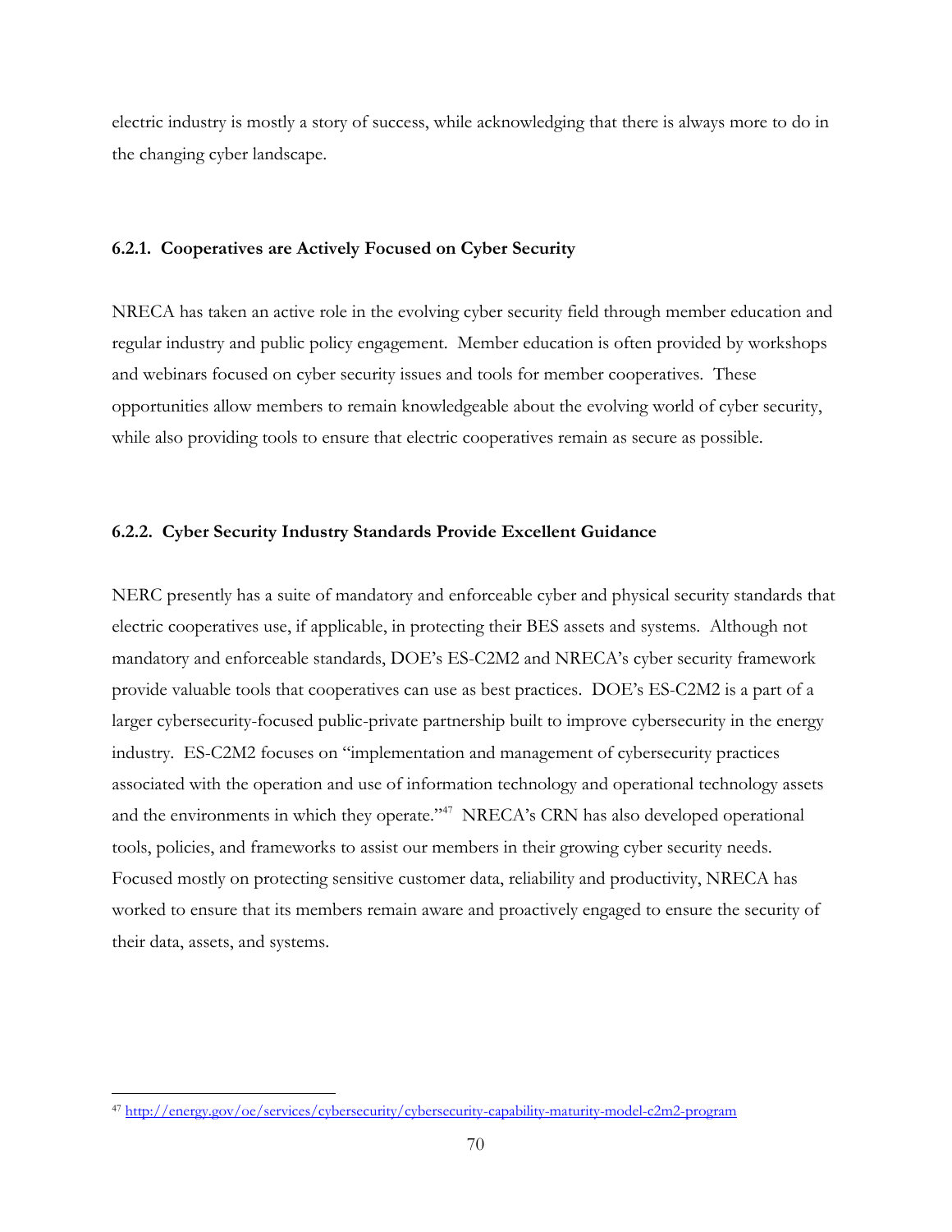electric industry is mostly a story of success, while acknowledging that there is always more to do in the changing cyber landscape.

### 6.2.1. Cooperatives are Actively Focused on Cyber Security

NRECA has taken an active role in the evolving cyber security field through member education and regular industry and public policy engagement. Member education is often provided by workshops and webinars focused on cyber security issues and tools for member cooperatives. These opportunities allow members to remain knowledgeable about the evolving world of cyber security, while also providing tools to ensure that electric cooperatives remain as secure as possible.

### 6.2.2. Cyber Security Industry Standards Provide Excellent Guidance

NERC presently has a suite of mandatory and enforceable cyber and physical security standards that electric cooperatives use, if applicable, in protecting their BES assets and systems. Although not mandatory and enforceable standards, DOE's ES-C2M2 and NRECA's cyber security framework provide valuable tools that cooperatives can use as best practices. DOE's ES-C2M2 is a part of a larger cybersecurity-focused public-private partnership built to improve cybersecurity in the energy industry. ES-C2M2 focuses on "implementation and management of cybersecurity practices associated with the operation and use of information technology and operational technology assets and the environments in which they operate."[47] NRECA's CRN has also developed operational tools, policies, and frameworks to assist our members in their growing cyber security needs. Focused mostly on protecting sensitive customer data, reliability and productivity, NRECA has worked to ensure that its members remain aware and proactively engaged to ensure the security of their data, assets, and systems.

---

[47] http://energy.gov/oe/services/cybersecurity/cybersecurity-capability-maturity-model-c2m2-program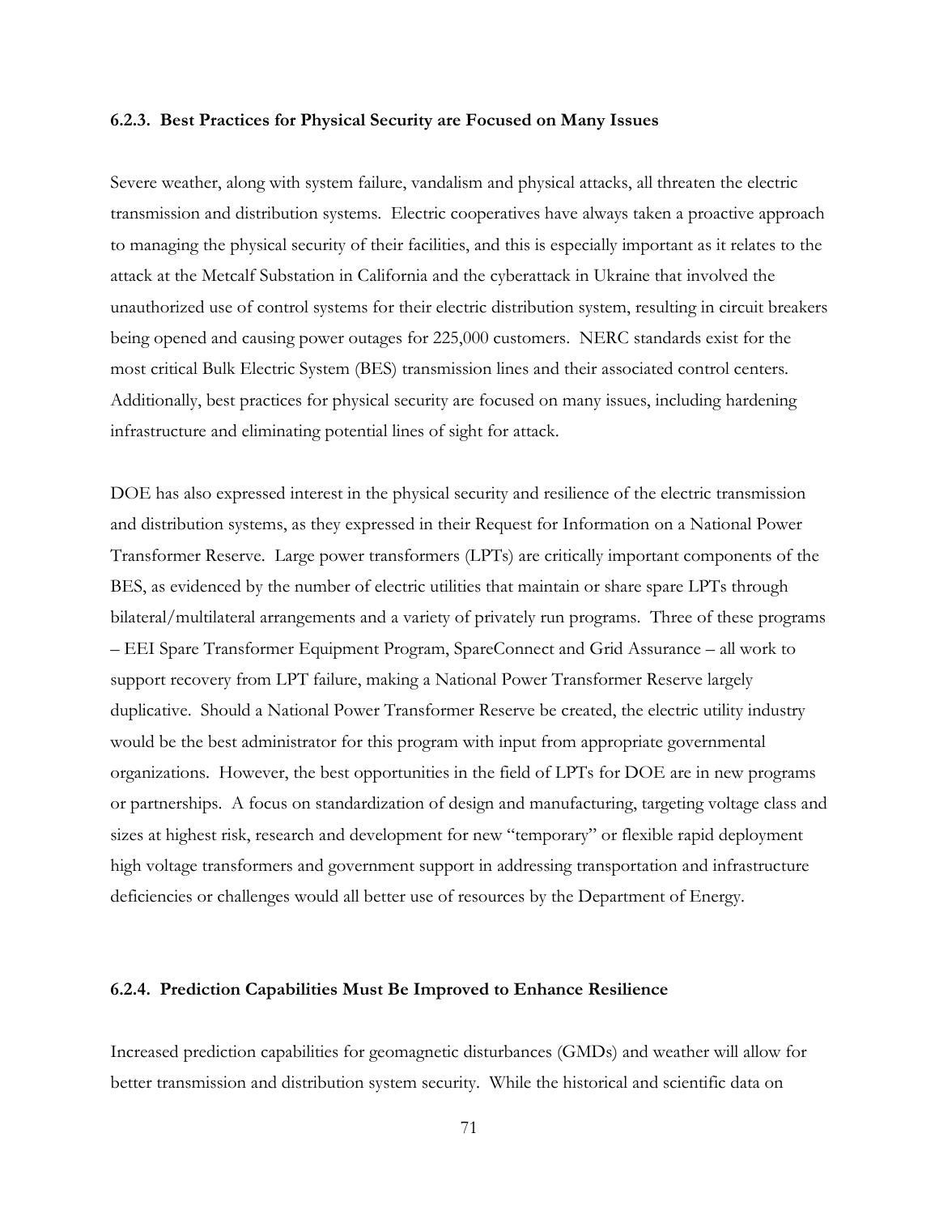### 6.2.3. Best Practices for Physical Security are Focused on Many Issues

Severe weather, along with system failure, vandalism and physical attacks, all threaten the electric transmission and distribution systems. Electric cooperatives have always taken a proactive approach to managing the physical security of their facilities, and this is especially important as it relates to the attack at the Metcalf Substation in California and the cyberattack in Ukraine that involved the unauthorized use of control systems for their electric distribution system, resulting in circuit breakers being opened and causing power outages for 225,000 customers. NERC standards exist for the most critical Bulk Electric System (BES) transmission lines and their associated control centers. Additionally, best practices for physical security are focused on many issues, including hardening infrastructure and eliminating potential lines of sight for attack.

DOE has also expressed interest in the physical security and resilience of the electric transmission and distribution systems, as they expressed in their Request for Information on a National Power Transformer Reserve. Large power transformers (LPTs) are critically important components of the BES, as evidenced by the number of electric utilities that maintain or share spare LPTs through bilateral/multilateral arrangements and a variety of privately run programs. Three of these programs – EEI Spare Transformer Equipment Program, SpareConnect and Grid Assurance – all work to support recovery from LPT failure, making a National Power Transformer Reserve largely duplicative. Should a National Power Transformer Reserve be created, the electric utility industry would be the best administrator for this program with input from appropriate governmental organizations. However, the best opportunities in the field of LPTs for DOE are in new programs or partnerships. A focus on standardization of design and manufacturing, targeting voltage class and sizes at highest risk, research and development for new "temporary" or flexible rapid deployment high voltage transformers and government support in addressing transportation and infrastructure deficiencies or challenges would all better use of resources by the Department of Energy.

### 6.2.4. Prediction Capabilities Must Be Improved to Enhance Resilience

Increased prediction capabilities for geomagnetic disturbances (GMDs) and weather will allow for better transmission and distribution system security. While the historical and scientific data on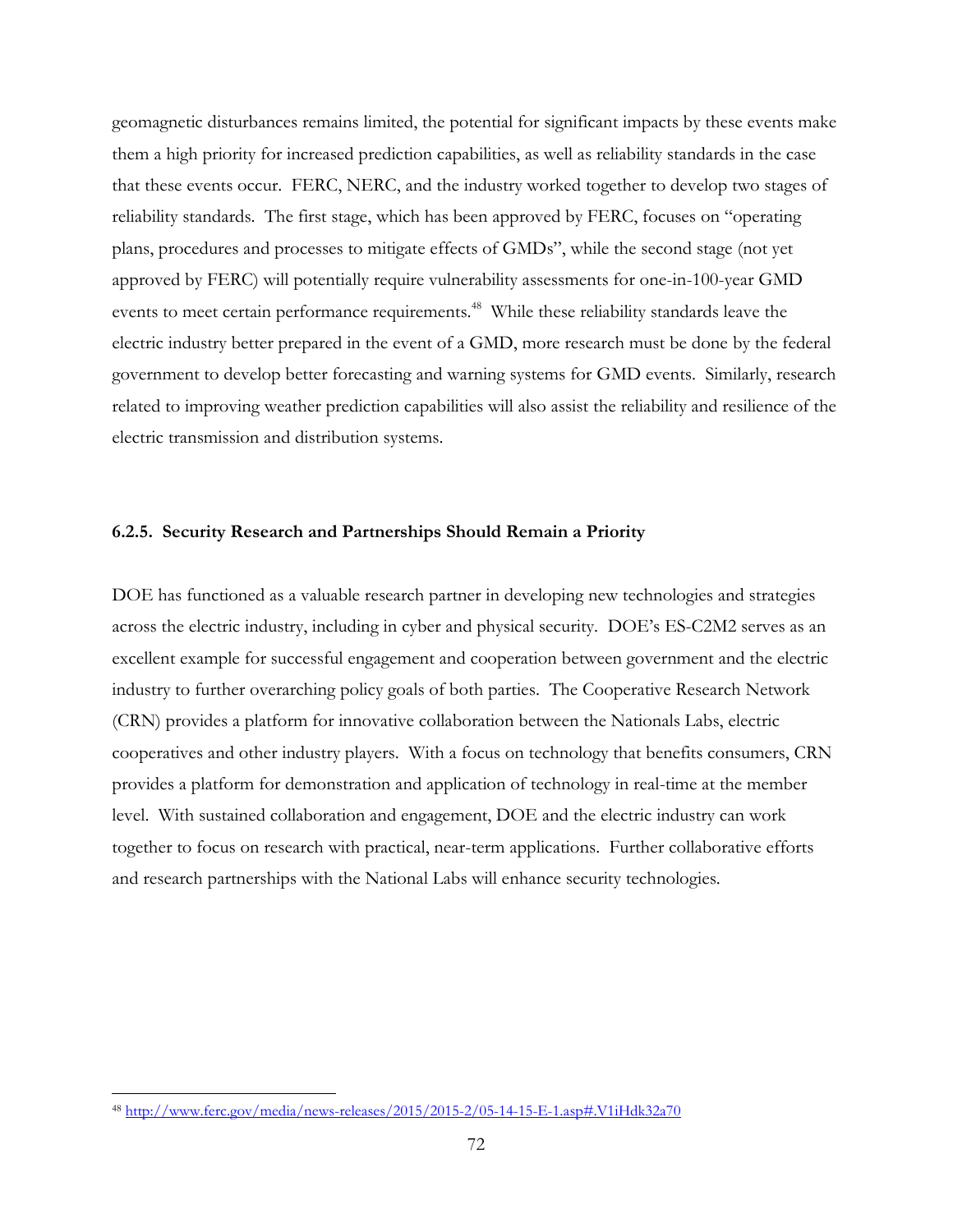geomagnetic disturbances remains limited, the potential for significant impacts by these events make them a high priority for increased prediction capabilities, as well as reliability standards in the case that these events occur. FERC, NERC, and the industry worked together to develop two stages of reliability standards. The first stage, which has been approved by FERC, focuses on "operating plans, procedures and processes to mitigate effects of GMDs", while the second stage (not yet approved by FERC) will potentially require vulnerability assessments for one-in-100-year GMD events to meet certain performance requirements.[48] While these reliability standards leave the electric industry better prepared in the event of a GMD, more research must be done by the federal government to develop better forecasting and warning systems for GMD events. Similarly, research related to improving weather prediction capabilities will also assist the reliability and resilience of the electric transmission and distribution systems.

### 6.2.5. Security Research and Partnerships Should Remain a Priority

DOE has functioned as a valuable research partner in developing new technologies and strategies across the electric industry, including in cyber and physical security. DOE's ES-C2M2 serves as an excellent example for successful engagement and cooperation between government and the electric industry to further overarching policy goals of both parties. The Cooperative Research Network (CRN) provides a platform for innovative collaboration between the Nationals Labs, electric cooperatives and other industry players. With a focus on technology that benefits consumers, CRN provides a platform for demonstration and application of technology in real-time at the member level. With sustained collaboration and engagement, DOE and the electric industry can work together to focus on research with practical, near-term applications. Further collaborative efforts and research partnerships with the National Labs will enhance security technologies.

[48] http://www.ferc.gov/media/news-releases/2015/2015-2/05-14-15-E-1.asp#.V1iHdk32a70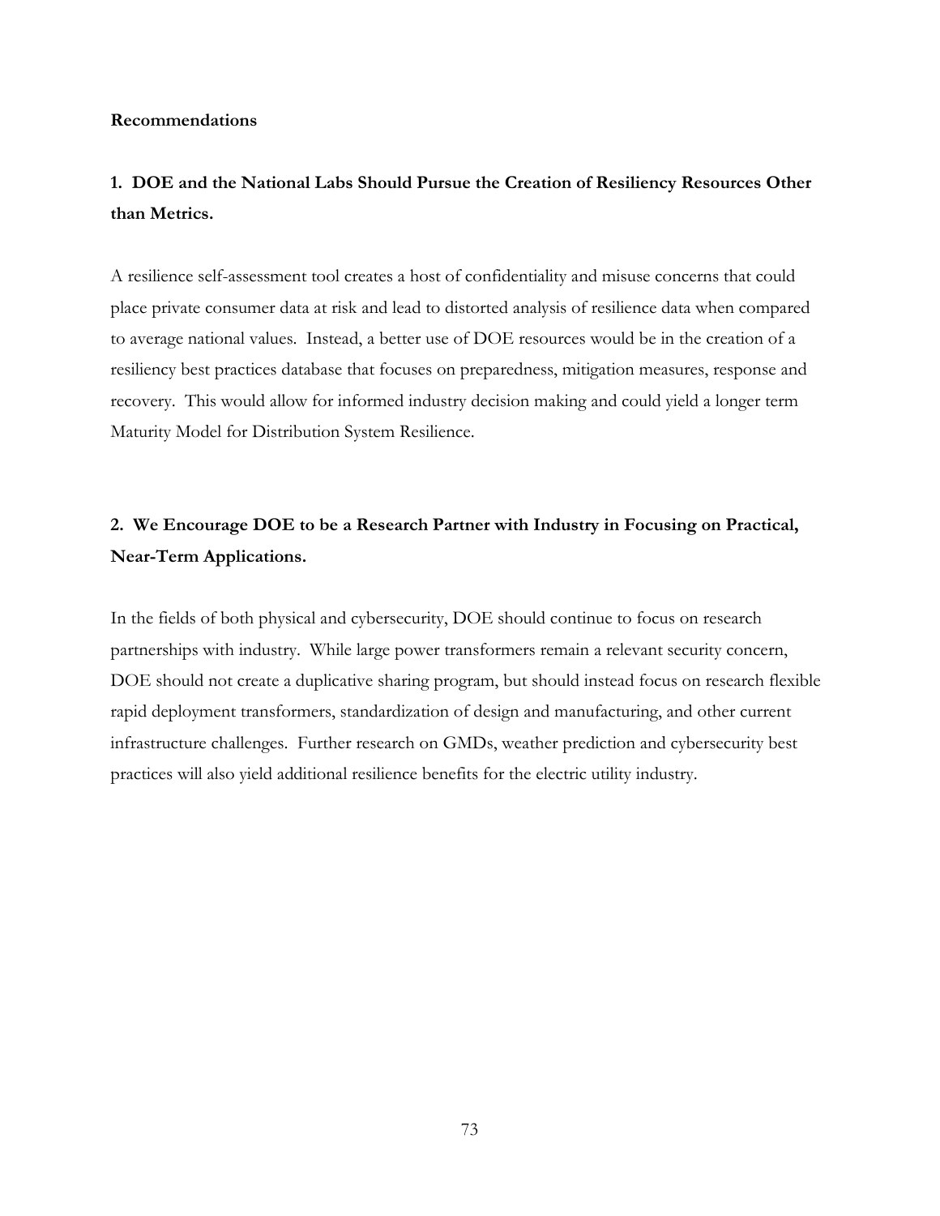## Recommendations

### 1. DOE and the National Labs Should Pursue the Creation of Resiliency Resources Other than Metrics.

A resilience self-assessment tool creates a host of confidentiality and misuse concerns that could place private consumer data at risk and lead to distorted analysis of resilience data when compared to average national values. Instead, a better use of DOE resources would be in the creation of a resiliency best practices database that focuses on preparedness, mitigation measures, response and recovery. This would allow for informed industry decision making and could yield a longer term Maturity Model for Distribution System Resilience.

### 2. We Encourage DOE to be a Research Partner with Industry in Focusing on Practical, Near-Term Applications.

In the fields of both physical and cybersecurity, DOE should continue to focus on research partnerships with industry. While large power transformers remain a relevant security concern, DOE should not create a duplicative sharing program, but should instead focus on research flexible rapid deployment transformers, standardization of design and manufacturing, and other current infrastructure challenges. Further research on GMDs, weather prediction and cybersecurity best practices will also yield additional resilience benefits for the electric utility industry.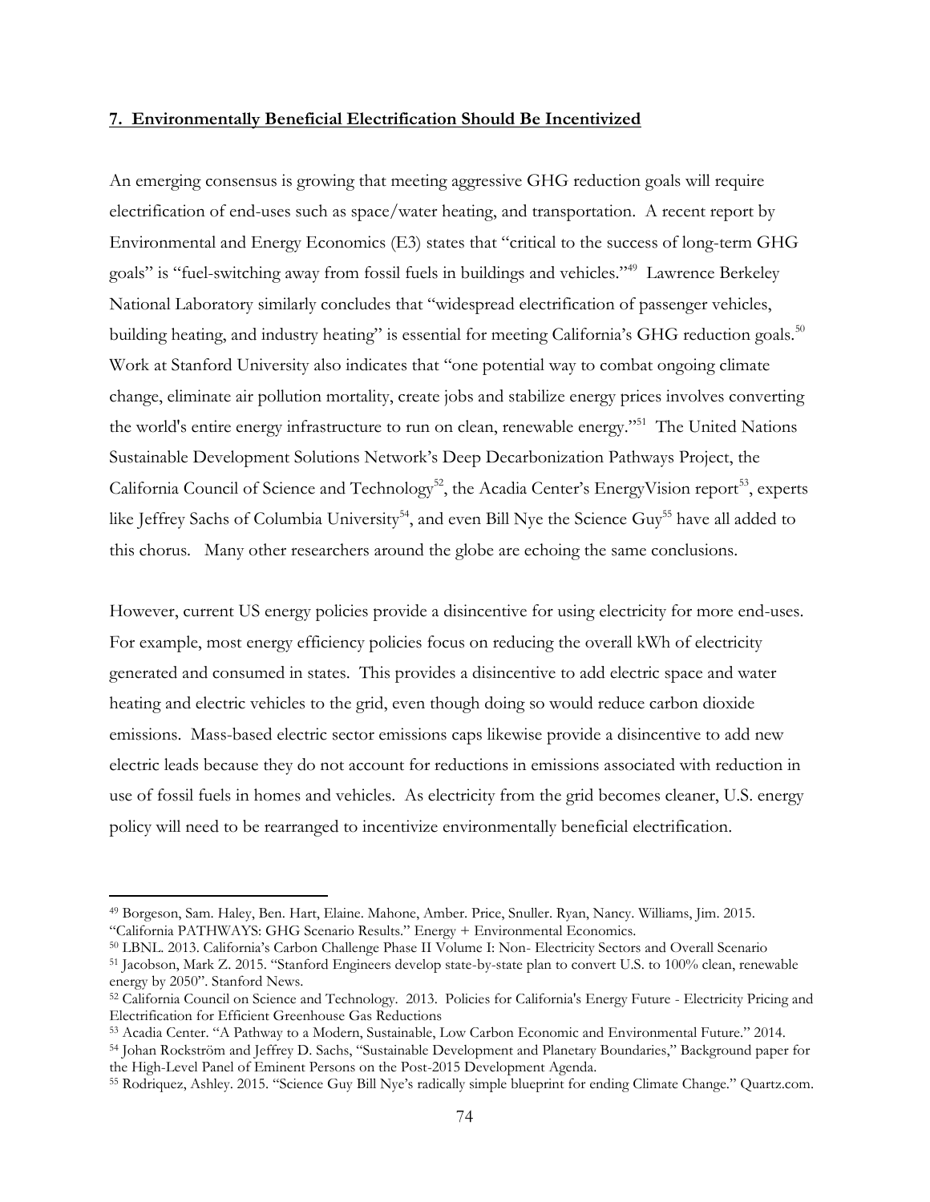## 7. Environmentally Beneficial Electrification Should Be Incentivized

An emerging consensus is growing that meeting aggressive GHG reduction goals will require electrification of end-uses such as space/water heating, and transportation. A recent report by Environmental and Energy Economics (E3) states that "critical to the success of long-term GHG goals" is "fuel-switching away from fossil fuels in buildings and vehicles."[49] Lawrence Berkeley National Laboratory similarly concludes that "widespread electrification of passenger vehicles, building heating, and industry heating" is essential for meeting California's GHG reduction goals.[50] Work at Stanford University also indicates that "one potential way to combat ongoing climate change, eliminate air pollution mortality, create jobs and stabilize energy prices involves converting the world's entire energy infrastructure to run on clean, renewable energy."[51] The United Nations Sustainable Development Solutions Network's Deep Decarbonization Pathways Project, the California Council of Science and Technology[52], the Acadia Center's EnergyVision report[53], experts like Jeffrey Sachs of Columbia University[54], and even Bill Nye the Science Guy[55] have all added to this chorus. Many other researchers around the globe are echoing the same conclusions.

However, current US energy policies provide a disincentive for using electricity for more end-uses. For example, most energy efficiency policies focus on reducing the overall kWh of electricity generated and consumed in states. This provides a disincentive to add electric space and water heating and electric vehicles to the grid, even though doing so would reduce carbon dioxide emissions. Mass-based electric sector emissions caps likewise provide a disincentive to add new electric leads because they do not account for reductions in emissions associated with reduction in use of fossil fuels in homes and vehicles. As electricity from the grid becomes cleaner, U.S. energy policy will need to be rearranged to incentivize environmentally beneficial electrification.

---

[49] Borgeson, Sam. Haley, Ben. Hart, Elaine. Mahone, Amber. Price, Snuller. Ryan, Nancy. Williams, Jim. 2015. "California PATHWAYS: GHG Scenario Results." Energy + Environmental Economics.

[50] LBNL. 2013. California's Carbon Challenge Phase II Volume I: Non- Electricity Sectors and Overall Scenario

[51] Jacobson, Mark Z. 2015. "Stanford Engineers develop state-by-state plan to convert U.S. to 100% clean, renewable energy by 2050". Stanford News.

[52] California Council on Science and Technology. 2013. Policies for California's Energy Future - Electricity Pricing and Electrification for Efficient Greenhouse Gas Reductions

[53] Acadia Center. "A Pathway to a Modern, Sustainable, Low Carbon Economic and Environmental Future." 2014.

[54] Johan Rockström and Jeffrey D. Sachs, "Sustainable Development and Planetary Boundaries," Background paper for the High-Level Panel of Eminent Persons on the Post-2015 Development Agenda.

[55] Rodriquez, Ashley. 2015. "Science Guy Bill Nye's radically simple blueprint for ending Climate Change." Quartz.com.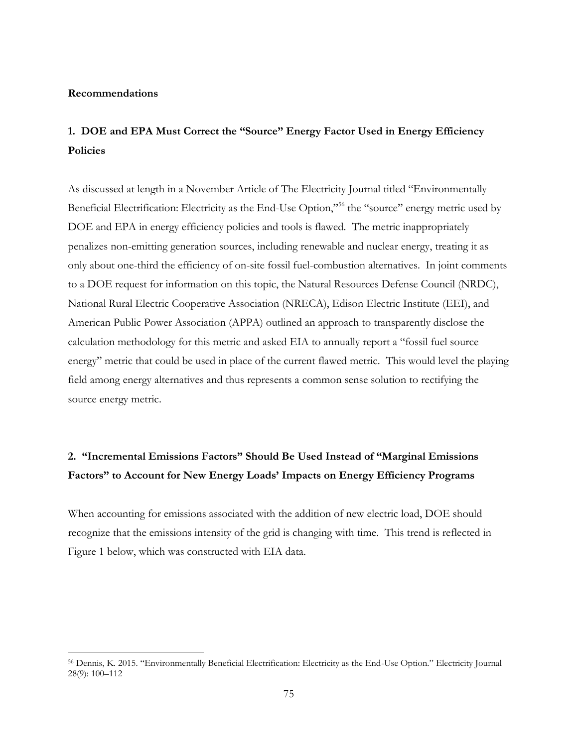**Recommendations**

## 1. DOE and EPA Must Correct the "Source" Energy Factor Used in Energy Efficiency Policies

As discussed at length in a November Article of The Electricity Journal titled "Environmentally Beneficial Electrification: Electricity as the End-Use Option,"[56] the "source" energy metric used by DOE and EPA in energy efficiency policies and tools is flawed. The metric inappropriately penalizes non-emitting generation sources, including renewable and nuclear energy, treating it as only about one-third the efficiency of on-site fossil fuel-combustion alternatives. In joint comments to a DOE request for information on this topic, the Natural Resources Defense Council (NRDC), National Rural Electric Cooperative Association (NRECA), Edison Electric Institute (EEI), and American Public Power Association (APPA) outlined an approach to transparently disclose the calculation methodology for this metric and asked EIA to annually report a "fossil fuel source energy" metric that could be used in place of the current flawed metric. This would level the playing field among energy alternatives and thus represents a common sense solution to rectifying the source energy metric.

## 2. "Incremental Emissions Factors" Should Be Used Instead of "Marginal Emissions Factors" to Account for New Energy Loads' Impacts on Energy Efficiency Programs

When accounting for emissions associated with the addition of new electric load, DOE should recognize that the emissions intensity of the grid is changing with time. This trend is reflected in Figure 1 below, which was constructed with EIA data.

---

[56] Dennis, K. 2015. "Environmentally Beneficial Electrification: Electricity as the End-Use Option." Electricity Journal 28(9): 100–112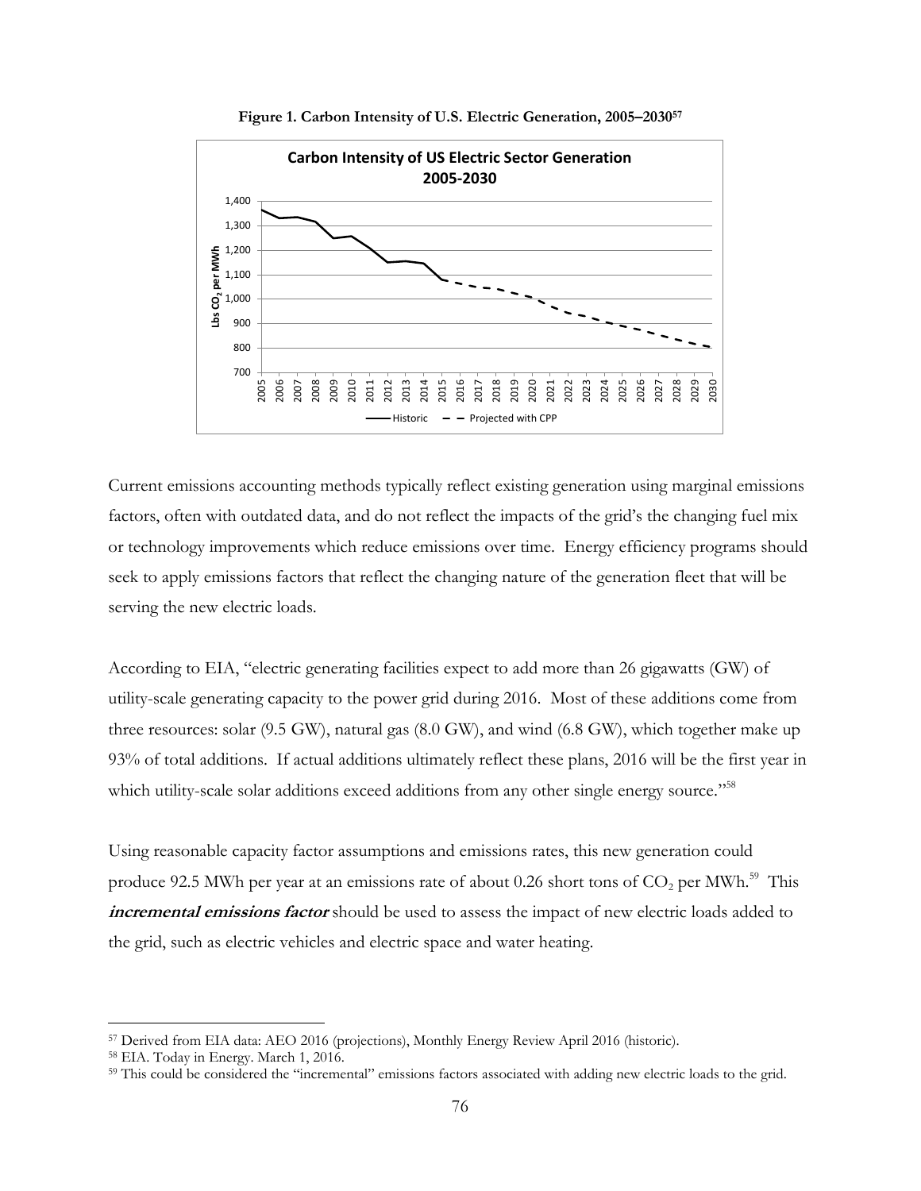**Figure 1. Carbon Intensity of U.S. Electric Generation, 2005–2030**[57]

Current emissions accounting methods typically reflect existing generation using marginal emissions factors, often with outdated data, and do not reflect the impacts of the grid's the changing fuel mix or technology improvements which reduce emissions over time. Energy efficiency programs should seek to apply emissions factors that reflect the changing nature of the generation fleet that will be serving the new electric loads.

According to EIA, "electric generating facilities expect to add more than 26 gigawatts (GW) of utility-scale generating capacity to the power grid during 2016. Most of these additions come from three resources: solar (9.5 GW), natural gas (8.0 GW), and wind (6.8 GW), which together make up 93% of total additions. If actual additions ultimately reflect these plans, 2016 will be the first year in which utility-scale solar additions exceed additions from any other single energy source."[58]

Using reasonable capacity factor assumptions and emissions rates, this new generation could produce 92.5 MWh per year at an emissions rate of about 0.26 short tons of $CO_2$ per MWh.[59] This ***incremental emissions factor*** should be used to assess the impact of new electric loads added to the grid, such as electric vehicles and electric space and water heating.

---

[57] Derived from EIA data: AEO 2016 (projections), Monthly Energy Review April 2016 (historic).

[58] EIA. Today in Energy. March 1, 2016.

[59] This could be considered the "incremental" emissions factors associated with adding new electric loads to the grid.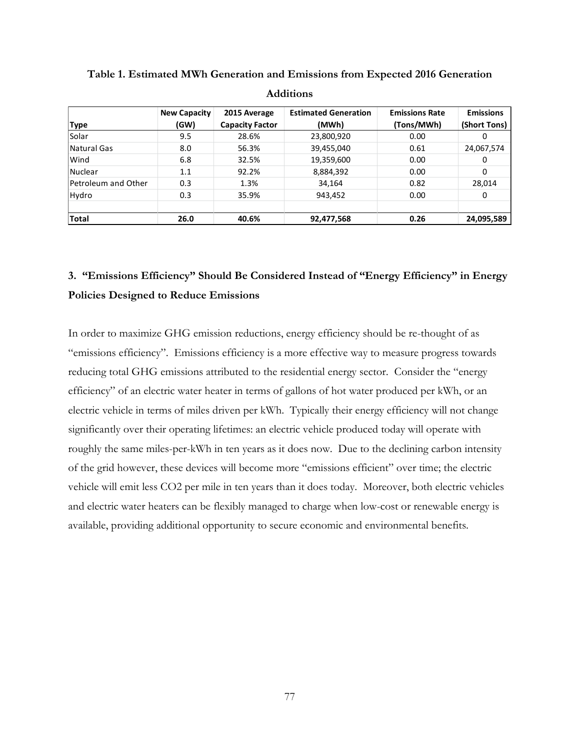**Table 1. Estimated MWh Generation and Emissions from Expected 2016 Generation Additions**

| Type | New Capacity (GW) | 2015 Average Capacity Factor | Estimated Generation (MWh) | Emissions Rate (Tons/MWh) | Emissions (Short Tons) |
|---|---|---|---|---|---|
| Solar | 9.5 | 28.6% | 23,800,920 | 0.00 | 0 |
| Natural Gas | 8.0 | 56.3% | 39,455,040 | 0.61 | 24,067,574 |
| Wind | 6.8 | 32.5% | 19,359,600 | 0.00 | 0 |
| Nuclear | 1.1 | 92.2% | 8,884,392 | 0.00 | 0 |
| Petroleum and Other | 0.3 | 1.3% | 34,164 | 0.82 | 28,014 |
| Hydro | 0.3 | 35.9% | 943,452 | 0.00 | 0 |
| | | | | | |
| **Total** | **26.0** | **40.6%** | **92,477,568** | **0.26** | **24,095,589** |

## 3. "Emissions Efficiency" Should Be Considered Instead of "Energy Efficiency" in Energy Policies Designed to Reduce Emissions

In order to maximize GHG emission reductions, energy efficiency should be re-thought of as "emissions efficiency". Emissions efficiency is a more effective way to measure progress towards reducing total GHG emissions attributed to the residential energy sector. Consider the "energy efficiency" of an electric water heater in terms of gallons of hot water produced per kWh, or an electric vehicle in terms of miles driven per kWh. Typically their energy efficiency will not change significantly over their operating lifetimes: an electric vehicle produced today will operate with roughly the same miles-per-kWh in ten years as it does now. Due to the declining carbon intensity of the grid however, these devices will become more "emissions efficient" over time; the electric vehicle will emit less $CO_2$ per mile in ten years than it does today. Moreover, both electric vehicles and electric water heaters can be flexibly managed to charge when low-cost or renewable energy is available, providing additional opportunity to secure economic and environmental benefits.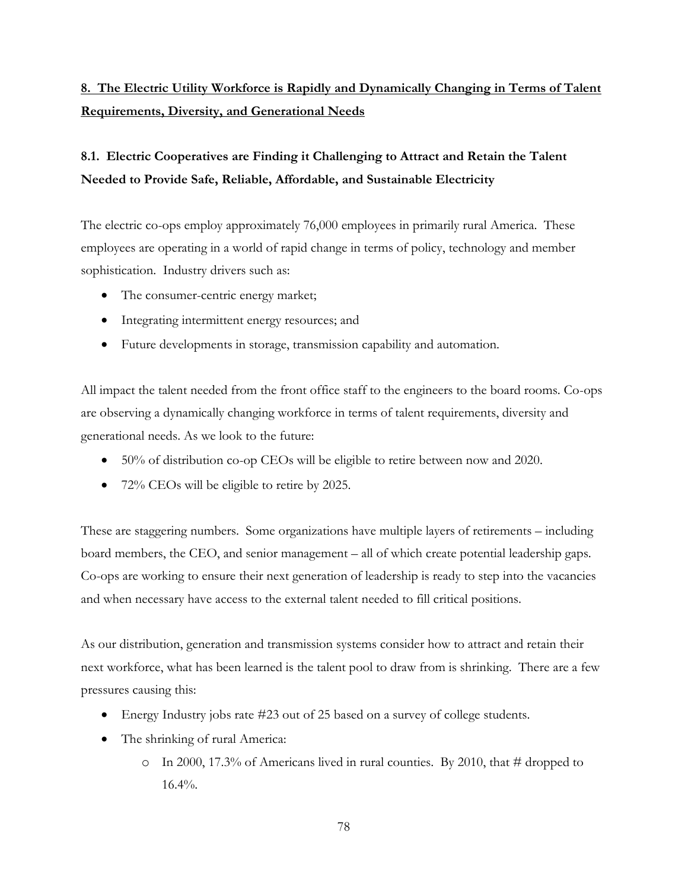## 8. The Electric Utility Workforce is Rapidly and Dynamically Changing in Terms of Talent Requirements, Diversity, and Generational Needs

### 8.1. Electric Cooperatives are Finding it Challenging to Attract and Retain the Talent Needed to Provide Safe, Reliable, Affordable, and Sustainable Electricity

The electric co-ops employ approximately 76,000 employees in primarily rural America. These employees are operating in a world of rapid change in terms of policy, technology and member sophistication. Industry drivers such as:

- The consumer-centric energy market;
- Integrating intermittent energy resources; and
- Future developments in storage, transmission capability and automation.

All impact the talent needed from the front office staff to the engineers to the board rooms. Co-ops are observing a dynamically changing workforce in terms of talent requirements, diversity and generational needs. As we look to the future:

- 50% of distribution co-op CEOs will be eligible to retire between now and 2020.
- 72% CEOs will be eligible to retire by 2025.

These are staggering numbers. Some organizations have multiple layers of retirements – including board members, the CEO, and senior management – all of which create potential leadership gaps. Co-ops are working to ensure their next generation of leadership is ready to step into the vacancies and when necessary have access to the external talent needed to fill critical positions.

As our distribution, generation and transmission systems consider how to attract and retain their next workforce, what has been learned is the talent pool to draw from is shrinking. There are a few pressures causing this:

- Energy Industry jobs rate #23 out of 25 based on a survey of college students.
- The shrinking of rural America:
  - In 2000, 17.3% of Americans lived in rural counties. By 2010, that # dropped to 16.4%.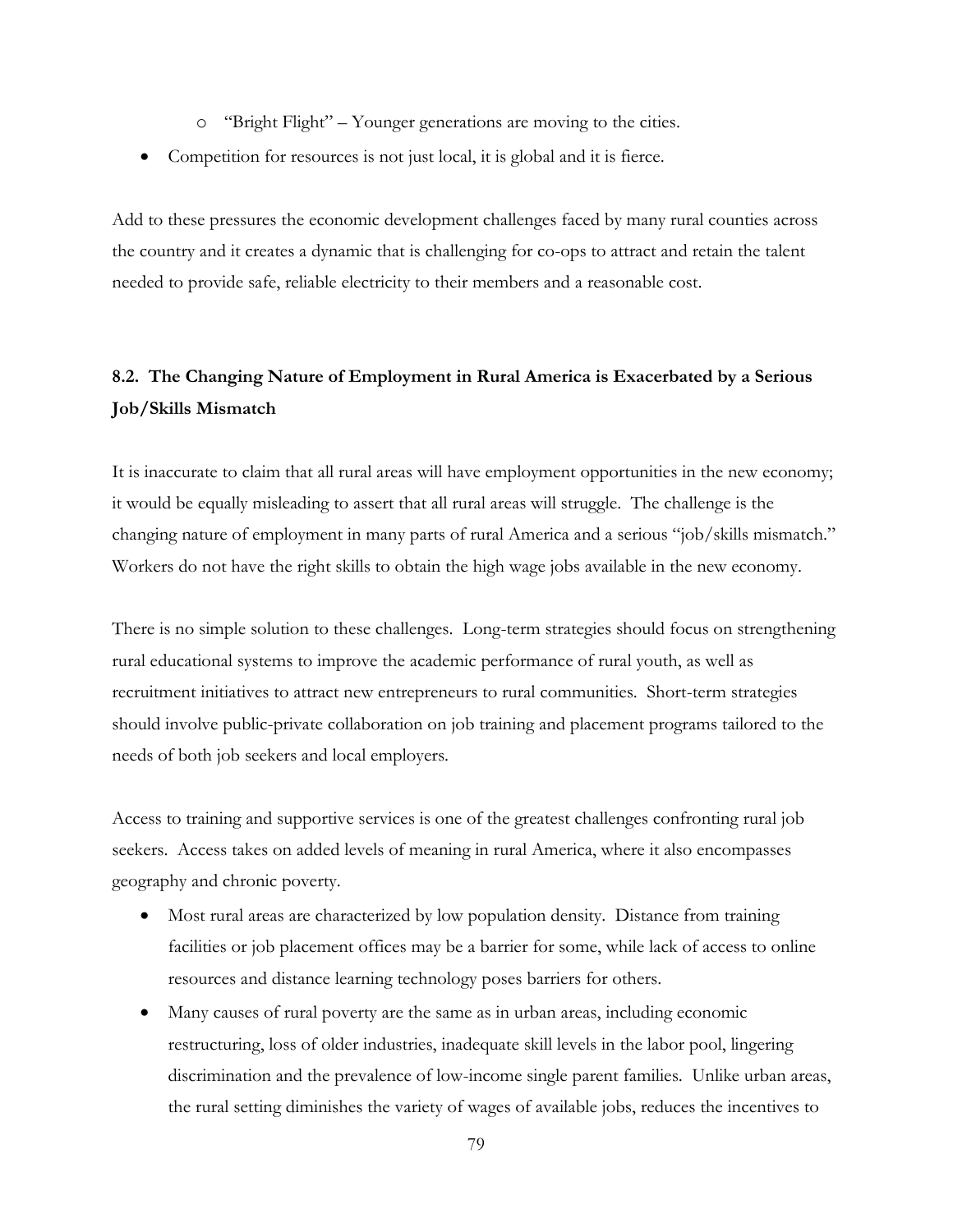- "Bright Flight" – Younger generations are moving to the cities.

- Competition for resources is not just local, it is global and it is fierce.

Add to these pressures the economic development challenges faced by many rural counties across the country and it creates a dynamic that is challenging for co-ops to attract and retain the talent needed to provide safe, reliable electricity to their members and a reasonable cost.

## 8.2. The Changing Nature of Employment in Rural America is Exacerbated by a Serious Job/Skills Mismatch

It is inaccurate to claim that all rural areas will have employment opportunities in the new economy; it would be equally misleading to assert that all rural areas will struggle. The challenge is the changing nature of employment in many parts of rural America and a serious "job/skills mismatch." Workers do not have the right skills to obtain the high wage jobs available in the new economy.

There is no simple solution to these challenges. Long-term strategies should focus on strengthening rural educational systems to improve the academic performance of rural youth, as well as recruitment initiatives to attract new entrepreneurs to rural communities. Short-term strategies should involve public-private collaboration on job training and placement programs tailored to the needs of both job seekers and local employers.

Access to training and supportive services is one of the greatest challenges confronting rural job seekers. Access takes on added levels of meaning in rural America, where it also encompasses geography and chronic poverty.

- Most rural areas are characterized by low population density. Distance from training facilities or job placement offices may be a barrier for some, while lack of access to online resources and distance learning technology poses barriers for others.
- Many causes of rural poverty are the same as in urban areas, including economic restructuring, loss of older industries, inadequate skill levels in the labor pool, lingering discrimination and the prevalence of low-income single parent families. Unlike urban areas, the rural setting diminishes the variety of wages of available jobs, reduces the incentives to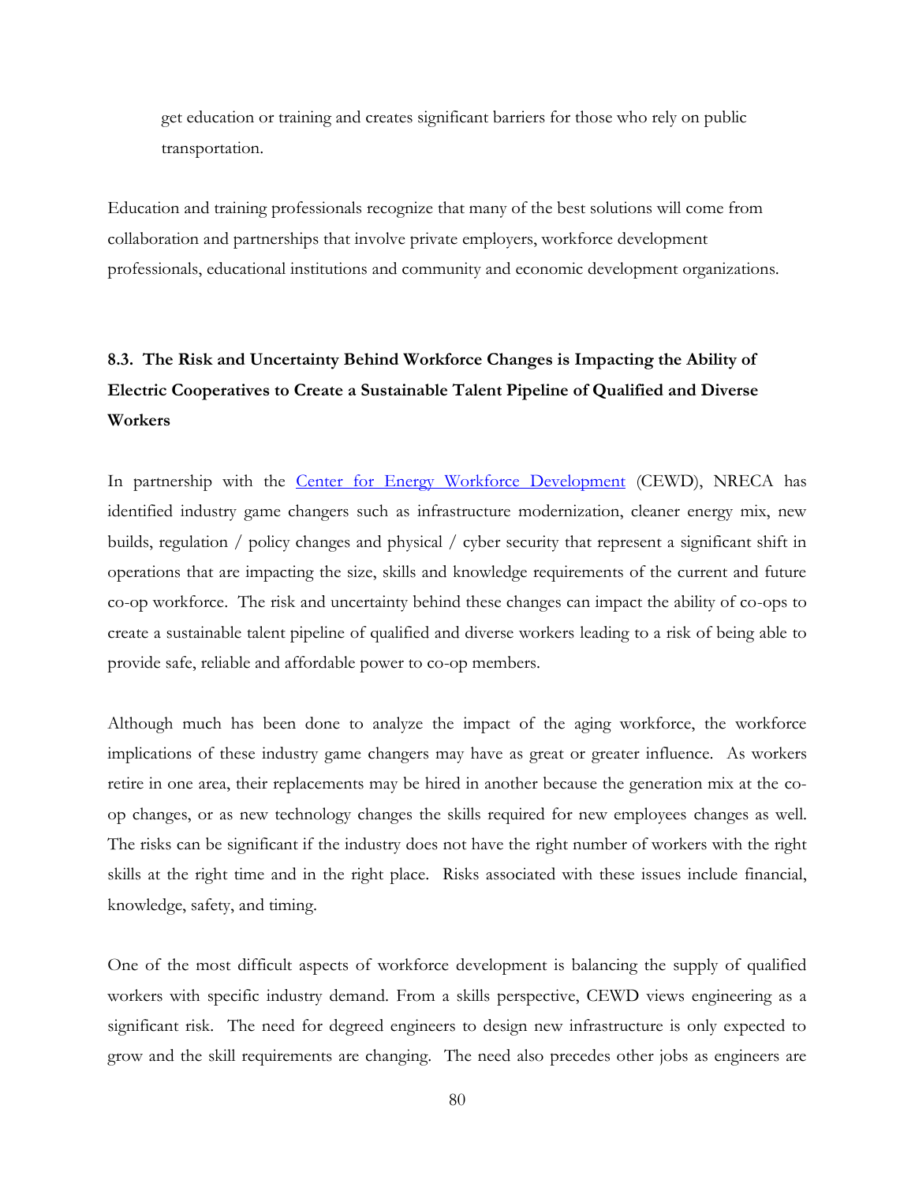get education or training and creates significant barriers for those who rely on public transportation.

Education and training professionals recognize that many of the best solutions will come from collaboration and partnerships that involve private employers, workforce development professionals, educational institutions and community and economic development organizations.

### 8.3. The Risk and Uncertainty Behind Workforce Changes is Impacting the Ability of Electric Cooperatives to Create a Sustainable Talent Pipeline of Qualified and Diverse Workers

In partnership with the Center for Energy Workforce Development (CEWD), NRECA has identified industry game changers such as infrastructure modernization, cleaner energy mix, new builds, regulation / policy changes and physical / cyber security that represent a significant shift in operations that are impacting the size, skills and knowledge requirements of the current and future co-op workforce. The risk and uncertainty behind these changes can impact the ability of co-ops to create a sustainable talent pipeline of qualified and diverse workers leading to a risk of being able to provide safe, reliable and affordable power to co-op members.

Although much has been done to analyze the impact of the aging workforce, the workforce implications of these industry game changers may have as great or greater influence. As workers retire in one area, their replacements may be hired in another because the generation mix at the co-op changes, or as new technology changes the skills required for new employees changes as well. The risks can be significant if the industry does not have the right number of workers with the right skills at the right time and in the right place. Risks associated with these issues include financial, knowledge, safety, and timing.

One of the most difficult aspects of workforce development is balancing the supply of qualified workers with specific industry demand. From a skills perspective, CEWD views engineering as a significant risk. The need for degreed engineers to design new infrastructure is only expected to grow and the skill requirements are changing. The need also precedes other jobs as engineers are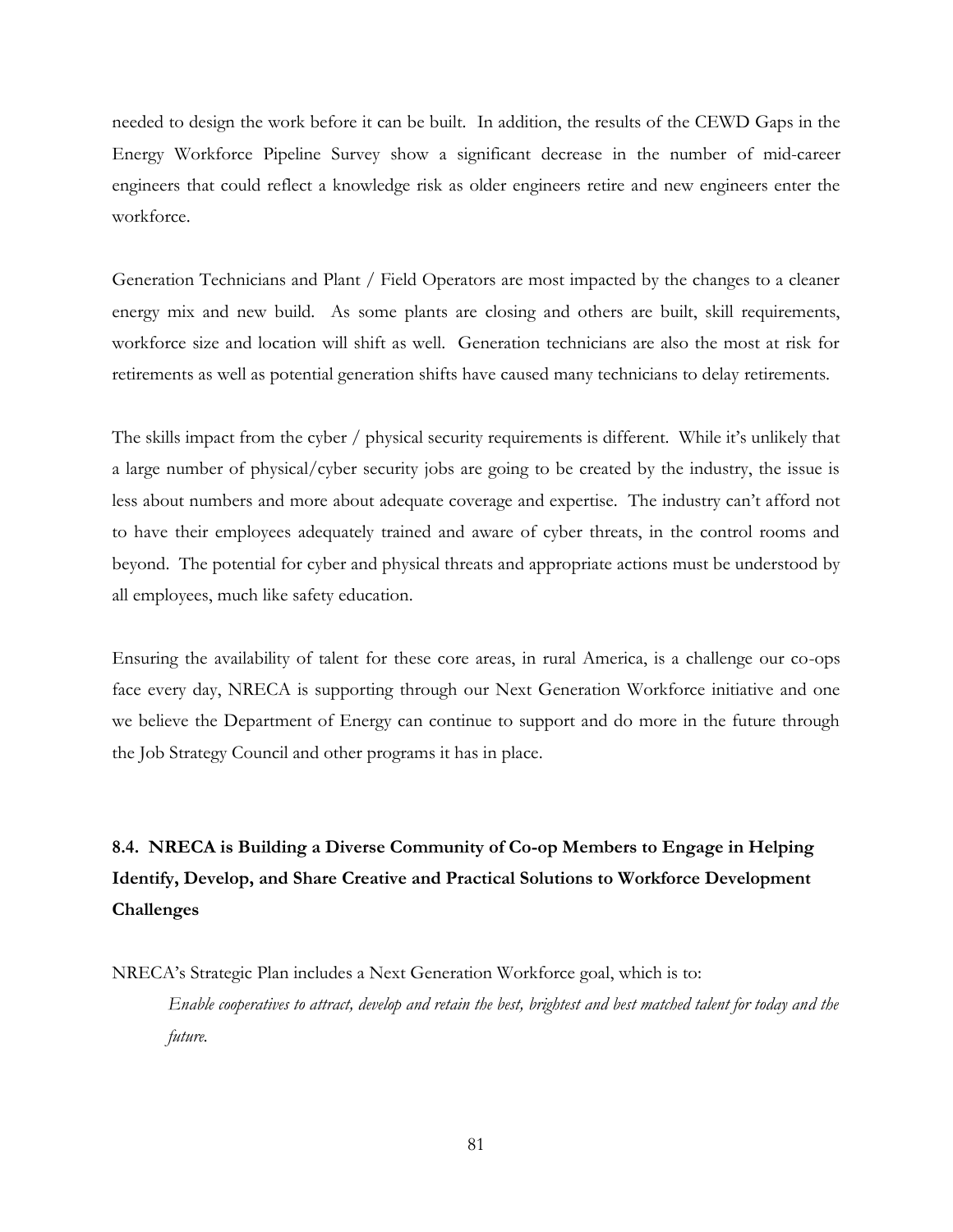needed to design the work before it can be built. In addition, the results of the CEWD Gaps in the Energy Workforce Pipeline Survey show a significant decrease in the number of mid-career engineers that could reflect a knowledge risk as older engineers retire and new engineers enter the workforce.

Generation Technicians and Plant / Field Operators are most impacted by the changes to a cleaner energy mix and new build. As some plants are closing and others are built, skill requirements, workforce size and location will shift as well. Generation technicians are also the most at risk for retirements as well as potential generation shifts have caused many technicians to delay retirements.

The skills impact from the cyber / physical security requirements is different. While it's unlikely that a large number of physical/cyber security jobs are going to be created by the industry, the issue is less about numbers and more about adequate coverage and expertise. The industry can't afford not to have their employees adequately trained and aware of cyber threats, in the control rooms and beyond. The potential for cyber and physical threats and appropriate actions must be understood by all employees, much like safety education.

Ensuring the availability of talent for these core areas, in rural America, is a challenge our co-ops face every day, NRECA is supporting through our Next Generation Workforce initiative and one we believe the Department of Energy can continue to support and do more in the future through the Job Strategy Council and other programs it has in place.

### 8.4. NRECA is Building a Diverse Community of Co-op Members to Engage in Helping Identify, Develop, and Share Creative and Practical Solutions to Workforce Development Challenges

NRECA's Strategic Plan includes a Next Generation Workforce goal, which is to:

> *Enable cooperatives to attract, develop and retain the best, brightest and best matched talent for today and the future.*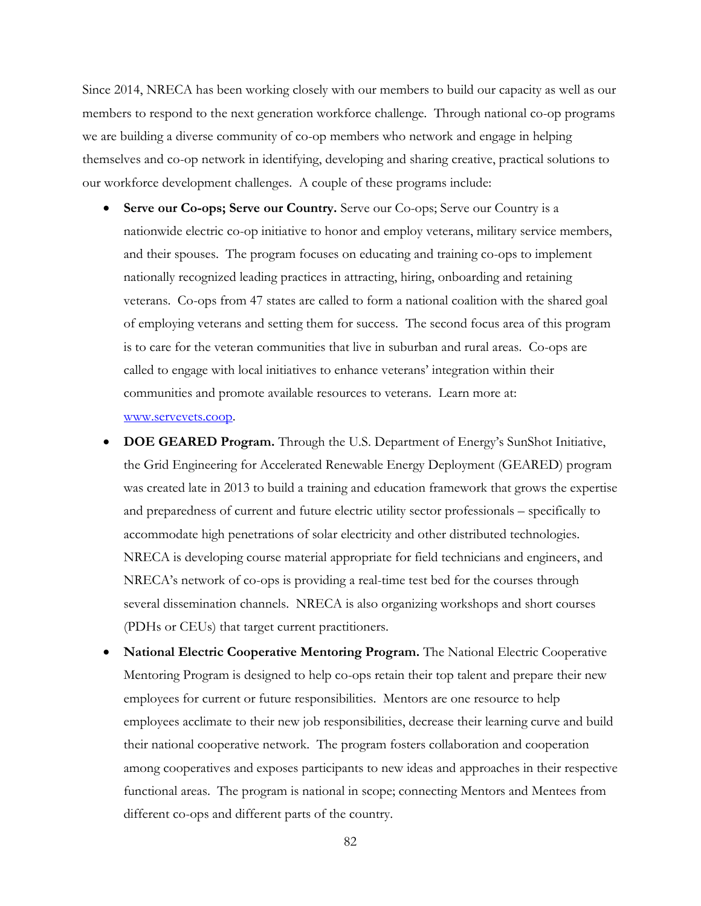Since 2014, NRECA has been working closely with our members to build our capacity as well as our members to respond to the next generation workforce challenge. Through national co-op programs we are building a diverse community of co-op members who network and engage in helping themselves and co-op network in identifying, developing and sharing creative, practical solutions to our workforce development challenges. A couple of these programs include:

- **Serve our Co-ops; Serve our Country.** Serve our Co-ops; Serve our Country is a nationwide electric co-op initiative to honor and employ veterans, military service members, and their spouses. The program focuses on educating and training co-ops to implement nationally recognized leading practices in attracting, hiring, onboarding and retaining veterans. Co-ops from 47 states are called to form a national coalition with the shared goal of employing veterans and setting them for success. The second focus area of this program is to care for the veteran communities that live in suburban and rural areas. Co-ops are called to engage with local initiatives to enhance veterans' integration within their communities and promote available resources to veterans. Learn more at: [www.servevets.coop](http://www.servevets.coop).
- **DOE GEARED Program.** Through the U.S. Department of Energy's SunShot Initiative, the Grid Engineering for Accelerated Renewable Energy Deployment (GEARED) program was created late in 2013 to build a training and education framework that grows the expertise and preparedness of current and future electric utility sector professionals – specifically to accommodate high penetrations of solar electricity and other distributed technologies. NRECA is developing course material appropriate for field technicians and engineers, and NRECA's network of co-ops is providing a real-time test bed for the courses through several dissemination channels. NRECA is also organizing workshops and short courses (PDHs or CEUs) that target current practitioners.
- **National Electric Cooperative Mentoring Program.** The National Electric Cooperative Mentoring Program is designed to help co-ops retain their top talent and prepare their new employees for current or future responsibilities. Mentors are one resource to help employees acclimate to their new job responsibilities, decrease their learning curve and build their national cooperative network. The program fosters collaboration and cooperation among cooperatives and exposes participants to new ideas and approaches in their respective functional areas. The program is national in scope; connecting Mentors and Mentees from different co-ops and different parts of the country.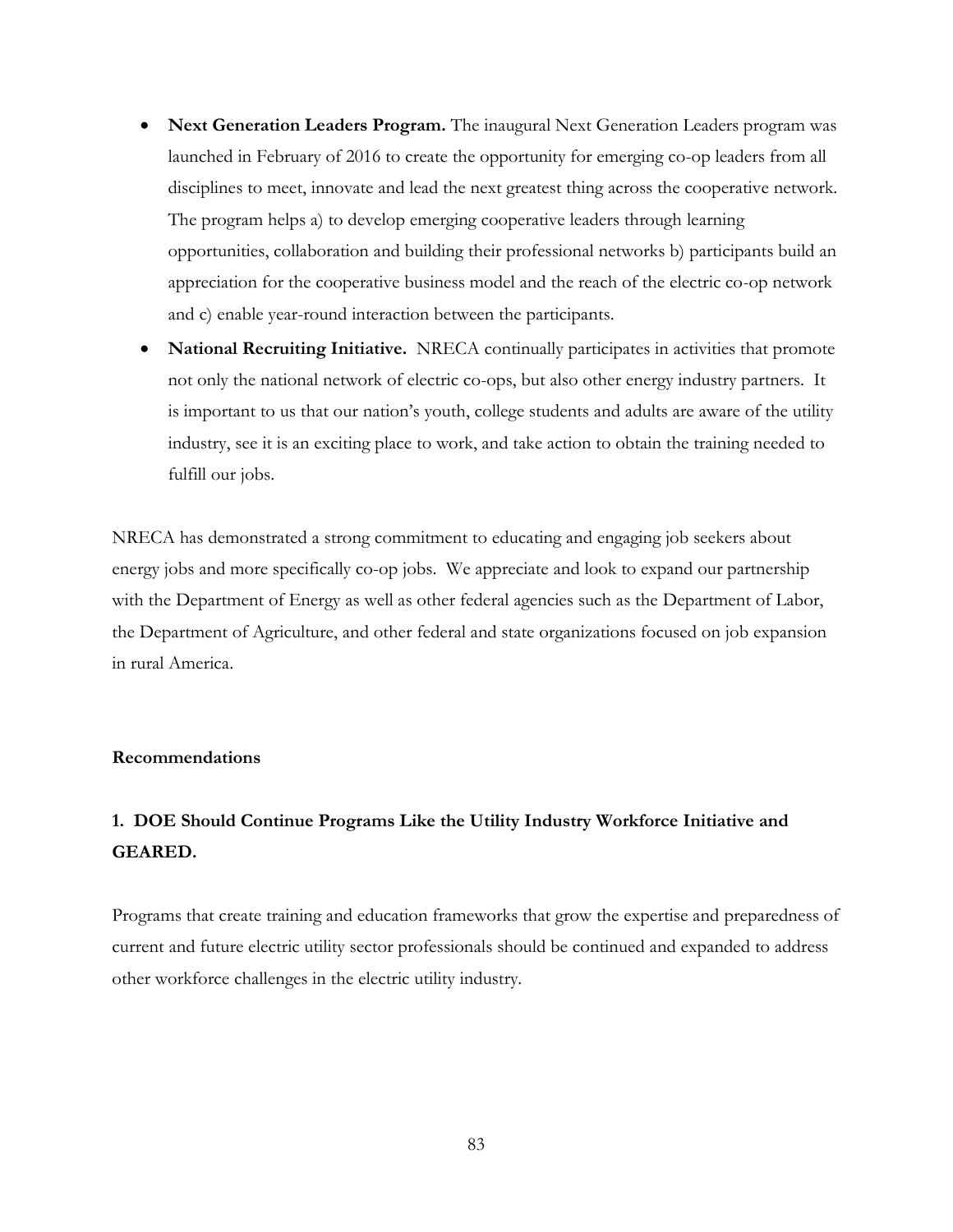- **Next Generation Leaders Program.** The inaugural Next Generation Leaders program was launched in February of 2016 to create the opportunity for emerging co-op leaders from all disciplines to meet, innovate and lead the next greatest thing across the cooperative network. The program helps a) to develop emerging cooperative leaders through learning opportunities, collaboration and building their professional networks b) participants build an appreciation for the cooperative business model and the reach of the electric co-op network and c) enable year-round interaction between the participants.
- **National Recruiting Initiative.** NRECA continually participates in activities that promote not only the national network of electric co-ops, but also other energy industry partners. It is important to us that our nation's youth, college students and adults are aware of the utility industry, see it is an exciting place to work, and take action to obtain the training needed to fulfill our jobs.

NRECA has demonstrated a strong commitment to educating and engaging job seekers about energy jobs and more specifically co-op jobs. We appreciate and look to expand our partnership with the Department of Energy as well as other federal agencies such as the Department of Labor, the Department of Agriculture, and other federal and state organizations focused on job expansion in rural America.

**Recommendations**

**1. DOE Should Continue Programs Like the Utility Industry Workforce Initiative and GEARED.**

Programs that create training and education frameworks that grow the expertise and preparedness of current and future electric utility sector professionals should be continued and expanded to address other workforce challenges in the electric utility industry.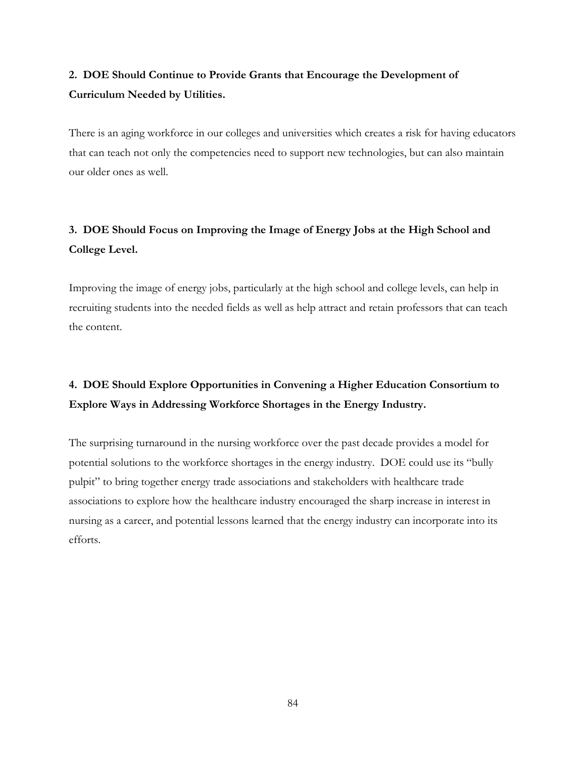**2. DOE Should Continue to Provide Grants that Encourage the Development of Curriculum Needed by Utilities.**

There is an aging workforce in our colleges and universities which creates a risk for having educators that can teach not only the competencies need to support new technologies, but can also maintain our older ones as well.

**3. DOE Should Focus on Improving the Image of Energy Jobs at the High School and College Level.**

Improving the image of energy jobs, particularly at the high school and college levels, can help in recruiting students into the needed fields as well as help attract and retain professors that can teach the content.

**4. DOE Should Explore Opportunities in Convening a Higher Education Consortium to Explore Ways in Addressing Workforce Shortages in the Energy Industry.**

The surprising turnaround in the nursing workforce over the past decade provides a model for potential solutions to the workforce shortages in the energy industry. DOE could use its "bully pulpit" to bring together energy trade associations and stakeholders with healthcare trade associations to explore how the healthcare industry encouraged the sharp increase in interest in nursing as a career, and potential lessons learned that the energy industry can incorporate into its efforts.